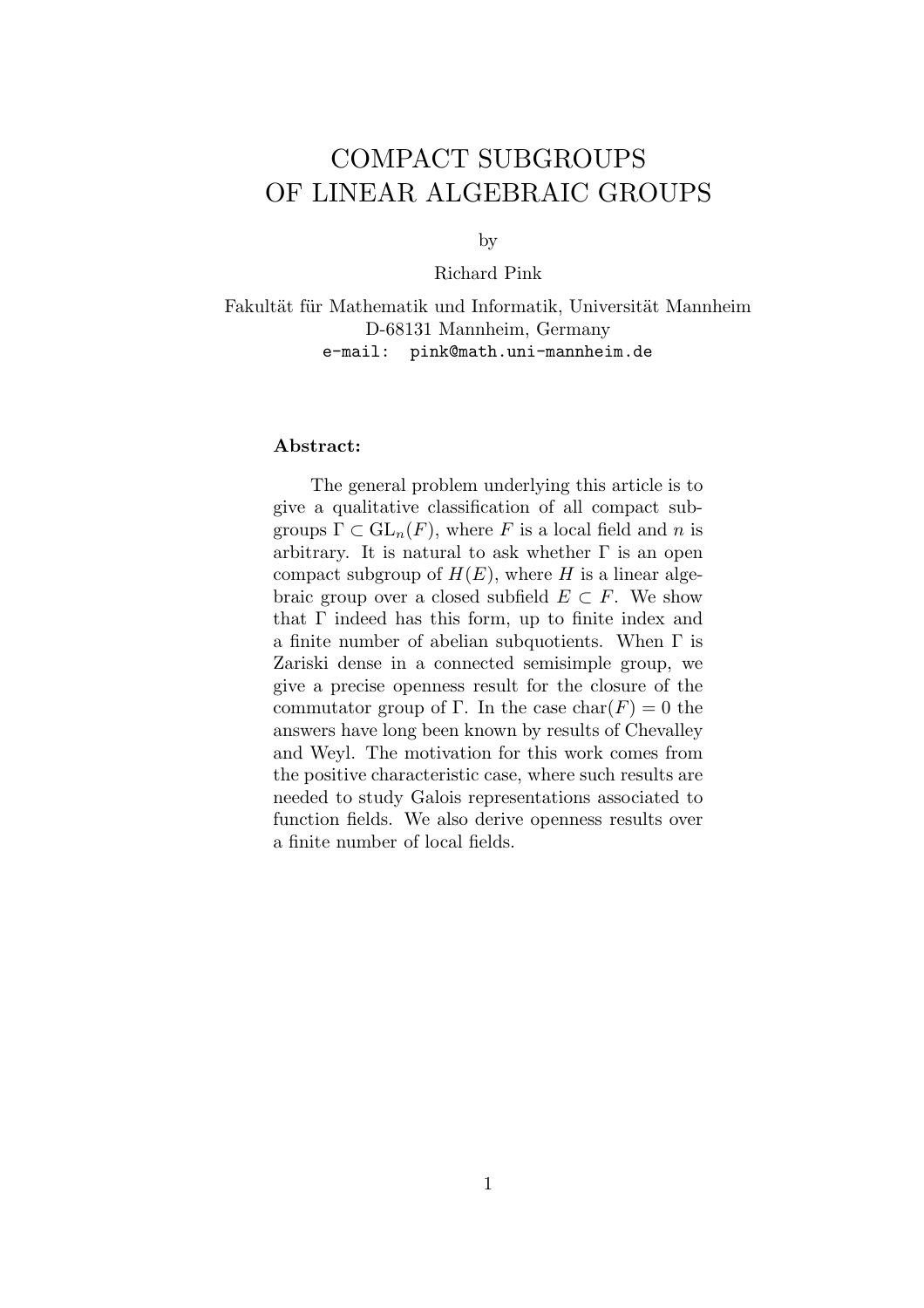# COMPACT SUBGROUPS OF LINEAR ALGEBRAIC GROUPS

by

Richard Pink

Fakultät für Mathematik und Informatik, Universität Mannheim
D-68131 Mannheim, Germany
e-mail: pink@math.uni-mannheim.de

**Abstract:**

The general problem underlying this article is to give a qualitative classification of all compact subgroups $\Gamma \subset \mathrm{GL}_n(F)$, where $F$ is a local field and $n$ is arbitrary. It is natural to ask whether $\Gamma$ is an open compact subgroup of $H(E)$, where $H$ is a linear algebraic group over a closed subfield $E \subset F$. We show that $\Gamma$ indeed has this form, up to finite index and a finite number of abelian subquotients. When $\Gamma$ is Zariski dense in a connected semisimple group, we give a precise openness result for the closure of the commutator group of $\Gamma$. In the case $\mathrm{char}(F) = 0$ the answers have long been known by results of Chevalley and Weyl. The motivation for this work comes from the positive characteristic case, where such results are needed to study Galois representations associated to function fields. We also derive openness results over a finite number of local fields.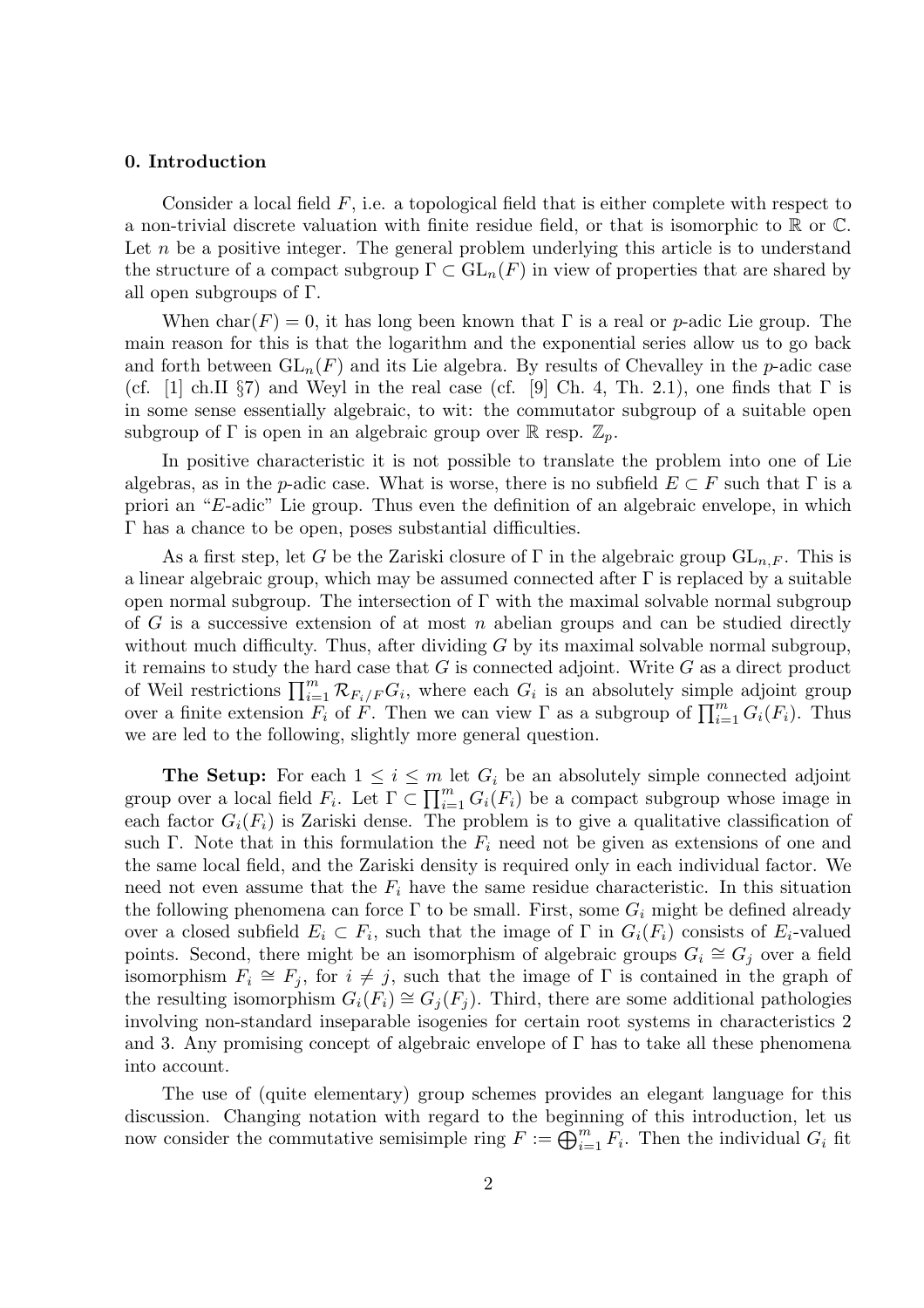### 0. Introduction

Consider a local field $F$, i.e. a topological field that is either complete with respect to a non-trivial discrete valuation with finite residue field, or that is isomorphic to $\mathbb{R}$ or $\mathbb{C}$. Let $n$ be a positive integer. The general problem underlying this article is to understand the structure of a compact subgroup $\Gamma \subset \mathrm{GL}_n(F)$ in view of properties that are shared by all open subgroups of $\Gamma$.

When $\mathrm{char}(F) = 0$, it has long been known that $\Gamma$ is a real or $p$-adic Lie group. The main reason for this is that the logarithm and the exponential series allow us to go back and forth between $\mathrm{GL}_n(F)$ and its Lie algebra. By results of Chevalley in the $p$-adic case (cf. [1] ch.II §7) and Weyl in the real case (cf. [9] Ch. 4, Th. 2.1), one finds that $\Gamma$ is in some sense essentially algebraic, to wit: the commutator subgroup of a suitable open subgroup of $\Gamma$ is open in an algebraic group over $\mathbb{R}$ resp. $\mathbb{Z}_p$.

In positive characteristic it is not possible to translate the problem into one of Lie algebras, as in the $p$-adic case. What is worse, there is no subfield $E \subset F$ such that $\Gamma$ is a priori an "$E$-adic" Lie group. Thus even the definition of an algebraic envelope, in which $\Gamma$ has a chance to be open, poses substantial difficulties.

As a first step, let $G$ be the Zariski closure of $\Gamma$ in the algebraic group $\mathrm{GL}_{n,F}$. This is a linear algebraic group, which may be assumed connected after $\Gamma$ is replaced by a suitable open normal subgroup. The intersection of $\Gamma$ with the maximal solvable normal subgroup of $G$ is a successive extension of at most $n$ abelian groups and can be studied directly without much difficulty. Thus, after dividing $G$ by its maximal solvable normal subgroup, it remains to study the hard case that $G$ is connected adjoint. Write $G$ as a direct product of Weil restrictions $\prod_{i=1}^m \mathcal{R}_{F_i/F} G_i$, where each $G_i$ is an absolutely simple adjoint group over a finite extension $F_i$ of $F$. Then we can view $\Gamma$ as a subgroup of $\prod_{i=1}^m G_i(F_i)$. Thus we are led to the following, slightly more general question.

**The Setup:** For each $1 \leq i \leq m$ let $G_i$ be an absolutely simple connected adjoint group over a local field $F_i$. Let $\Gamma \subset \prod_{i=1}^m G_i(F_i)$ be a compact subgroup whose image in each factor $G_i(F_i)$ is Zariski dense. The problem is to give a qualitative classification of such $\Gamma$. Note that in this formulation the $F_i$ need not be given as extensions of one and the same local field, and the Zariski density is required only in each individual factor. We need not even assume that the $F_i$ have the same residue characteristic. In this situation the following phenomena can force $\Gamma$ to be small. First, some $G_i$ might be defined already over a closed subfield $E_i \subset F_i$, such that the image of $\Gamma$ in $G_i(F_i)$ consists of $E_i$-valued points. Second, there might be an isomorphism of algebraic groups $G_i \cong G_j$ over a field isomorphism $F_i \cong F_j$, for $i \neq j$, such that the image of $\Gamma$ is contained in the graph of the resulting isomorphism $G_i(F_i) \cong G_j(F_j)$. Third, there are some additional pathologies involving non-standard inseparable isogenies for certain root systems in characteristics 2 and 3. Any promising concept of algebraic envelope of $\Gamma$ has to take all these phenomena into account.

The use of (quite elementary) group schemes provides an elegant language for this discussion. Changing notation with regard to the beginning of this introduction, let us now consider the commutative semisimple ring $F := \bigoplus_{i=1}^m F_i$. Then the individual $G_i$ fit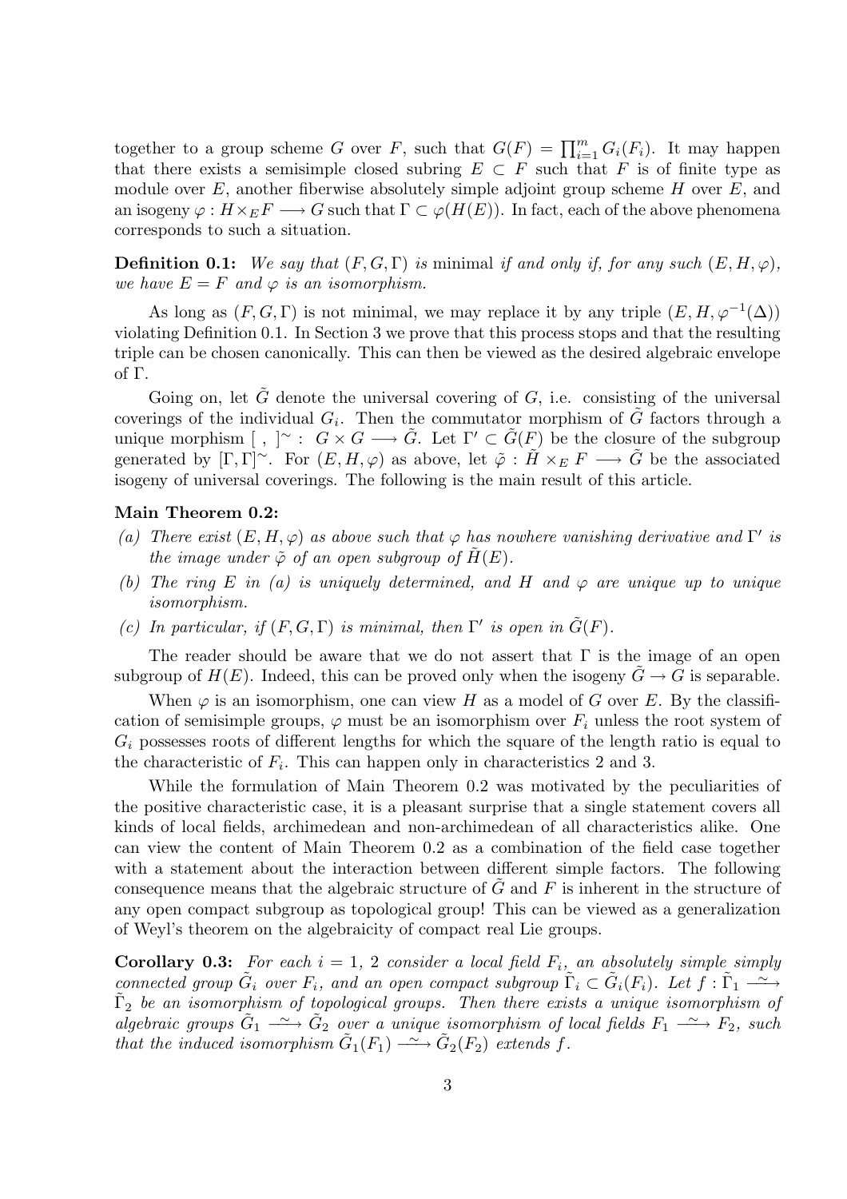together to a group scheme $G$ over $F$, such that $G(F) = \prod_{i=1}^m G_i(F_i)$. It may happen that there exists a semisimple closed subring $E \subset F$ such that $F$ is of finite type as module over $E$, another fiberwise absolutely simple adjoint group scheme $H$ over $E$, and an isogeny $\varphi : H \times_E F \longrightarrow G$ such that $\Gamma \subset \varphi(H(E))$. In fact, each of the above phenomena corresponds to such a situation.

**Definition 0.1:** *We say that $(F, G, \Gamma)$ is* minimal *if and only if, for any such $(E, H, \varphi)$, we have $E = F$ and $\varphi$ is an isomorphism.*

As long as $(F, G, \Gamma)$ is not minimal, we may replace it by any triple $(E, H, \varphi^{-1}(\Delta))$ violating Definition 0.1. In Section 3 we prove that this process stops and that the resulting triple can be chosen canonically. This can then be viewed as the desired algebraic envelope of $\Gamma$.

Going on, let $\tilde{G}$ denote the universal covering of $G$, i.e. consisting of the universal coverings of the individual $G_i$. Then the commutator morphism of $\tilde{G}$ factors through a unique morphism $[\ ,\ ]^{\sim} :\ G \times G \longrightarrow \tilde{G}$. Let $\Gamma' \subset \tilde{G}(F)$ be the closure of the subgroup generated by $[\Gamma, \Gamma]^{\sim}$. For $(E, H, \varphi)$ as above, let $\tilde{\varphi} : \tilde{H} \times_E F \longrightarrow \tilde{G}$ be the associated isogeny of universal coverings. The following is the main result of this article.

**Main Theorem 0.2:**

*(a) There exist $(E, H, \varphi)$ as above such that $\varphi$ has nowhere vanishing derivative and $\Gamma'$ is the image under $\tilde{\varphi}$ of an open subgroup of $\tilde{H}(E)$.*

*(b) The ring $E$ in (a) is uniquely determined, and $H$ and $\varphi$ are unique up to unique isomorphism.*

*(c) In particular, if $(F, G, \Gamma)$ is minimal, then $\Gamma'$ is open in $\tilde{G}(F)$.*

The reader should be aware that we do not assert that $\Gamma$ is the image of an open subgroup of $H(E)$. Indeed, this can be proved only when the isogeny $\tilde{G} \to G$ is separable.

When $\varphi$ is an isomorphism, one can view $H$ as a model of $G$ over $E$. By the classification of semisimple groups, $\varphi$ must be an isomorphism over $F_i$ unless the root system of $G_i$ possesses roots of different lengths for which the square of the length ratio is equal to the characteristic of $F_i$. This can happen only in characteristics 2 and 3.

While the formulation of Main Theorem 0.2 was motivated by the peculiarities of the positive characteristic case, it is a pleasant surprise that a single statement covers all kinds of local fields, archimedean and non-archimedean of all characteristics alike. One can view the content of Main Theorem 0.2 as a combination of the field case together with a statement about the interaction between different simple factors. The following consequence means that the algebraic structure of $\tilde{G}$ and $F$ is inherent in the structure of any open compact subgroup as topological group! This can be viewed as a generalization of Weyl's theorem on the algebraicity of compact real Lie groups.

**Corollary 0.3:** *For each $i = 1, 2$ consider a local field $F_i$, an absolutely simple simply connected group $\tilde{G}_i$ over $F_i$, and an open compact subgroup $\tilde{\Gamma}_i \subset \tilde{G}_i(F_i)$. Let $f : \tilde{\Gamma}_1 \xrightarrow{\sim} \tilde{\Gamma}_2$ be an isomorphism of topological groups. Then there exists a unique isomorphism of algebraic groups $\tilde{G}_1 \xrightarrow{\sim} \tilde{G}_2$ over a unique isomorphism of local fields $F_1 \xrightarrow{\sim} F_2$, such that the induced isomorphism $\tilde{G}_1(F_1) \xrightarrow{\sim} \tilde{G}_2(F_2)$ extends $f$.*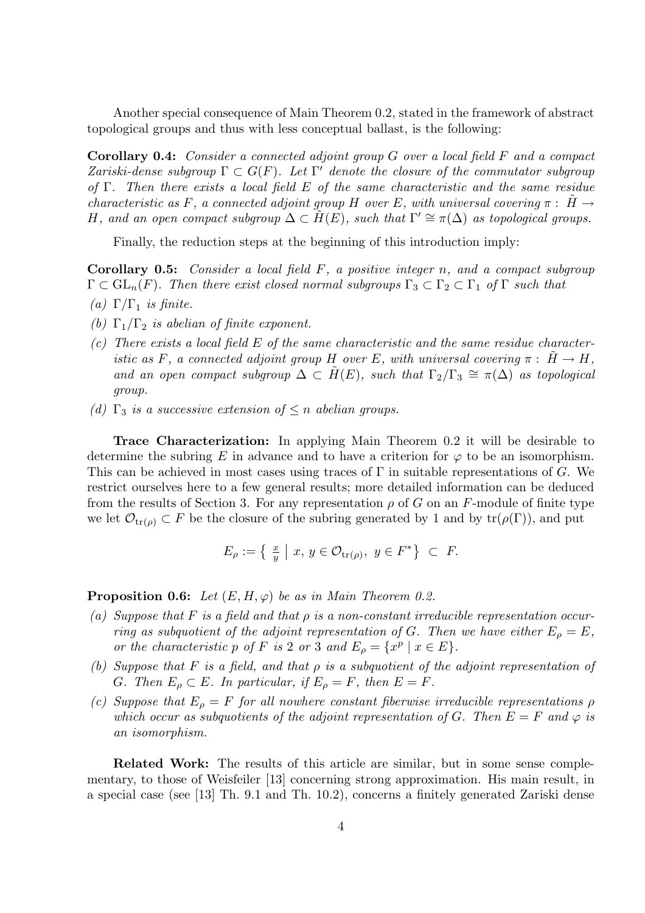Another special consequence of Main Theorem 0.2, stated in the framework of abstract topological groups and thus with less conceptual ballast, is the following:

**Corollary 0.4:** *Consider a connected adjoint group $G$ over a local field $F$ and a compact Zariski-dense subgroup $\Gamma \subset G(F)$. Let $\Gamma'$ denote the closure of the commutator subgroup of $\Gamma$. Then there exists a local field $E$ of the same characteristic and the same residue characteristic as $F$, a connected adjoint group $H$ over $E$, with universal covering $\pi : \tilde{H} \to H$, and an open compact subgroup $\Delta \subset \tilde{H}(E)$, such that $\Gamma' \cong \pi(\Delta)$ as topological groups.*

Finally, the reduction steps at the beginning of this introduction imply:

**Corollary 0.5:** *Consider a local field $F$, a positive integer $n$, and a compact subgroup $\Gamma \subset \mathrm{GL}_n(F)$. Then there exist closed normal subgroups $\Gamma_3 \subset \Gamma_2 \subset \Gamma_1$ of $\Gamma$ such that*

*(a) $\Gamma/\Gamma_1$ is finite.*

*(b) $\Gamma_1/\Gamma_2$ is abelian of finite exponent.*

*(c) There exists a local field $E$ of the same characteristic and the same residue characteristic as $F$, a connected adjoint group $H$ over $E$, with universal covering $\pi : \tilde{H} \to H$, and an open compact subgroup $\Delta \subset \tilde{H}(E)$, such that $\Gamma_2/\Gamma_3 \cong \pi(\Delta)$ as topological group.*

*(d) $\Gamma_3$ is a successive extension of $\leq n$ abelian groups.*

**Trace Characterization:** In applying Main Theorem 0.2 it will be desirable to determine the subring $E$ in advance and to have a criterion for $\varphi$ to be an isomorphism. This can be achieved in most cases using traces of $\Gamma$ in suitable representations of $G$. We restrict ourselves here to a few general results; more detailed information can be deduced from the results of Section 3. For any representation $\rho$ of $G$ on an $F$-module of finite type we let $\mathcal{O}_{\mathrm{tr}(\rho)} \subset F$ be the closure of the subring generated by 1 and by $\mathrm{tr}(\rho(\Gamma))$, and put

$$E_\rho := \left\{ \tfrac{x}{y} \;\middle|\; x, y \in \mathcal{O}_{\mathrm{tr}(\rho)},\ y \in F^* \right\} \subset F.$$

**Proposition 0.6:** *Let $(E, H, \varphi)$ be as in Main Theorem 0.2.*

*(a) Suppose that $F$ is a field and that $\rho$ is a non-constant irreducible representation occurring as subquotient of the adjoint representation of $G$. Then we have either $E_\rho = E$, or the characteristic $p$ of $F$ is 2 or 3 and $E_\rho = \{x^p \mid x \in E\}$.*

*(b) Suppose that $F$ is a field, and that $\rho$ is a subquotient of the adjoint representation of $G$. Then $E_\rho \subset E$. In particular, if $E_\rho = F$, then $E = F$.*

*(c) Suppose that $E_\rho = F$ for all nowhere constant fiberwise irreducible representations $\rho$ which occur as subquotients of the adjoint representation of $G$. Then $E = F$ and $\varphi$ is an isomorphism.*

**Related Work:** The results of this article are similar, but in some sense complementary, to those of Weisfeiler [13] concerning strong approximation. His main result, in a special case (see [13] Th. 9.1 and Th. 10.2), concerns a finitely generated Zariski dense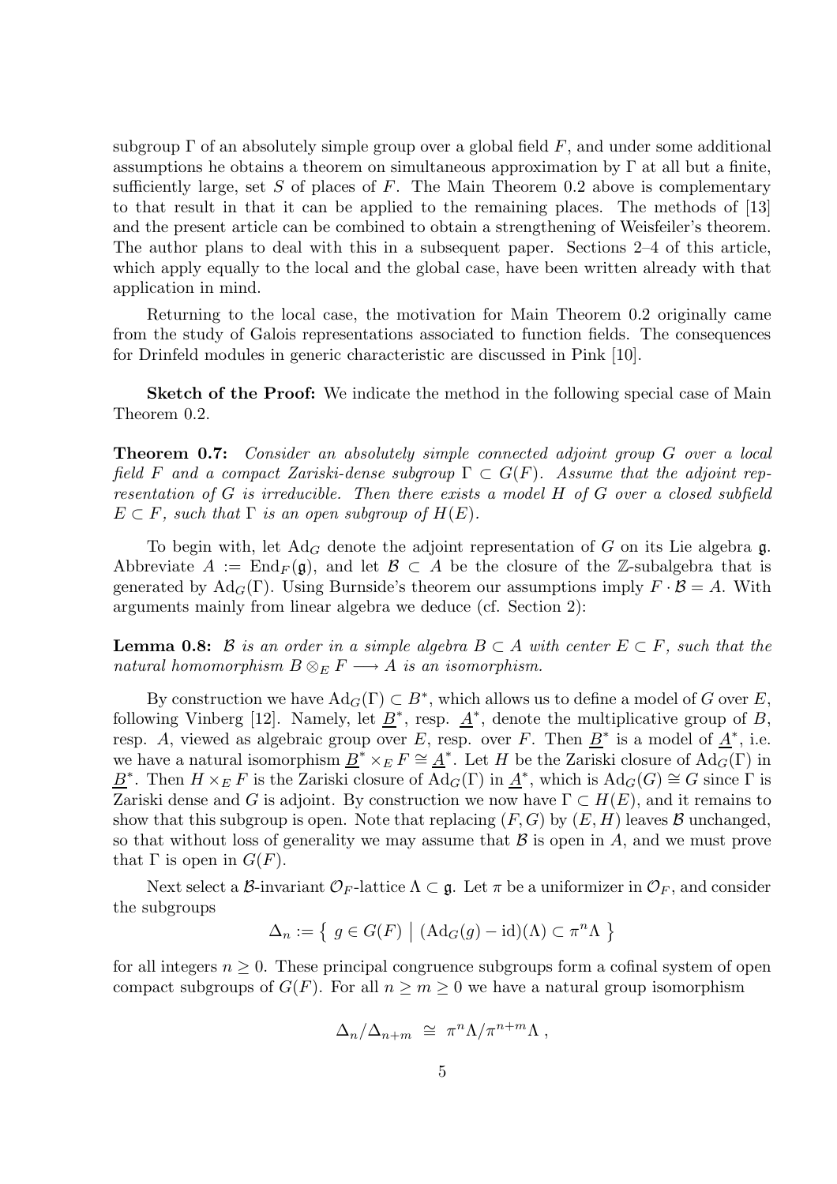subgroup $\Gamma$ of an absolutely simple group over a global field $F$, and under some additional assumptions he obtains a theorem on simultaneous approximation by $\Gamma$ at all but a finite, sufficiently large, set $S$ of places of $F$. The Main Theorem 0.2 above is complementary to that result in that it can be applied to the remaining places. The methods of [13] and the present article can be combined to obtain a strengthening of Weisfeiler's theorem. The author plans to deal with this in a subsequent paper. Sections 2–4 of this article, which apply equally to the local and the global case, have been written already with that application in mind.

Returning to the local case, the motivation for Main Theorem 0.2 originally came from the study of Galois representations associated to function fields. The consequences for Drinfeld modules in generic characteristic are discussed in Pink [10].

**Sketch of the Proof:** We indicate the method in the following special case of Main Theorem 0.2.

**Theorem 0.7:** *Consider an absolutely simple connected adjoint group $G$ over a local field $F$ and a compact Zariski-dense subgroup $\Gamma \subset G(F)$. Assume that the adjoint representation of $G$ is irreducible. Then there exists a model $H$ of $G$ over a closed subfield $E \subset F$, such that $\Gamma$ is an open subgroup of $H(E)$.*

To begin with, let $\mathrm{Ad}_G$ denote the adjoint representation of $G$ on its Lie algebra $\mathfrak{g}$. Abbreviate $A := \mathrm{End}_F(\mathfrak{g})$, and let $\mathcal{B} \subset A$ be the closure of the $\mathbb{Z}$-subalgebra that is generated by $\mathrm{Ad}_G(\Gamma)$. Using Burnside's theorem our assumptions imply $F \cdot \mathcal{B} = A$. With arguments mainly from linear algebra we deduce (cf. Section 2):

**Lemma 0.8:** *$\mathcal{B}$ is an order in a simple algebra $B \subset A$ with center $E \subset F$, such that the natural homomorphism $B \otimes_E F \longrightarrow A$ is an isomorphism.*

By construction we have $\mathrm{Ad}_G(\Gamma) \subset B^*$, which allows us to define a model of $G$ over $E$, following Vinberg [12]. Namely, let $\underline{B}^*$, resp. $\underline{A}^*$, denote the multiplicative group of $B$, resp. $A$, viewed as algebraic group over $E$, resp. over $F$. Then $\underline{B}^*$ is a model of $\underline{A}^*$, i.e. we have a natural isomorphism $\underline{B}^* \times_E F \cong \underline{A}^*$. Let $H$ be the Zariski closure of $\mathrm{Ad}_G(\Gamma)$ in $\underline{B}^*$. Then $H \times_E F$ is the Zariski closure of $\mathrm{Ad}_G(\Gamma)$ in $\underline{A}^*$, which is $\mathrm{Ad}_G(G) \cong G$ since $\Gamma$ is Zariski dense and $G$ is adjoint. By construction we now have $\Gamma \subset H(E)$, and it remains to show that this subgroup is open. Note that replacing $(F, G)$ by $(E, H)$ leaves $\mathcal{B}$ unchanged, so that without loss of generality we may assume that $\mathcal{B}$ is open in $A$, and we must prove that $\Gamma$ is open in $G(F)$.

Next select a $\mathcal{B}$-invariant $\mathcal{O}_F$-lattice $\Lambda \subset \mathfrak{g}$. Let $\pi$ be a uniformizer in $\mathcal{O}_F$, and consider the subgroups

$$\Delta_n := \left\{ \, g \in G(F) \;\middle|\; (\mathrm{Ad}_G(g) - \mathrm{id})(\Lambda) \subset \pi^n \Lambda \, \right\}$$

for all integers $n \geq 0$. These principal congruence subgroups form a cofinal system of open compact subgroups of $G(F)$. For all $n \geq m \geq 0$ we have a natural group isomorphism

$$\Delta_n / \Delta_{n+m} \;\cong\; \pi^n \Lambda / \pi^{n+m} \Lambda \,,$$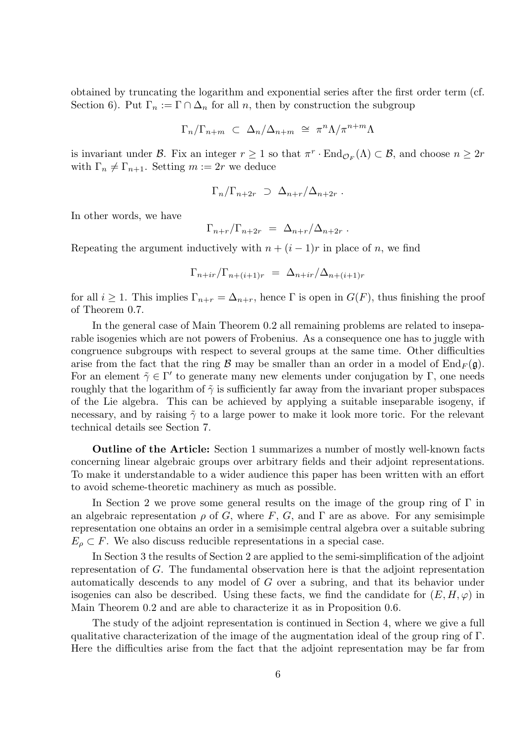obtained by truncating the logarithm and exponential series after the first order term (cf. Section 6). Put $\Gamma_n := \Gamma \cap \Delta_n$ for all $n$, then by construction the subgroup

$$\Gamma_n/\Gamma_{n+m} \ \subset \ \Delta_n/\Delta_{n+m} \ \cong \ \pi^n\Lambda/\pi^{n+m}\Lambda$$

is invariant under $\mathcal{B}$. Fix an integer $r \geq 1$ so that $\pi^r \cdot \mathrm{End}_{\mathcal{O}_F}(\Lambda) \subset \mathcal{B}$, and choose $n \geq 2r$ with $\Gamma_n \neq \Gamma_{n+1}$. Setting $m := 2r$ we deduce

$$\Gamma_n/\Gamma_{n+2r} \ \supset \ \Delta_{n+r}/\Delta_{n+2r} \ .$$

In other words, we have

$$\Gamma_{n+r}/\Gamma_{n+2r} \ = \ \Delta_{n+r}/\Delta_{n+2r} \ .$$

Repeating the argument inductively with $n + (i-1)r$ in place of $n$, we find

$$\Gamma_{n+ir}/\Gamma_{n+(i+1)r} \ = \ \Delta_{n+ir}/\Delta_{n+(i+1)r}$$

for all $i \geq 1$. This implies $\Gamma_{n+r} = \Delta_{n+r}$, hence $\Gamma$ is open in $G(F)$, thus finishing the proof of Theorem 0.7.

In the general case of Main Theorem 0.2 all remaining problems are related to inseparable isogenies which are not powers of Frobenius. As a consequence one has to juggle with congruence subgroups with respect to several groups at the same time. Other difficulties arise from the fact that the ring $\mathcal{B}$ may be smaller than an order in a model of $\mathrm{End}_F(\mathfrak{g})$. For an element $\tilde{\gamma} \in \Gamma'$ to generate many new elements under conjugation by $\Gamma$, one needs roughly that the logarithm of $\tilde{\gamma}$ is sufficiently far away from the invariant proper subspaces of the Lie algebra. This can be achieved by applying a suitable inseparable isogeny, if necessary, and by raising $\tilde{\gamma}$ to a large power to make it look more toric. For the relevant technical details see Section 7.

**Outline of the Article:** Section 1 summarizes a number of mostly well-known facts concerning linear algebraic groups over arbitrary fields and their adjoint representations. To make it understandable to a wider audience this paper has been written with an effort to avoid scheme-theoretic machinery as much as possible.

In Section 2 we prove some general results on the image of the group ring of $\Gamma$ in an algebraic representation $\rho$ of $G$, where $F$, $G$, and $\Gamma$ are as above. For any semisimple representation one obtains an order in a semisimple central algebra over a suitable subring $E_\rho \subset F$. We also discuss reducible representations in a special case.

In Section 3 the results of Section 2 are applied to the semi-simplification of the adjoint representation of $G$. The fundamental observation here is that the adjoint representation automatically descends to any model of $G$ over a subring, and that its behavior under isogenies can also be described. Using these facts, we find the candidate for $(E, H, \varphi)$ in Main Theorem 0.2 and are able to characterize it as in Proposition 0.6.

The study of the adjoint representation is continued in Section 4, where we give a full qualitative characterization of the image of the augmentation ideal of the group ring of $\Gamma$. Here the difficulties arise from the fact that the adjoint representation may be far from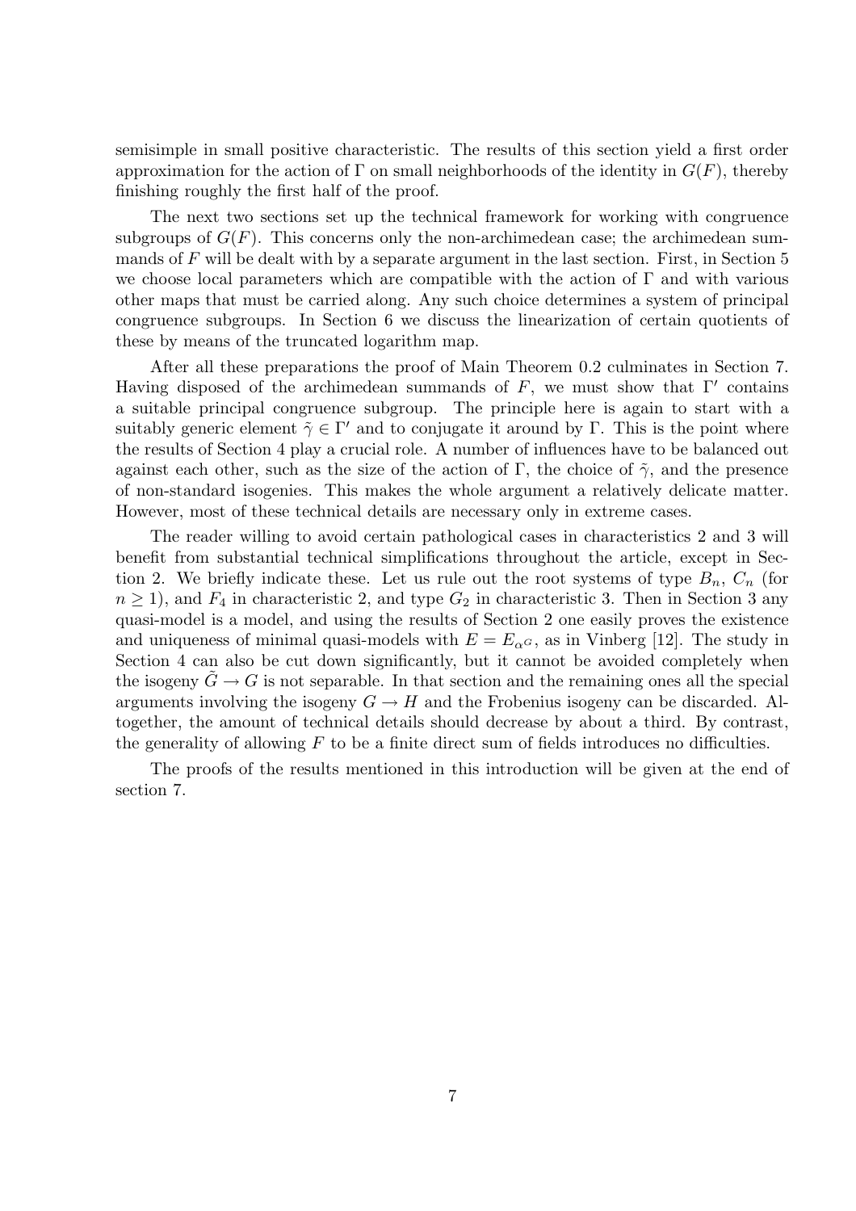semisimple in small positive characteristic. The results of this section yield a first order approximation for the action of $\Gamma$ on small neighborhoods of the identity in $G(F)$, thereby finishing roughly the first half of the proof.

The next two sections set up the technical framework for working with congruence subgroups of $G(F)$. This concerns only the non-archimedean case; the archimedean summands of $F$ will be dealt with by a separate argument in the last section. First, in Section 5 we choose local parameters which are compatible with the action of $\Gamma$ and with various other maps that must be carried along. Any such choice determines a system of principal congruence subgroups. In Section 6 we discuss the linearization of certain quotients of these by means of the truncated logarithm map.

After all these preparations the proof of Main Theorem 0.2 culminates in Section 7. Having disposed of the archimedean summands of $F$, we must show that $\Gamma'$ contains a suitable principal congruence subgroup. The principle here is again to start with a suitably generic element $\tilde{\gamma} \in \Gamma'$ and to conjugate it around by $\Gamma$. This is the point where the results of Section 4 play a crucial role. A number of influences have to be balanced out against each other, such as the size of the action of $\Gamma$, the choice of $\tilde{\gamma}$, and the presence of non-standard isogenies. This makes the whole argument a relatively delicate matter. However, most of these technical details are necessary only in extreme cases.

The reader willing to avoid certain pathological cases in characteristics 2 and 3 will benefit from substantial technical simplifications throughout the article, except in Section 2. We briefly indicate these. Let us rule out the root systems of type $B_n$, $C_n$ (for $n \geq 1$), and $F_4$ in characteristic 2, and type $G_2$ in characteristic 3. Then in Section 3 any quasi-model is a model, and using the results of Section 2 one easily proves the existence and uniqueness of minimal quasi-models with $E = E_{\alpha^G}$, as in Vinberg [12]. The study in Section 4 can also be cut down significantly, but it cannot be avoided completely when the isogeny $\tilde{G} \to G$ is not separable. In that section and the remaining ones all the special arguments involving the isogeny $G \to H$ and the Frobenius isogeny can be discarded. Altogether, the amount of technical details should decrease by about a third. By contrast, the generality of allowing $F$ to be a finite direct sum of fields introduces no difficulties.

The proofs of the results mentioned in this introduction will be given at the end of section 7.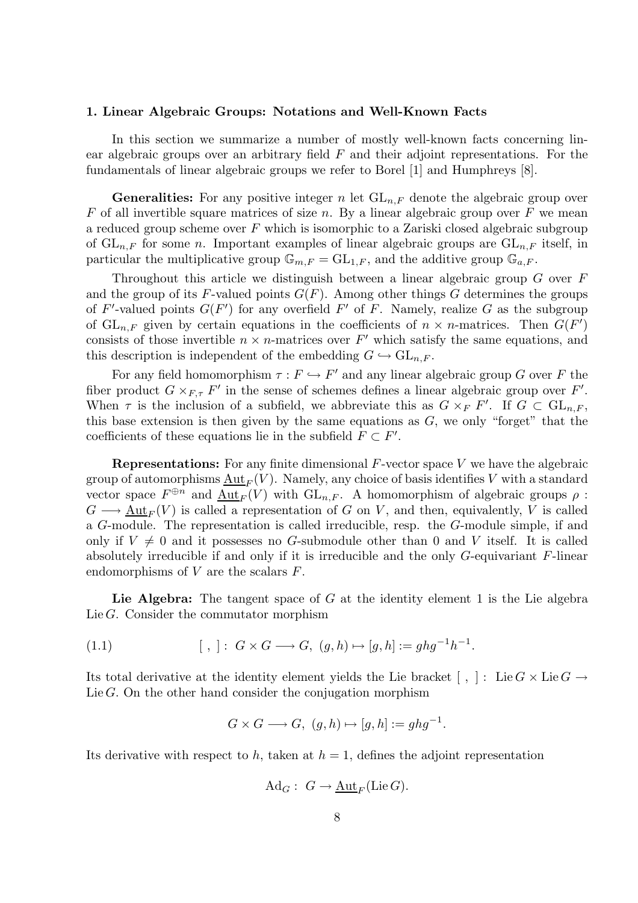## 1. Linear Algebraic Groups: Notations and Well-Known Facts

In this section we summarize a number of mostly well-known facts concerning linear algebraic groups over an arbitrary field $F$ and their adjoint representations. For the fundamentals of linear algebraic groups we refer to Borel [1] and Humphreys [8].

**Generalities:** For any positive integer $n$ let $\mathrm{GL}_{n,F}$ denote the algebraic group over $F$ of all invertible square matrices of size $n$. By a linear algebraic group over $F$ we mean a reduced group scheme over $F$ which is isomorphic to a Zariski closed algebraic subgroup of $\mathrm{GL}_{n,F}$ for some $n$. Important examples of linear algebraic groups are $\mathrm{GL}_{n,F}$ itself, in particular the multiplicative group $\mathbb{G}_{m,F} = \mathrm{GL}_{1,F}$, and the additive group $\mathbb{G}_{a,F}$.

Throughout this article we distinguish between a linear algebraic group $G$ over $F$ and the group of its $F$-valued points $G(F)$. Among other things $G$ determines the groups of $F'$-valued points $G(F')$ for any overfield $F'$ of $F$. Namely, realize $G$ as the subgroup of $\mathrm{GL}_{n,F}$ given by certain equations in the coefficients of $n \times n$-matrices. Then $G(F')$ consists of those invertible $n \times n$-matrices over $F'$ which satisfy the same equations, and this description is independent of the embedding $G \hookrightarrow \mathrm{GL}_{n,F}$.

For any field homomorphism $\tau : F \hookrightarrow F'$ and any linear algebraic group $G$ over $F$ the fiber product $G \times_{F,\tau} F'$ in the sense of schemes defines a linear algebraic group over $F'$. When $\tau$ is the inclusion of a subfield, we abbreviate this as $G \times_F F'$. If $G \subset \mathrm{GL}_{n,F}$, this base extension is then given by the same equations as $G$, we only "forget" that the coefficients of these equations lie in the subfield $F \subset F'$.

**Representations:** For any finite dimensional $F$-vector space $V$ we have the algebraic group of automorphisms $\underline{\mathrm{Aut}}_F(V)$. Namely, any choice of basis identifies $V$ with a standard vector space $F^{\oplus n}$ and $\underline{\mathrm{Aut}}_F(V)$ with $\mathrm{GL}_{n,F}$. A homomorphism of algebraic groups $\rho : G \longrightarrow \underline{\mathrm{Aut}}_F(V)$ is called a representation of $G$ on $V$, and then, equivalently, $V$ is called a $G$-module. The representation is called irreducible, resp. the $G$-module simple, if and only if $V \neq 0$ and it possesses no $G$-submodule other than 0 and $V$ itself. It is called absolutely irreducible if and only if it is irreducible and the only $G$-equivariant $F$-linear endomorphisms of $V$ are the scalars $F$.

**Lie Algebra:** The tangent space of $G$ at the identity element 1 is the Lie algebra $\mathrm{Lie}\, G$. Consider the commutator morphism

$$[\ ,\ ] :\ G \times G \longrightarrow G,\ (g,h) \mapsto [g,h] := ghg^{-1}h^{-1}. \tag{1.1}$$

Its total derivative at the identity element yields the Lie bracket $[\ ,\ ] :\ \mathrm{Lie}\, G \times \mathrm{Lie}\, G \to \mathrm{Lie}\, G$. On the other hand consider the conjugation morphism

$$G \times G \longrightarrow G,\ (g,h) \mapsto [g,h] := ghg^{-1}.$$

Its derivative with respect to $h$, taken at $h = 1$, defines the adjoint representation

$$\mathrm{Ad}_G :\ G \to \underline{\mathrm{Aut}}_F(\mathrm{Lie}\, G).$$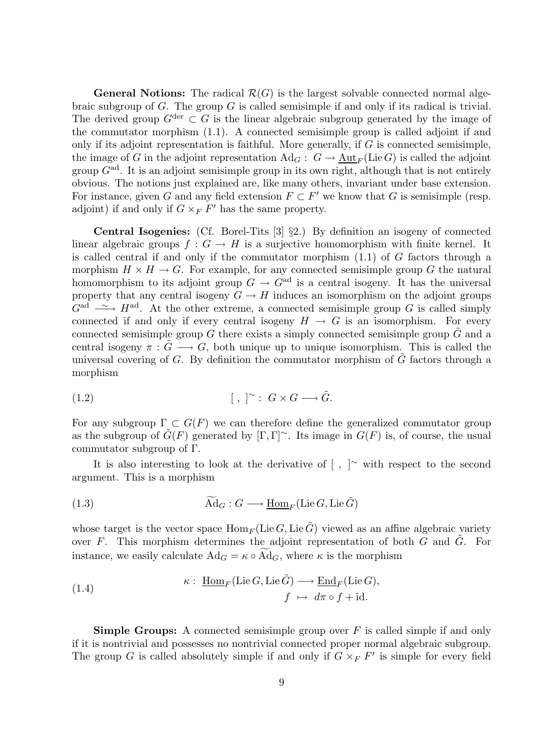**General Notions:** The radical $\mathcal{R}(G)$ is the largest solvable connected normal algebraic subgroup of $G$. The group $G$ is called semisimple if and only if its radical is trivial. The derived group $G^{\rm der} \subset G$ is the linear algebraic subgroup generated by the image of the commutator morphism (1.1). A connected semisimple group is called adjoint if and only if its adjoint representation is faithful. More generally, if $G$ is connected semisimple, the image of $G$ in the adjoint representation $\mathrm{Ad}_G :\ G \to \underline{\mathrm{Aut}}_F(\mathrm{Lie}\, G)$ is called the adjoint group $G^{\rm ad}$. It is an adjoint semisimple group in its own right, although that is not entirely obvious. The notions just explained are, like many others, invariant under base extension. For instance, given $G$ and any field extension $F \subset F'$ we know that $G$ is semisimple (resp. adjoint) if and only if $G \times_F F'$ has the same property.

**Central Isogenies:** (Cf. Borel-Tits [3] §2.) By definition an isogeny of connected linear algebraic groups $f : G \to H$ is a surjective homomorphism with finite kernel. It is called central if and only if the commutator morphism (1.1) of $G$ factors through a morphism $H \times H \to G$. For example, for any connected semisimple group $G$ the natural homomorphism to its adjoint group $G \to G^{\rm ad}$ is a central isogeny. It has the universal property that any central isogeny $G \to H$ induces an isomorphism on the adjoint groups $G^{\rm ad} \xrightarrow{\ \sim\ } H^{\rm ad}$. At the other extreme, a connected semisimple group $G$ is called simply connected if and only if every central isogeny $H \to G$ is an isomorphism. For every connected semisimple group $G$ there exists a simply connected semisimple group $\tilde{G}$ and a central isogeny $\pi : \tilde{G} \longrightarrow G$, both unique up to unique isomorphism. This is called the universal covering of $G$. By definition the commutator morphism of $\tilde{G}$ factors through a morphism

$$[\ ,\ ]^\sim :\ G \times G \longrightarrow \tilde{G}. \tag{1.2}$$

For any subgroup $\Gamma \subset G(F)$ we can therefore define the generalized commutator group as the subgroup of $\tilde{G}(F)$ generated by $[\Gamma, \Gamma]^\sim$. Its image in $G(F)$ is, of course, the usual commutator subgroup of $\Gamma$.

It is also interesting to look at the derivative of $[\ ,\ ]^\sim$ with respect to the second argument. This is a morphism

$$\widetilde{\mathrm{Ad}}_G : G \longrightarrow \underline{\mathrm{Hom}}_F(\mathrm{Lie}\, G, \mathrm{Lie}\, \tilde{G}) \tag{1.3}$$

whose target is the vector space $\mathrm{Hom}_F(\mathrm{Lie}\, G, \mathrm{Lie}\, \tilde{G})$ viewed as an affine algebraic variety over $F$. This morphism determines the adjoint representation of both $G$ and $\tilde{G}$. For instance, we easily calculate $\mathrm{Ad}_G = \kappa \circ \widetilde{\mathrm{Ad}}_G$, where $\kappa$ is the morphism

$$\begin{aligned} \kappa :\ \underline{\mathrm{Hom}}_F(\mathrm{Lie}\, G, \mathrm{Lie}\, \tilde{G}) &\longrightarrow \underline{\mathrm{End}}_F(\mathrm{Lie}\, G), \\ f &\mapsto d\pi \circ f + \mathrm{id}. \end{aligned} \tag{1.4}$$

**Simple Groups:** A connected semisimple group over $F$ is called simple if and only if it is nontrivial and possesses no nontrivial connected proper normal algebraic subgroup. The group $G$ is called absolutely simple if and only if $G \times_F F'$ is simple for every field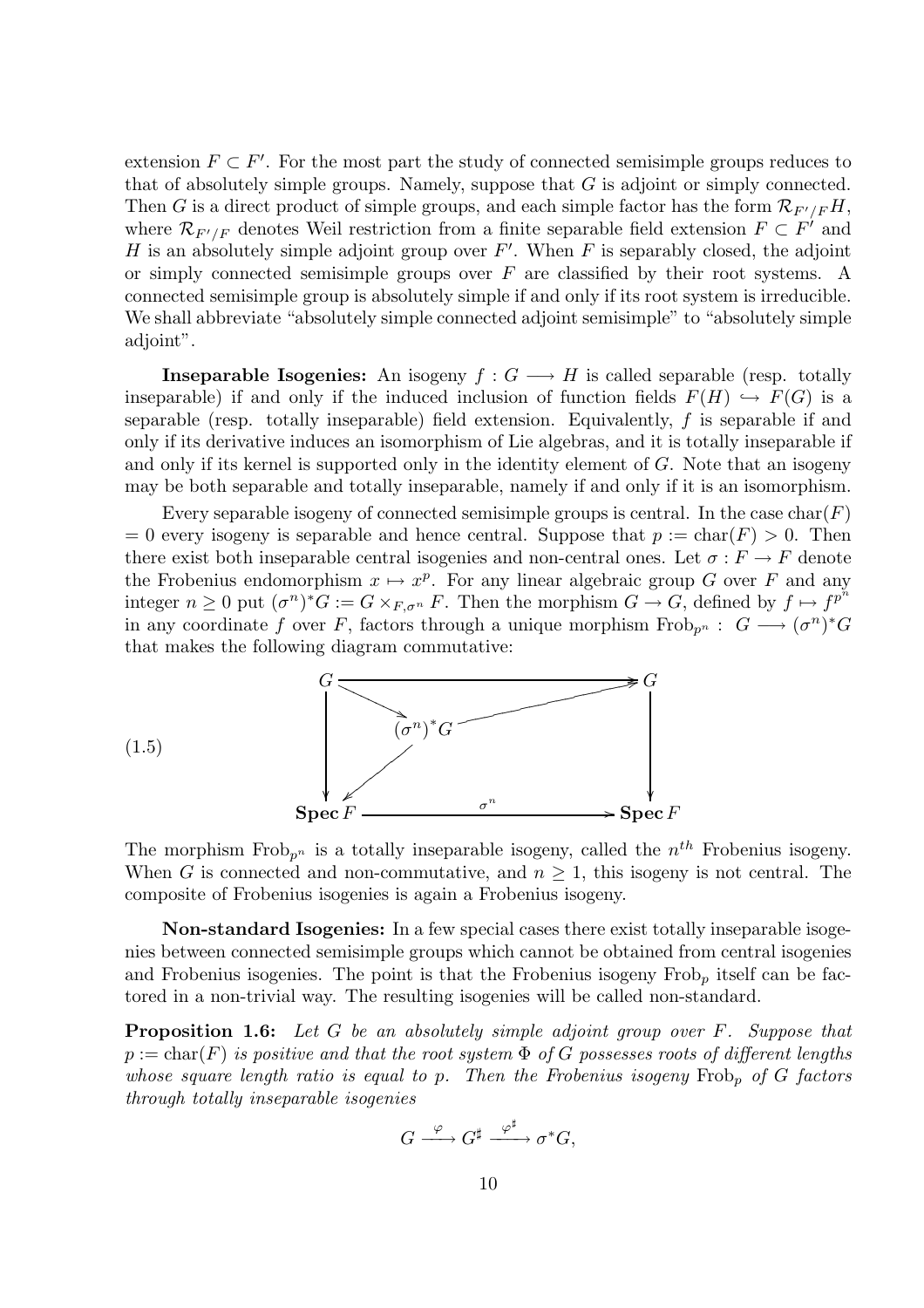extension $F \subset F'$. For the most part the study of connected semisimple groups reduces to that of absolutely simple groups. Namely, suppose that $G$ is adjoint or simply connected. Then $G$ is a direct product of simple groups, and each simple factor has the form $\mathcal{R}_{F'/F}H$, where $\mathcal{R}_{F'/F}$ denotes Weil restriction from a finite separable field extension $F \subset F'$ and $H$ is an absolutely simple adjoint group over $F'$. When $F$ is separably closed, the adjoint or simply connected semisimple groups over $F$ are classified by their root systems. A connected semisimple group is absolutely simple if and only if its root system is irreducible. We shall abbreviate "absolutely simple connected adjoint semisimple" to "absolutely simple adjoint".

**Inseparable Isogenies:** An isogeny $f : G \longrightarrow H$ is called separable (resp. totally inseparable) if and only if the induced inclusion of function fields $F(H) \hookrightarrow F(G)$ is a separable (resp. totally inseparable) field extension. Equivalently, $f$ is separable if and only if its derivative induces an isomorphism of Lie algebras, and it is totally inseparable if and only if its kernel is supported only in the identity element of $G$. Note that an isogeny may be both separable and totally inseparable, namely if and only if it is an isomorphism.

Every separable isogeny of connected semisimple groups is central. In the case $\mathrm{char}(F) = 0$ every isogeny is separable and hence central. Suppose that $p := \mathrm{char}(F) > 0$. Then there exist both inseparable central isogenies and non-central ones. Let $\sigma : F \to F$ denote the Frobenius endomorphism $x \mapsto x^p$. For any linear algebraic group $G$ over $F$ and any integer $n \geq 0$ put $(\sigma^n)^*G := G \times_{F,\sigma^n} F$. Then the morphism $G \to G$, defined by $f \mapsto f^{p^n}$ in any coordinate $f$ over $F$, factors through a unique morphism $\mathrm{Frob}_{p^n} : G \longrightarrow (\sigma^n)^*G$ that makes the following diagram commutative:

$$
(1.5) \qquad
\begin{array}{ccccc}
G & & \longrightarrow & & G \\
\downarrow & \searrow & & \nearrow & \downarrow \\
 & & (\sigma^n)^*G & & \\
\downarrow & \swarrow & & & \downarrow \\
\mathbf{Spec}\, F & & \xrightarrow{\ \sigma^n\ } & & \mathbf{Spec}\, F
\end{array}
$$

The morphism $\mathrm{Frob}_{p^n}$ is a totally inseparable isogeny, called the $n^{th}$ Frobenius isogeny. When $G$ is connected and non-commutative, and $n \geq 1$, this isogeny is not central. The composite of Frobenius isogenies is again a Frobenius isogeny.

**Non-standard Isogenies:** In a few special cases there exist totally inseparable isogenies between connected semisimple groups which cannot be obtained from central isogenies and Frobenius isogenies. The point is that the Frobenius isogeny $\mathrm{Frob}_p$ itself can be factored in a non-trivial way. The resulting isogenies will be called non-standard.

**Proposition 1.6:** *Let $G$ be an absolutely simple adjoint group over $F$. Suppose that $p := \mathrm{char}(F)$ is positive and that the root system $\Phi$ of $G$ possesses roots of different lengths whose square length ratio is equal to $p$. Then the Frobenius isogeny $\mathrm{Frob}_p$ of $G$ factors through totally inseparable isogenies*

$$G \xrightarrow{\ \varphi\ } G^\sharp \xrightarrow{\ \varphi^\sharp\ } \sigma^*G,$$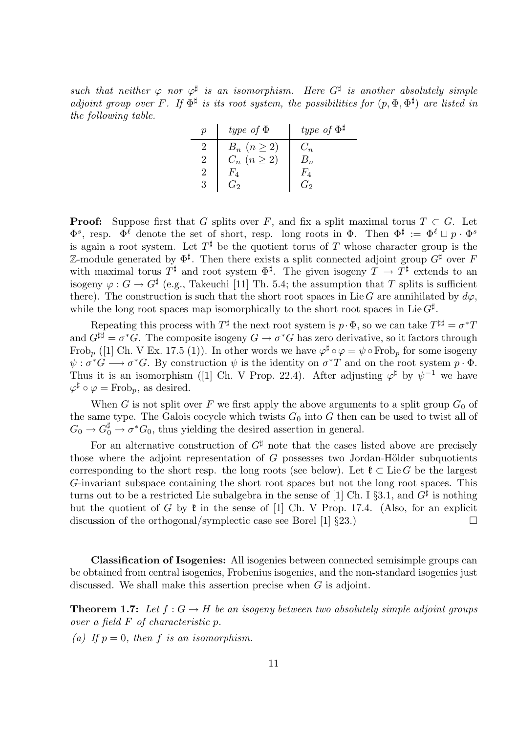*such that neither $\varphi$ nor $\varphi^\sharp$ is an isomorphism. Here $G^\sharp$ is another absolutely simple adjoint group over $F$. If $\Phi^\sharp$ is its root system, the possibilities for $(p, \Phi, \Phi^\sharp)$ are listed in the following table.*

| $p$ | *type of* $\Phi$ | *type of* $\Phi^\sharp$ |
|---|---|---|
| 2 | $B_n$ $(n \geq 2)$ | $C_n$ |
| 2 | $C_n$ $(n \geq 2)$ | $B_n$ |
| 2 | $F_4$ | $F_4$ |
| 3 | $G_2$ | $G_2$ |

**Proof:** Suppose first that $G$ splits over $F$, and fix a split maximal torus $T \subset G$. Let $\Phi^s$, resp. $\Phi^\ell$ denote the set of short, resp. long roots in $\Phi$. Then $\Phi^\sharp := \Phi^\ell \sqcup p \cdot \Phi^s$ is again a root system. Let $T^\sharp$ be the quotient torus of $T$ whose character group is the $\mathbb{Z}$-module generated by $\Phi^\sharp$. Then there exists a split connected adjoint group $G^\sharp$ over $F$ with maximal torus $T^\sharp$ and root system $\Phi^\sharp$. The given isogeny $T \to T^\sharp$ extends to an isogeny $\varphi : G \to G^\sharp$ (e.g., Takeuchi [11] Th. 5.4; the assumption that $T$ splits is sufficient there). The construction is such that the short root spaces in $\operatorname{Lie} G$ are annihilated by $d\varphi$, while the long root spaces map isomorphically to the short root spaces in $\operatorname{Lie} G^\sharp$.

Repeating this process with $T^\sharp$ the next root system is $p \cdot \Phi$, so we can take $T^{\sharp\sharp} = \sigma^* T$ and $G^{\sharp\sharp} = \sigma^* G$. The composite isogeny $G \to \sigma^* G$ has zero derivative, so it factors through $\mathrm{Frob}_p$ ([1] Ch. V Ex. 17.5 (1)). In other words we have $\varphi^\sharp \circ \varphi = \psi \circ \mathrm{Frob}_p$ for some isogeny $\psi : \sigma^* G \longrightarrow \sigma^* G$. By construction $\psi$ is the identity on $\sigma^* T$ and on the root system $p \cdot \Phi$. Thus it is an isomorphism ([1] Ch. V Prop. 22.4). After adjusting $\varphi^\sharp$ by $\psi^{-1}$ we have $\varphi^\sharp \circ \varphi = \mathrm{Frob}_p$, as desired.

When $G$ is not split over $F$ we first apply the above arguments to a split group $G_0$ of the same type. The Galois cocycle which twists $G_0$ into $G$ then can be used to twist all of $G_0 \to G_0^\sharp \to \sigma^* G_0$, thus yielding the desired assertion in general.

For an alternative construction of $G^\sharp$ note that the cases listed above are precisely those where the adjoint representation of $G$ possesses two Jordan-Hölder subquotients corresponding to the short resp. the long roots (see below). Let $\mathfrak{k} \subset \operatorname{Lie} G$ be the largest $G$-invariant subspace containing the short root spaces but not the long root spaces. This turns out to be a restricted Lie subalgebra in the sense of [1] Ch. I §3.1, and $G^\sharp$ is nothing but the quotient of $G$ by $\mathfrak{k}$ in the sense of [1] Ch. V Prop. 17.4. (Also, for an explicit discussion of the orthogonal/symplectic case see Borel [1] §23.) $\square$

**Classification of Isogenies:** All isogenies between connected semisimple groups can be obtained from central isogenies, Frobenius isogenies, and the non-standard isogenies just discussed. We shall make this assertion precise when $G$ is adjoint.

**Theorem 1.7:** *Let $f : G \to H$ be an isogeny between two absolutely simple adjoint groups over a field $F$ of characteristic $p$.*

*(a) If $p = 0$, then $f$ is an isomorphism.*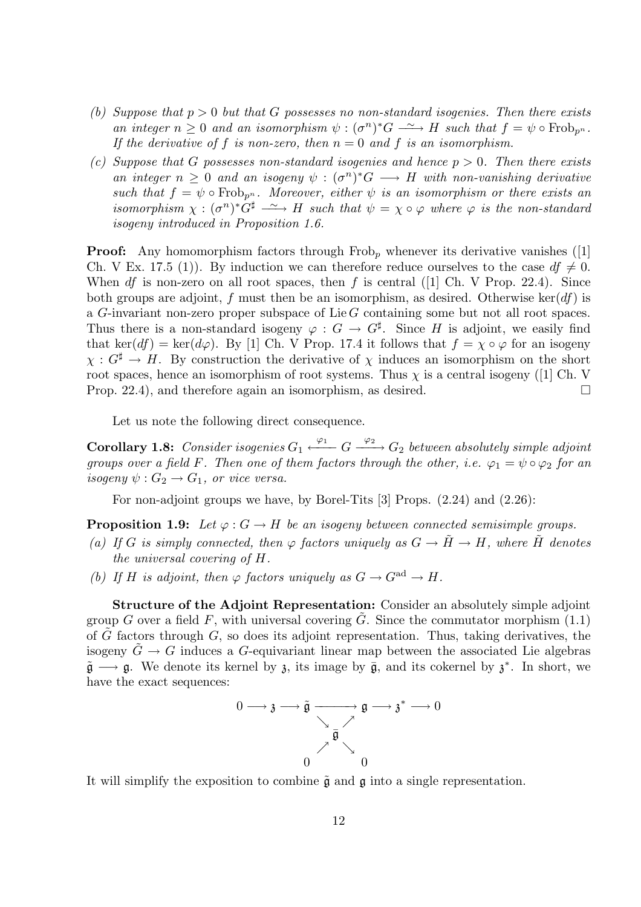*(b) Suppose that $p > 0$ but that $G$ possesses no non-standard isogenies. Then there exists an integer $n \geq 0$ and an isomorphism $\psi : (\sigma^n)^*G \xrightarrow{\sim} H$ such that $f = \psi \circ \mathrm{Frob}_{p^n}$. If the derivative of $f$ is non-zero, then $n = 0$ and $f$ is an isomorphism.*

*(c) Suppose that $G$ possesses non-standard isogenies and hence $p > 0$. Then there exists an integer $n \geq 0$ and an isogeny $\psi : (\sigma^n)^*G \longrightarrow H$ with non-vanishing derivative such that $f = \psi \circ \mathrm{Frob}_{p^n}$. Moreover, either $\psi$ is an isomorphism or there exists an isomorphism $\chi : (\sigma^n)^*G^\sharp \xrightarrow{\sim} H$ such that $\psi = \chi \circ \varphi$ where $\varphi$ is the non-standard isogeny introduced in Proposition 1.6.*

**Proof:** Any homomorphism factors through $\mathrm{Frob}_p$ whenever its derivative vanishes ([1] Ch. V Ex. 17.5 (1)). By induction we can therefore reduce ourselves to the case $df \neq 0$. When $df$ is non-zero on all root spaces, then $f$ is central ([1] Ch. V Prop. 22.4). Since both groups are adjoint, $f$ must then be an isomorphism, as desired. Otherwise $\ker(df)$ is a $G$-invariant non-zero proper subspace of $\mathrm{Lie}\, G$ containing some but not all root spaces. Thus there is a non-standard isogeny $\varphi : G \to G^\sharp$. Since $H$ is adjoint, we easily find that $\ker(df) = \ker(d\varphi)$. By [1] Ch. V Prop. 17.4 it follows that $f = \chi \circ \varphi$ for an isogeny $\chi : G^\sharp \to H$. By construction the derivative of $\chi$ induces an isomorphism on the short root spaces, hence an isomorphism of root systems. Thus $\chi$ is a central isogeny ([1] Ch. V Prop. 22.4), and therefore again an isomorphism, as desired. $\square$

Let us note the following direct consequence.

**Corollary 1.8:** *Consider isogenies $G_1 \xleftarrow{\varphi_1} G \xrightarrow{\varphi_2} G_2$ between absolutely simple adjoint groups over a field $F$. Then one of them factors through the other, i.e. $\varphi_1 = \psi \circ \varphi_2$ for an isogeny $\psi : G_2 \to G_1$, or vice versa.*

For non-adjoint groups we have, by Borel-Tits [3] Props. (2.24) and (2.26):

**Proposition 1.9:** *Let $\varphi : G \to H$ be an isogeny between connected semisimple groups.*

*(a) If $G$ is simply connected, then $\varphi$ factors uniquely as $G \to \tilde{H} \to H$, where $\tilde{H}$ denotes the universal covering of $H$.*

*(b) If $H$ is adjoint, then $\varphi$ factors uniquely as $G \to G^{\mathrm{ad}} \to H$.*

**Structure of the Adjoint Representation:** Consider an absolutely simple adjoint group $G$ over a field $F$, with universal covering $\tilde{G}$. Since the commutator morphism (1.1) of $\tilde{G}$ factors through $G$, so does its adjoint representation. Thus, taking derivatives, the isogeny $\tilde{G} \to G$ induces a $G$-equivariant linear map between the associated Lie algebras $\tilde{\mathfrak{g}} \longrightarrow \mathfrak{g}$. We denote its kernel by $\mathfrak{z}$, its image by $\bar{\mathfrak{g}}$, and its cokernel by $\mathfrak{z}^*$. In short, we have the exact sequences:

$$0 \longrightarrow \mathfrak{z} \longrightarrow \tilde{\mathfrak{g}} \longrightarrow \mathfrak{g} \longrightarrow \mathfrak{z}^* \longrightarrow 0, \qquad 0 \longrightarrow \mathfrak{z} \longrightarrow \tilde{\mathfrak{g}} \longrightarrow \bar{\mathfrak{g}} \longrightarrow 0, \qquad 0 \longrightarrow \bar{\mathfrak{g}} \longrightarrow \mathfrak{g} \longrightarrow \mathfrak{z}^* \longrightarrow 0$$

It will simplify the exposition to combine $\tilde{\mathfrak{g}}$ and $\mathfrak{g}$ into a single representation.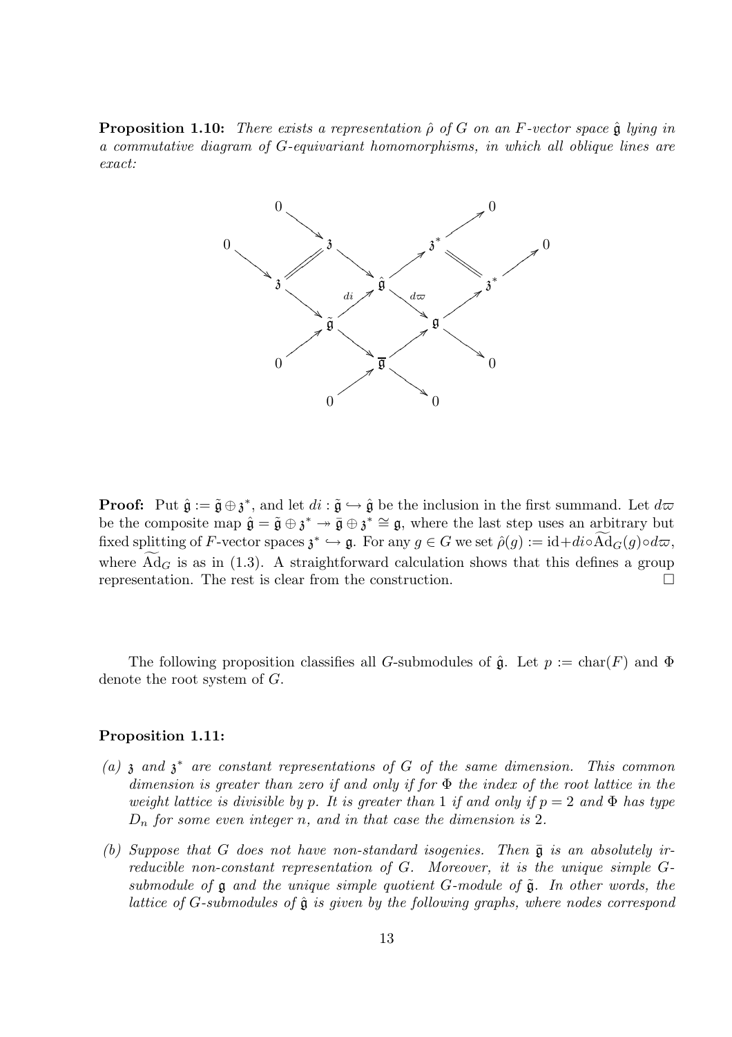**Proposition 1.10:** *There exists a representation $\hat{\rho}$ of $G$ on an $F$-vector space $\hat{\mathfrak{g}}$ lying in a commutative diagram of $G$-equivariant homomorphisms, in which all oblique lines are exact:*

$$
\begin{array}{ccccccccc}
 & 0 & & & & & & 0 & \\
 & & \searrow & & & & \nearrow & & \\
0 & & & \mathfrak{z} & & \mathfrak{z}^* & & & 0 \\
 & \searrow & /\!\!/ & & \searrow \quad \nearrow & & \backslash\!\!\backslash & \nearrow & \\
 & \mathfrak{z} & & & \hat{\mathfrak{g}} & & & \mathfrak{z}^* & \\
 & & \searrow & {\scriptstyle di} \nearrow & & \searrow {\scriptstyle d\varpi} & \nearrow & & \\
 & & & \tilde{\mathfrak{g}} & & \mathfrak{g} & & & \\
 & & \nearrow & & \searrow \quad \nearrow & & \searrow & & \\
 & 0 & & & \overline{\mathfrak{g}} & & & 0 & \\
 & & & \nearrow & & \searrow & & & \\
 & & & 0 & & 0 & & &
\end{array}
$$

**Proof:** Put $\hat{\mathfrak{g}} := \tilde{\mathfrak{g}} \oplus \mathfrak{z}^*$, and let $di : \tilde{\mathfrak{g}} \hookrightarrow \hat{\mathfrak{g}}$ be the inclusion in the first summand. Let $d\varpi$ be the composite map $\hat{\mathfrak{g}} = \tilde{\mathfrak{g}} \oplus \mathfrak{z}^* \twoheadrightarrow \bar{\mathfrak{g}} \oplus \mathfrak{z}^* \cong \mathfrak{g}$, where the last step uses an arbitrary but fixed splitting of $F$-vector spaces $\mathfrak{z}^* \hookrightarrow \mathfrak{g}$. For any $g \in G$ we set $\hat{\rho}(g) := \mathrm{id} + di \circ \widetilde{\mathrm{Ad}}_G(g) \circ d\varpi$, where $\widetilde{\mathrm{Ad}}_G$ is as in (1.3). A straightforward calculation shows that this defines a group representation. The rest is clear from the construction. $\square$

The following proposition classifies all $G$-submodules of $\hat{\mathfrak{g}}$. Let $p := \mathrm{char}(F)$ and $\Phi$ denote the root system of $G$.

**Proposition 1.11:**

*(a) $\mathfrak{z}$ and $\mathfrak{z}^*$ are constant representations of $G$ of the same dimension. This common dimension is greater than zero if and only if for $\Phi$ the index of the root lattice in the weight lattice is divisible by $p$. It is greater than $1$ if and only if $p = 2$ and $\Phi$ has type $D_n$ for some even integer $n$, and in that case the dimension is $2$.*

*(b) Suppose that $G$ does not have non-standard isogenies. Then $\bar{\mathfrak{g}}$ is an absolutely irreducible non-constant representation of $G$. Moreover, it is the unique simple $G$-submodule of $\mathfrak{g}$ and the unique simple quotient $G$-module of $\tilde{\mathfrak{g}}$. In other words, the lattice of $G$-submodules of $\hat{\mathfrak{g}}$ is given by the following graphs, where nodes correspond*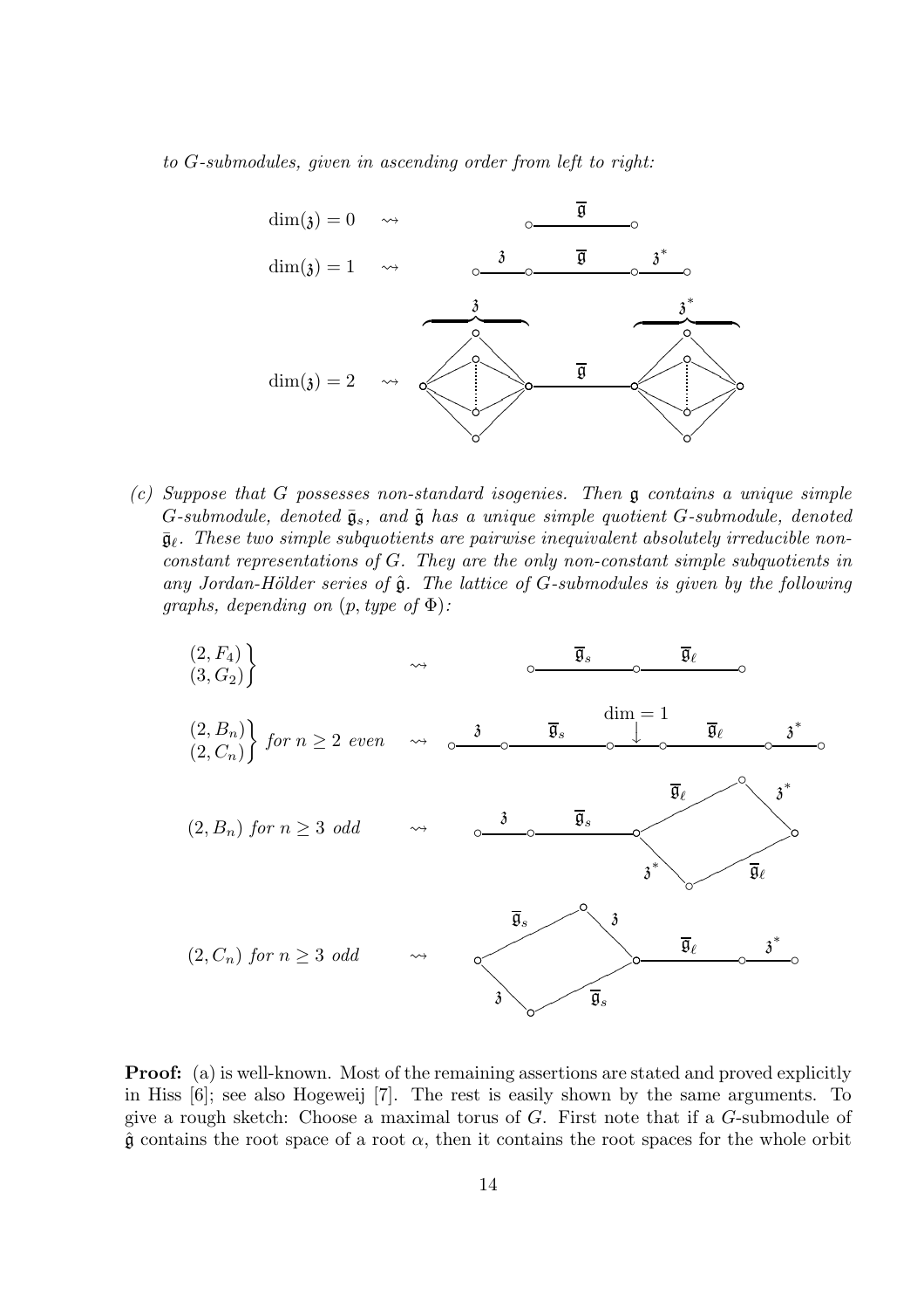*to G-submodules, given in ascending order from left to right:*

$\dim(\mathfrak{z}) = 0 \quad \rightsquigarrow$

$\dim(\mathfrak{z}) = 1 \quad \rightsquigarrow$

$\dim(\mathfrak{z}) = 2 \quad \rightsquigarrow$

*(c) Suppose that $G$ possesses non-standard isogenies. Then $\mathfrak{g}$ contains a unique simple $G$-submodule, denoted $\bar{\mathfrak{g}}_s$, and $\tilde{\mathfrak{g}}$ has a unique simple quotient $G$-submodule, denoted $\bar{\mathfrak{g}}_\ell$. These two simple subquotients are pairwise inequivalent absolutely irreducible non-constant representations of $G$. They are the only non-constant simple subquotients in any Jordan-Hölder series of $\hat{\mathfrak{g}}$. The lattice of $G$-submodules is given by the following graphs, depending on $(p, \text{type of } \Phi)$:*

$\left.\begin{matrix}(2, F_4)\\(3, G_2)\end{matrix}\right\} \quad \rightsquigarrow$

$\left.\begin{matrix}(2, B_n)\\(2, C_n)\end{matrix}\right\}$ *for $n \geq 2$ even* $\quad \rightsquigarrow$

$(2, B_n)$ *for $n \geq 3$ odd* $\quad \rightsquigarrow$

$(2, C_n)$ *for $n \geq 3$ odd* $\quad \rightsquigarrow$

**Proof:** (a) is well-known. Most of the remaining assertions are stated and proved explicitly in Hiss [6]; see also Hogeweij [7]. The rest is easily shown by the same arguments. To give a rough sketch: Choose a maximal torus of $G$. First note that if a $G$-submodule of $\hat{\mathfrak{g}}$ contains the root space of a root $\alpha$, then it contains the root spaces for the whole orbit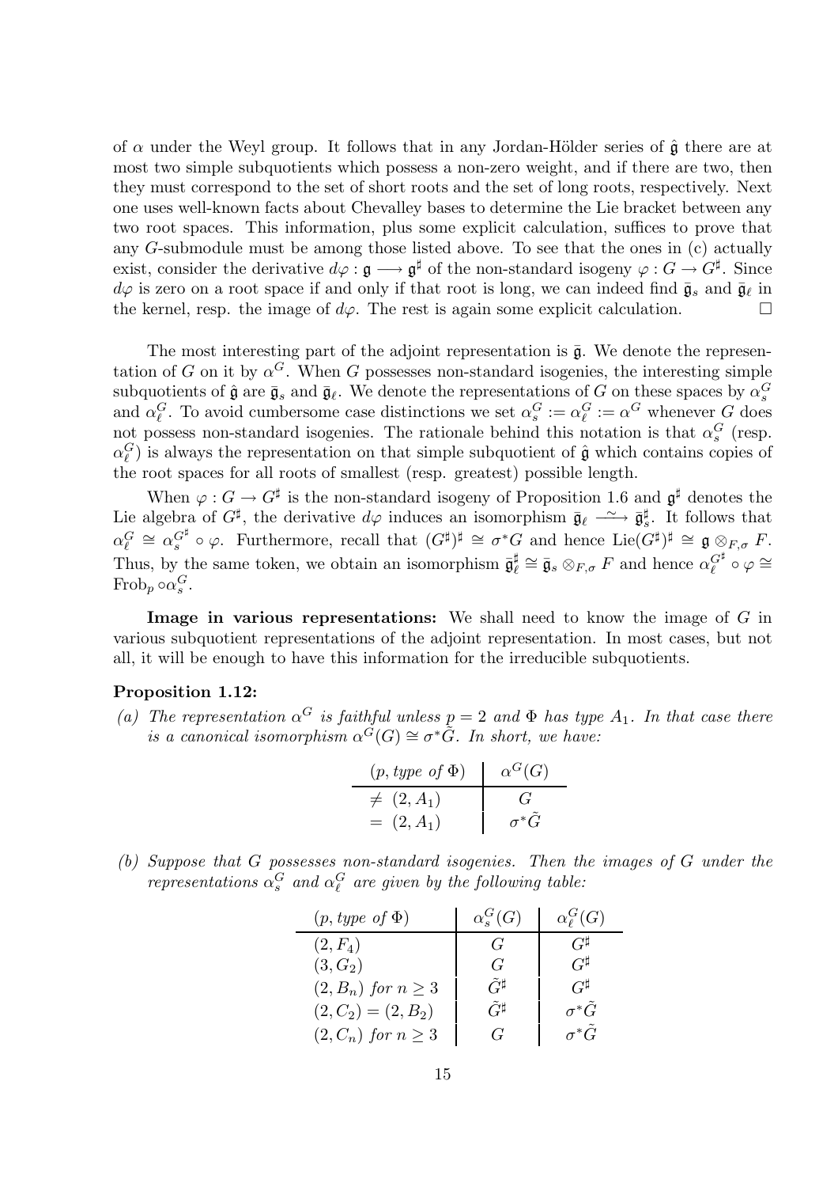of $\alpha$ under the Weyl group. It follows that in any Jordan-Hölder series of $\hat{\mathfrak{g}}$ there are at most two simple subquotients which possess a non-zero weight, and if there are two, then they must correspond to the set of short roots and the set of long roots, respectively. Next one uses well-known facts about Chevalley bases to determine the Lie bracket between any two root spaces. This information, plus some explicit calculation, suffices to prove that any $G$-submodule must be among those listed above. To see that the ones in (c) actually exist, consider the derivative $d\varphi : \mathfrak{g} \longrightarrow \mathfrak{g}^\sharp$ of the non-standard isogeny $\varphi : G \to G^\sharp$. Since $d\varphi$ is zero on a root space if and only if that root is long, we can indeed find $\bar{\mathfrak{g}}_s$ and $\bar{\mathfrak{g}}_\ell$ in the kernel, resp. the image of $d\varphi$. The rest is again some explicit calculation. □

The most interesting part of the adjoint representation is $\bar{\mathfrak{g}}$. We denote the representation of $G$ on it by $\alpha^G$. When $G$ possesses non-standard isogenies, the interesting simple subquotients of $\hat{\mathfrak{g}}$ are $\bar{\mathfrak{g}}_s$ and $\bar{\mathfrak{g}}_\ell$. We denote the representations of $G$ on these spaces by $\alpha_s^G$ and $\alpha_\ell^G$. To avoid cumbersome case distinctions we set $\alpha_s^G := \alpha_\ell^G := \alpha^G$ whenever $G$ does not possess non-standard isogenies. The rationale behind this notation is that $\alpha_s^G$ (resp. $\alpha_\ell^G$) is always the representation on that simple subquotient of $\hat{\mathfrak{g}}$ which contains copies of the root spaces for all roots of smallest (resp. greatest) possible length.

When $\varphi : G \to G^\sharp$ is the non-standard isogeny of Proposition 1.6 and $\mathfrak{g}^\sharp$ denotes the Lie algebra of $G^\sharp$, the derivative $d\varphi$ induces an isomorphism $\bar{\mathfrak{g}}_\ell \xrightarrow{\sim} \bar{\mathfrak{g}}_s^\sharp$. It follows that $\alpha_\ell^G \cong \alpha_s^{G^\sharp} \circ \varphi$. Furthermore, recall that $(G^\sharp)^\sharp \cong \sigma^* G$ and hence $\mathrm{Lie}(G^\sharp)^\sharp \cong \mathfrak{g} \otimes_{F,\sigma} F$. Thus, by the same token, we obtain an isomorphism $\bar{\mathfrak{g}}_\ell^\sharp \cong \bar{\mathfrak{g}}_s \otimes_{F,\sigma} F$ and hence $\alpha_\ell^{G^\sharp} \circ \varphi \cong \mathrm{Frob}_p \circ \alpha_s^G$.

**Image in various representations:** We shall need to know the image of $G$ in various subquotient representations of the adjoint representation. In most cases, but not all, it will be enough to have this information for the irreducible subquotients.

**Proposition 1.12:**

*(a) The representation $\alpha^G$ is faithful unless $p = 2$ and $\Phi$ has type $A_1$. In that case there is a canonical isomorphism $\alpha^G(G) \cong \sigma^* \tilde{G}$. In short, we have:*

| $(p$, *type of* $\Phi)$ | $\alpha^G(G)$ |
|---|---|
| $\neq (2, A_1)$ | $G$ |
| $= (2, A_1)$ | $\sigma^* \tilde{G}$ |

*(b) Suppose that $G$ possesses non-standard isogenies. Then the images of $G$ under the representations $\alpha_s^G$ and $\alpha_\ell^G$ are given by the following table:*

| $(p$, *type of* $\Phi)$ | $\alpha_s^G(G)$ | $\alpha_\ell^G(G)$ |
|---|---|---|
| $(2, F_4)$ | $G$ | $G^\sharp$ |
| $(3, G_2)$ | $G$ | $G^\sharp$ |
| $(2, B_n)$ *for* $n \geq 3$ | $\tilde{G}^\sharp$ | $G^\sharp$ |
| $(2, C_2) = (2, B_2)$ | $\tilde{G}^\sharp$ | $\sigma^* \tilde{G}$ |
| $(2, C_n)$ *for* $n \geq 3$ | $G$ | $\sigma^* \tilde{G}$ |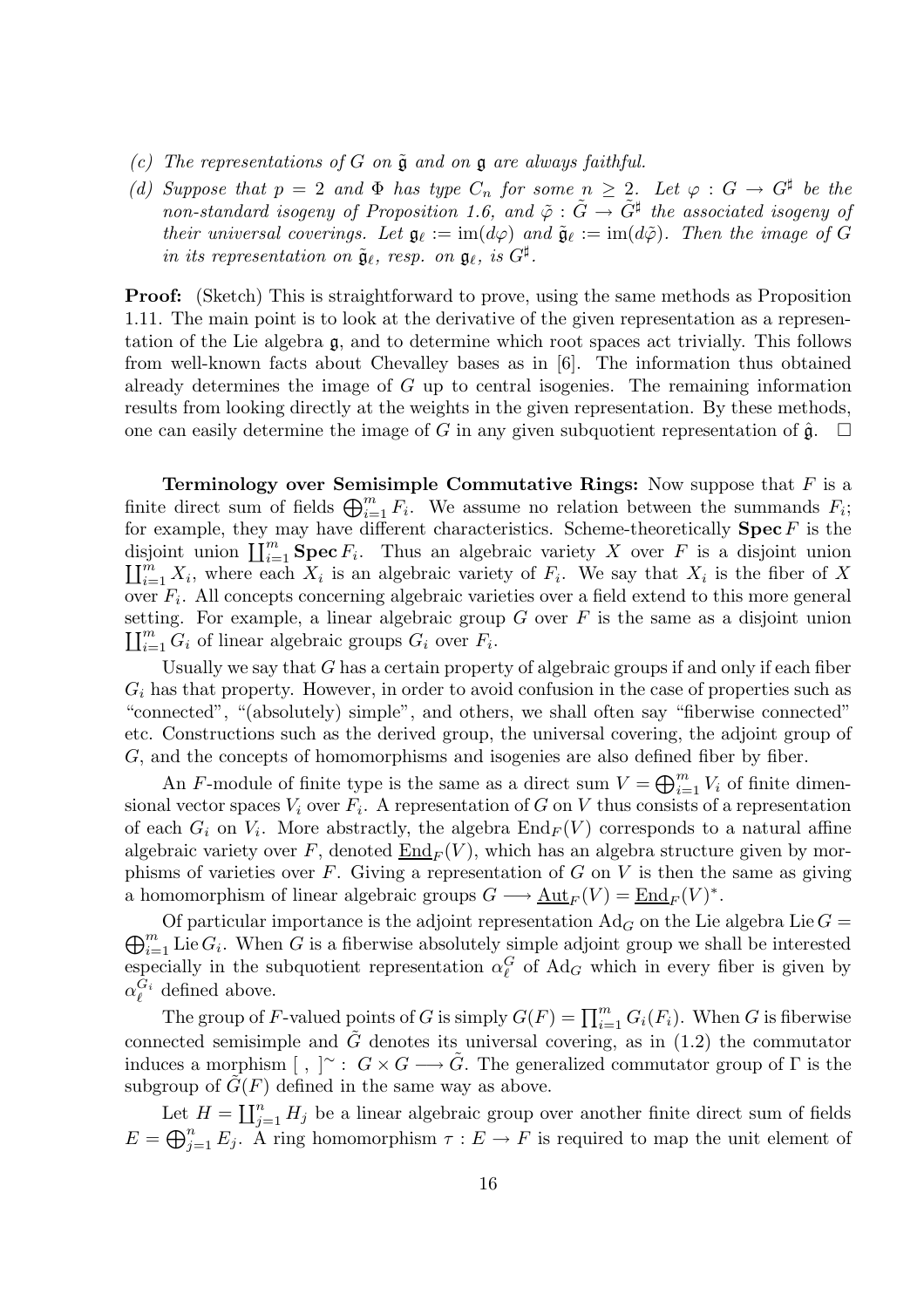*(c) The representations of $G$ on $\tilde{\mathfrak{g}}$ and on $\mathfrak{g}$ are always faithful.*

*(d) Suppose that $p = 2$ and $\Phi$ has type $C_n$ for some $n \geq 2$. Let $\varphi : G \to G^\sharp$ be the non-standard isogeny of Proposition 1.6, and $\tilde{\varphi} : \tilde{G} \to \tilde{G}^\sharp$ the associated isogeny of their universal coverings. Let $\mathfrak{g}_\ell := \mathrm{im}(d\varphi)$ and $\tilde{\mathfrak{g}}_\ell := \mathrm{im}(d\tilde{\varphi})$. Then the image of $G$ in its representation on $\tilde{\mathfrak{g}}_\ell$, resp. on $\mathfrak{g}_\ell$, is $G^\sharp$.*

**Proof:** (Sketch) This is straightforward to prove, using the same methods as Proposition 1.11. The main point is to look at the derivative of the given representation as a representation of the Lie algebra $\mathfrak{g}$, and to determine which root spaces act trivially. This follows from well-known facts about Chevalley bases as in [6]. The information thus obtained already determines the image of $G$ up to central isogenies. The remaining information results from looking directly at the weights in the given representation. By these methods, one can easily determine the image of $G$ in any given subquotient representation of $\hat{\mathfrak{g}}$. $\square$

**Terminology over Semisimple Commutative Rings:** Now suppose that $F$ is a finite direct sum of fields $\bigoplus_{i=1}^m F_i$. We assume no relation between the summands $F_i$; for example, they may have different characteristics. Scheme-theoretically $\mathbf{Spec}\, F$ is the disjoint union $\coprod_{i=1}^m \mathbf{Spec}\, F_i$. Thus an algebraic variety $X$ over $F$ is a disjoint union $\coprod_{i=1}^m X_i$, where each $X_i$ is an algebraic variety of $F_i$. We say that $X_i$ is the fiber of $X$ over $F_i$. All concepts concerning algebraic varieties over a field extend to this more general setting. For example, a linear algebraic group $G$ over $F$ is the same as a disjoint union $\coprod_{i=1}^m G_i$ of linear algebraic groups $G_i$ over $F_i$.

Usually we say that $G$ has a certain property of algebraic groups if and only if each fiber $G_i$ has that property. However, in order to avoid confusion in the case of properties such as "connected", "(absolutely) simple", and others, we shall often say "fiberwise connected" etc. Constructions such as the derived group, the universal covering, the adjoint group of $G$, and the concepts of homomorphisms and isogenies are also defined fiber by fiber.

An $F$-module of finite type is the same as a direct sum $V = \bigoplus_{i=1}^m V_i$ of finite dimensional vector spaces $V_i$ over $F_i$. A representation of $G$ on $V$ thus consists of a representation of each $G_i$ on $V_i$. More abstractly, the algebra $\mathrm{End}_F(V)$ corresponds to a natural affine algebraic variety over $F$, denoted $\underline{\mathrm{End}}_F(V)$, which has an algebra structure given by morphisms of varieties over $F$. Giving a representation of $G$ on $V$ is then the same as giving a homomorphism of linear algebraic groups $G \longrightarrow \underline{\mathrm{Aut}}_F(V) = \underline{\mathrm{End}}_F(V)^*$.

Of particular importance is the adjoint representation $\mathrm{Ad}_G$ on the Lie algebra $\mathrm{Lie}\, G = \bigoplus_{i=1}^m \mathrm{Lie}\, G_i$. When $G$ is a fiberwise absolutely simple adjoint group we shall be interested especially in the subquotient representation $\alpha_\ell^G$ of $\mathrm{Ad}_G$ which in every fiber is given by $\alpha_\ell^{G_i}$ defined above.

The group of $F$-valued points of $G$ is simply $G(F) = \prod_{i=1}^m G_i(F_i)$. When $G$ is fiberwise connected semisimple and $\tilde{G}$ denotes its universal covering, as in (1.2) the commutator induces a morphism $[\ ,\ ]^\sim :\ G \times G \longrightarrow \tilde{G}$. The generalized commutator group of $\Gamma$ is the subgroup of $\tilde{G}(F)$ defined in the same way as above.

Let $H = \coprod_{j=1}^n H_j$ be a linear algebraic group over another finite direct sum of fields $E = \bigoplus_{j=1}^n E_j$. A ring homomorphism $\tau : E \to F$ is required to map the unit element of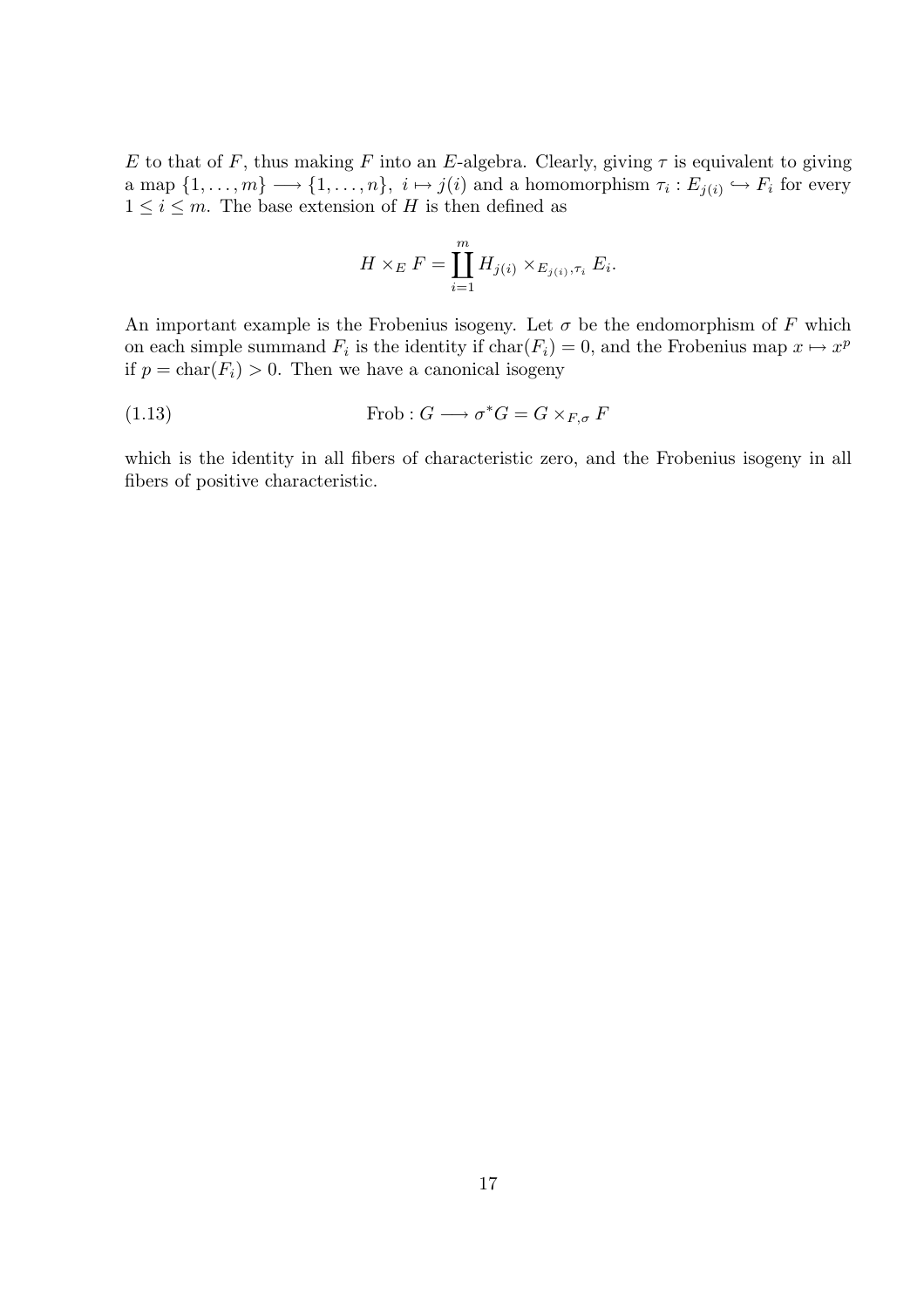$E$ to that of $F$, thus making $F$ into an $E$-algebra. Clearly, giving $\tau$ is equivalent to giving a map $\{1,\ldots,m\} \longrightarrow \{1,\ldots,n\}$, $i \mapsto j(i)$ and a homomorphism $\tau_i : E_{j(i)} \hookrightarrow F_i$ for every $1 \leq i \leq m$. The base extension of $H$ is then defined as

$$H \times_E F = \coprod_{i=1}^{m} H_{j(i)} \times_{E_{j(i)},\tau_i} E_i.$$

An important example is the Frobenius isogeny. Let $\sigma$ be the endomorphism of $F$ which on each simple summand $F_i$ is the identity if $\mathrm{char}(F_i) = 0$, and the Frobenius map $x \mapsto x^p$ if $p = \mathrm{char}(F_i) > 0$. Then we have a canonical isogeny

$$\mathrm{Frob} : G \longrightarrow \sigma^* G = G \times_{F,\sigma} F \tag{1.13}$$

which is the identity in all fibers of characteristic zero, and the Frobenius isogeny in all fibers of positive characteristic.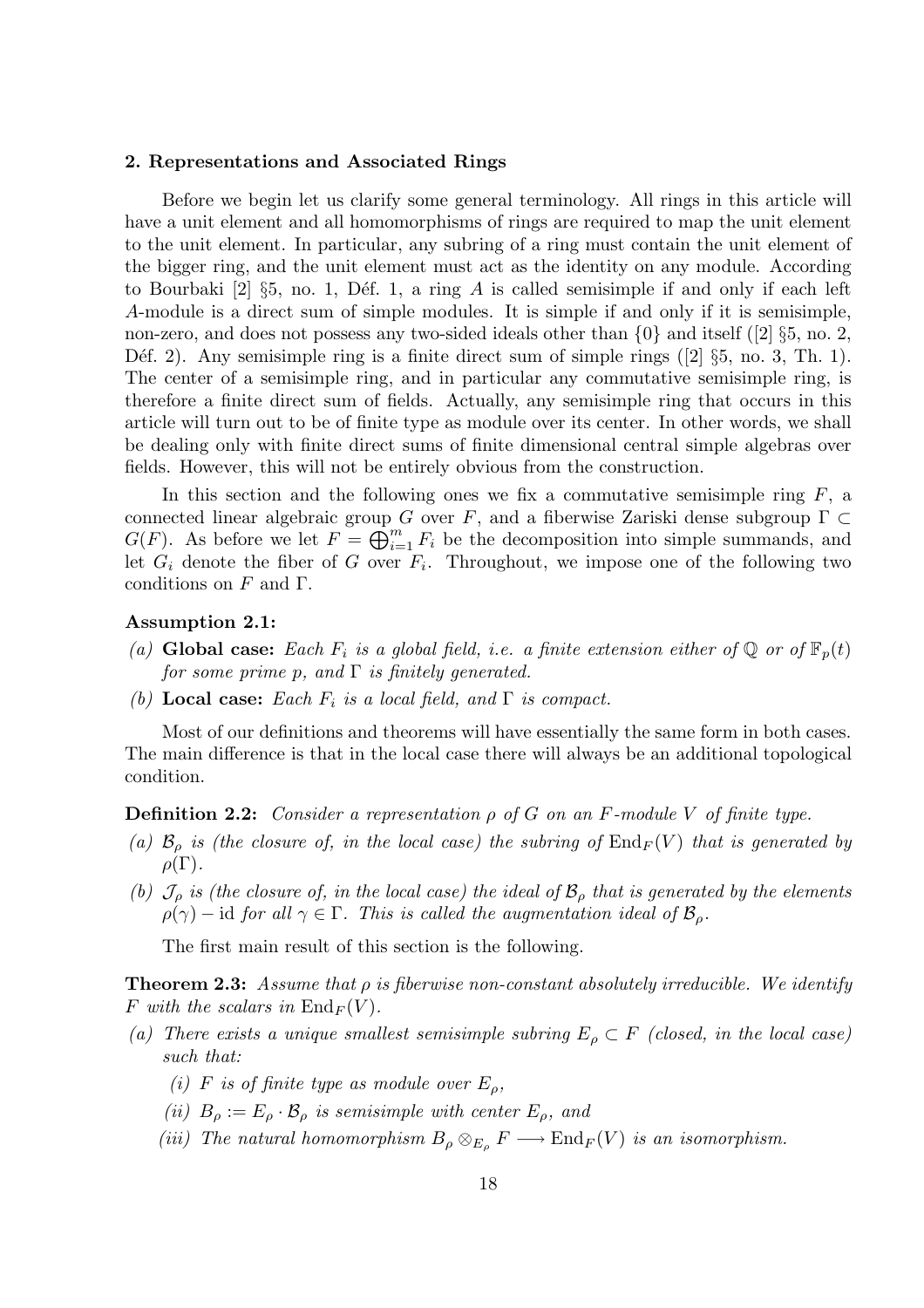## 2. Representations and Associated Rings

Before we begin let us clarify some general terminology. All rings in this article will have a unit element and all homomorphisms of rings are required to map the unit element to the unit element. In particular, any subring of a ring must contain the unit element of the bigger ring, and the unit element must act as the identity on any module. According to Bourbaki [2] §5, no. 1, Déf. 1, a ring $A$ is called semisimple if and only if each left $A$-module is a direct sum of simple modules. It is simple if and only if it is semisimple, non-zero, and does not possess any two-sided ideals other than $\{0\}$ and itself ([2] §5, no. 2, Déf. 2). Any semisimple ring is a finite direct sum of simple rings ([2] §5, no. 3, Th. 1). The center of a semisimple ring, and in particular any commutative semisimple ring, is therefore a finite direct sum of fields. Actually, any semisimple ring that occurs in this article will turn out to be of finite type as module over its center. In other words, we shall be dealing only with finite direct sums of finite dimensional central simple algebras over fields. However, this will not be entirely obvious from the construction.

In this section and the following ones we fix a commutative semisimple ring $F$, a connected linear algebraic group $G$ over $F$, and a fiberwise Zariski dense subgroup $\Gamma \subset G(F)$. As before we let $F = \bigoplus_{i=1}^{m} F_i$ be the decomposition into simple summands, and let $G_i$ denote the fiber of $G$ over $F_i$. Throughout, we impose one of the following two conditions on $F$ and $\Gamma$.

**Assumption 2.1:**

*(a)* **Global case:** *Each $F_i$ is a global field, i.e. a finite extension either of $\mathbb{Q}$ or of $\mathbb{F}_p(t)$ for some prime $p$, and $\Gamma$ is finitely generated.*

*(b)* **Local case:** *Each $F_i$ is a local field, and $\Gamma$ is compact.*

Most of our definitions and theorems will have essentially the same form in both cases. The main difference is that in the local case there will always be an additional topological condition.

**Definition 2.2:** *Consider a representation $\rho$ of $G$ on an $F$-module $V$ of finite type.*

*(a) $\mathcal{B}_\rho$ is (the closure of, in the local case) the subring of $\mathrm{End}_F(V)$ that is generated by $\rho(\Gamma)$.*

*(b) $\mathcal{J}_\rho$ is (the closure of, in the local case) the ideal of $\mathcal{B}_\rho$ that is generated by the elements $\rho(\gamma) - \mathrm{id}$ for all $\gamma \in \Gamma$. This is called the augmentation ideal of $\mathcal{B}_\rho$.*

The first main result of this section is the following.

**Theorem 2.3:** *Assume that $\rho$ is fiberwise non-constant absolutely irreducible. We identify $F$ with the scalars in $\mathrm{End}_F(V)$.*

*(a) There exists a unique smallest semisimple subring $E_\rho \subset F$ (closed, in the local case) such that:*

*(i) $F$ is of finite type as module over $E_\rho$,*

*(ii) $B_\rho := E_\rho \cdot \mathcal{B}_\rho$ is semisimple with center $E_\rho$, and*

*(iii) The natural homomorphism $B_\rho \otimes_{E_\rho} F \longrightarrow \mathrm{End}_F(V)$ is an isomorphism.*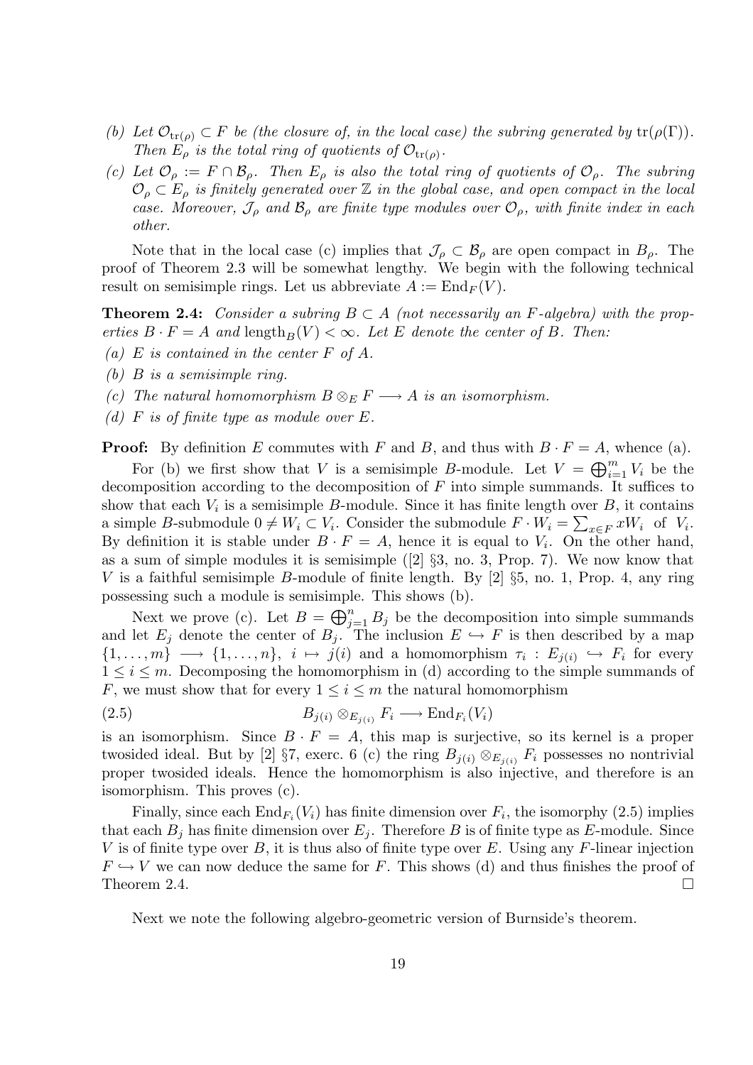*(b) Let $\mathcal{O}_{\mathrm{tr}(\rho)} \subset F$ be (the closure of, in the local case) the subring generated by $\mathrm{tr}(\rho(\Gamma))$. Then $E_\rho$ is the total ring of quotients of $\mathcal{O}_{\mathrm{tr}(\rho)}$.*

*(c) Let $\mathcal{O}_\rho := F \cap \mathcal{B}_\rho$. Then $E_\rho$ is also the total ring of quotients of $\mathcal{O}_\rho$. The subring $\mathcal{O}_\rho \subset E_\rho$ is finitely generated over $\mathbb{Z}$ in the global case, and open compact in the local case. Moreover, $\mathcal{J}_\rho$ and $\mathcal{B}_\rho$ are finite type modules over $\mathcal{O}_\rho$, with finite index in each other.*

Note that in the local case (c) implies that $\mathcal{J}_\rho \subset \mathcal{B}_\rho$ are open compact in $B_\rho$. The proof of Theorem 2.3 will be somewhat lengthy. We begin with the following technical result on semisimple rings. Let us abbreviate $A := \mathrm{End}_F(V)$.

**Theorem 2.4:** *Consider a subring $B \subset A$ (not necessarily an $F$-algebra) with the properties $B \cdot F = A$ and $\mathrm{length}_B(V) < \infty$. Let $E$ denote the center of $B$. Then:*

*(a) $E$ is contained in the center $F$ of $A$.*

*(b) $B$ is a semisimple ring.*

*(c) The natural homomorphism $B \otimes_E F \longrightarrow A$ is an isomorphism.*

*(d) $F$ is of finite type as module over $E$.*

**Proof:** By definition $E$ commutes with $F$ and $B$, and thus with $B \cdot F = A$, whence (a).

For (b) we first show that $V$ is a semisimple $B$-module. Let $V = \bigoplus_{i=1}^m V_i$ be the decomposition according to the decomposition of $F$ into simple summands. It suffices to show that each $V_i$ is a semisimple $B$-module. Since it has finite length over $B$, it contains a simple $B$-submodule $0 \neq W_i \subset V_i$. Consider the submodule $F \cdot W_i = \sum_{x \in F} x W_i$ of $V_i$. By definition it is stable under $B \cdot F = A$, hence it is equal to $V_i$. On the other hand, as a sum of simple modules it is semisimple ([2] §3, no. 3, Prop. 7). We now know that $V$ is a faithful semisimple $B$-module of finite length. By [2] §5, no. 1, Prop. 4, any ring possessing such a module is semisimple. This shows (b).

Next we prove (c). Let $B = \bigoplus_{j=1}^n B_j$ be the decomposition into simple summands and let $E_j$ denote the center of $B_j$. The inclusion $E \hookrightarrow F$ is then described by a map $\{1, \ldots, m\} \longrightarrow \{1, \ldots, n\}$, $i \mapsto j(i)$ and a homomorphism $\tau_i : E_{j(i)} \hookrightarrow F_i$ for every $1 \leq i \leq m$. Decomposing the homomorphism in (d) according to the simple summands of $F$, we must show that for every $1 \leq i \leq m$ the natural homomorphism

$$B_{j(i)} \otimes_{E_{j(i)}} F_i \longrightarrow \mathrm{End}_{F_i}(V_i) \tag{2.5}$$

is an isomorphism. Since $B \cdot F = A$, this map is surjective, so its kernel is a proper twosided ideal. But by [2] §7, exerc. 6 (c) the ring $B_{j(i)} \otimes_{E_{j(i)}} F_i$ possesses no nontrivial proper twosided ideals. Hence the homomorphism is also injective, and therefore is an isomorphism. This proves (c).

Finally, since each $\mathrm{End}_{F_i}(V_i)$ has finite dimension over $F_i$, the isomorphy (2.5) implies that each $B_j$ has finite dimension over $E_j$. Therefore $B$ is of finite type as $E$-module. Since $V$ is of finite type over $B$, it is thus also of finite type over $E$. Using any $F$-linear injection $F \hookrightarrow V$ we can now deduce the same for $F$. This shows (d) and thus finishes the proof of Theorem 2.4. $\square$

Next we note the following algebro-geometric version of Burnside's theorem.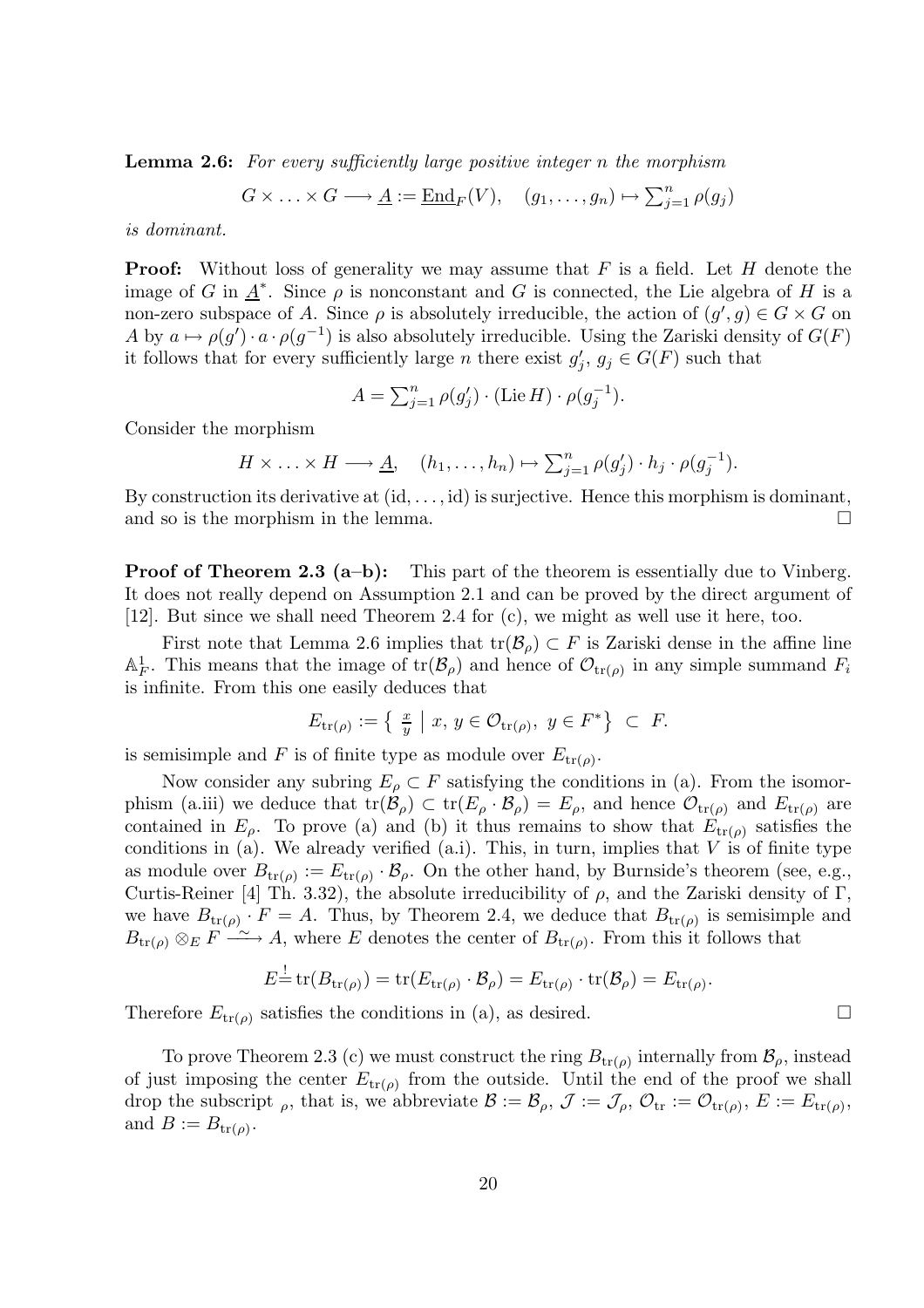**Lemma 2.6:** *For every sufficiently large positive integer n the morphism*

$$G \times \ldots \times G \longrightarrow \underline{A} := \underline{\mathrm{End}}_F(V), \quad (g_1, \ldots, g_n) \mapsto \textstyle\sum_{j=1}^n \rho(g_j)$$

*is dominant.*

**Proof:** Without loss of generality we may assume that $F$ is a field. Let $H$ denote the image of $G$ in $\underline{A}^*$. Since $\rho$ is nonconstant and $G$ is connected, the Lie algebra of $H$ is a non-zero subspace of $A$. Since $\rho$ is absolutely irreducible, the action of $(g', g) \in G \times G$ on $A$ by $a \mapsto \rho(g') \cdot a \cdot \rho(g^{-1})$ is also absolutely irreducible. Using the Zariski density of $G(F)$ it follows that for every sufficiently large $n$ there exist $g_j'$, $g_j \in G(F)$ such that

$$A = \textstyle\sum_{j=1}^n \rho(g_j') \cdot (\mathrm{Lie}\, H) \cdot \rho(g_j^{-1}).$$

Consider the morphism

$$H \times \ldots \times H \longrightarrow \underline{A}, \quad (h_1, \ldots, h_n) \mapsto \textstyle\sum_{j=1}^n \rho(g_j') \cdot h_j \cdot \rho(g_j^{-1}).$$

By construction its derivative at $(\mathrm{id}, \ldots, \mathrm{id})$ is surjective. Hence this morphism is dominant, and so is the morphism in the lemma. $\square$

**Proof of Theorem 2.3 (a–b):** This part of the theorem is essentially due to Vinberg. It does not really depend on Assumption 2.1 and can be proved by the direct argument of [12]. But since we shall need Theorem 2.4 for (c), we might as well use it here, too.

First note that Lemma 2.6 implies that $\mathrm{tr}(\mathcal{B}_\rho) \subset F$ is Zariski dense in the affine line $\mathbb{A}^1_F$. This means that the image of $\mathrm{tr}(\mathcal{B}_\rho)$ and hence of $\mathcal{O}_{\mathrm{tr}(\rho)}$ in any simple summand $F_i$ is infinite. From this one easily deduces that

$$E_{\mathrm{tr}(\rho)} := \left\{ \tfrac{x}{y} \;\middle|\; x, y \in \mathcal{O}_{\mathrm{tr}(\rho)},\ y \in F^* \right\} \;\subset\; F.$$

is semisimple and $F$ is of finite type as module over $E_{\mathrm{tr}(\rho)}$.

Now consider any subring $E_\rho \subset F$ satisfying the conditions in (a). From the isomorphism (a.iii) we deduce that $\mathrm{tr}(\mathcal{B}_\rho) \subset \mathrm{tr}(E_\rho \cdot \mathcal{B}_\rho) = E_\rho$, and hence $\mathcal{O}_{\mathrm{tr}(\rho)}$ and $E_{\mathrm{tr}(\rho)}$ are contained in $E_\rho$. To prove (a) and (b) it thus remains to show that $E_{\mathrm{tr}(\rho)}$ satisfies the conditions in (a). We already verified (a.i). This, in turn, implies that $V$ is of finite type as module over $B_{\mathrm{tr}(\rho)} := E_{\mathrm{tr}(\rho)} \cdot \mathcal{B}_\rho$. On the other hand, by Burnside's theorem (see, e.g., Curtis-Reiner [4] Th. 3.32), the absolute irreducibility of $\rho$, and the Zariski density of $\Gamma$, we have $B_{\mathrm{tr}(\rho)} \cdot F = A$. Thus, by Theorem 2.4, we deduce that $B_{\mathrm{tr}(\rho)}$ is semisimple and $B_{\mathrm{tr}(\rho)} \otimes_E F \xrightarrow{\sim} A$, where $E$ denotes the center of $B_{\mathrm{tr}(\rho)}$. From this it follows that

$$E \stackrel{!}{=} \mathrm{tr}(B_{\mathrm{tr}(\rho)}) = \mathrm{tr}(E_{\mathrm{tr}(\rho)} \cdot \mathcal{B}_\rho) = E_{\mathrm{tr}(\rho)} \cdot \mathrm{tr}(\mathcal{B}_\rho) = E_{\mathrm{tr}(\rho)}.$$

Therefore $E_{\mathrm{tr}(\rho)}$ satisfies the conditions in (a), as desired. $\square$

To prove Theorem 2.3 (c) we must construct the ring $B_{\mathrm{tr}(\rho)}$ internally from $\mathcal{B}_\rho$, instead of just imposing the center $E_{\mathrm{tr}(\rho)}$ from the outside. Until the end of the proof we shall drop the subscript $_\rho$, that is, we abbreviate $\mathcal{B} := \mathcal{B}_\rho$, $\mathcal{J} := \mathcal{J}_\rho$, $\mathcal{O}_{\mathrm{tr}} := \mathcal{O}_{\mathrm{tr}(\rho)}$, $E := E_{\mathrm{tr}(\rho)}$, and $B := B_{\mathrm{tr}(\rho)}$.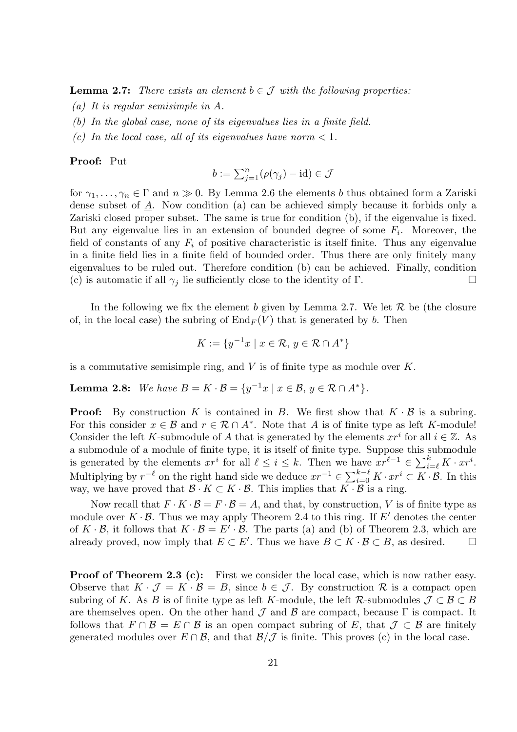**Lemma 2.7:** *There exists an element $b \in \mathcal{J}$ with the following properties:*

*(a) It is regular semisimple in $A$.*

*(b) In the global case, none of its eigenvalues lies in a finite field.*

*(c) In the local case, all of its eigenvalues have norm $< 1$.*

**Proof:** Put

$$b := \textstyle\sum_{j=1}^{n}(\rho(\gamma_j) - \mathrm{id}) \in \mathcal{J}$$

for $\gamma_1, \ldots, \gamma_n \in \Gamma$ and $n \gg 0$. By Lemma 2.6 the elements $b$ thus obtained form a Zariski dense subset of $\underline{A}$. Now condition (a) can be achieved simply because it forbids only a Zariski closed proper subset. The same is true for condition (b), if the eigenvalue is fixed. But any eigenvalue lies in an extension of bounded degree of some $F_i$. Moreover, the field of constants of any $F_i$ of positive characteristic is itself finite. Thus any eigenvalue in a finite field lies in a finite field of bounded order. Thus there are only finitely many eigenvalues to be ruled out. Therefore condition (b) can be achieved. Finally, condition (c) is automatic if all $\gamma_j$ lie sufficiently close to the identity of $\Gamma$. $\square$

In the following we fix the element $b$ given by Lemma 2.7. We let $\mathcal{R}$ be (the closure of, in the local case) the subring of $\mathrm{End}_F(V)$ that is generated by $b$. Then

$$K := \{y^{-1}x \mid x \in \mathcal{R},\, y \in \mathcal{R} \cap A^*\}$$

is a commutative semisimple ring, and $V$ is of finite type as module over $K$.

**Lemma 2.8:** *We have $B = K \cdot \mathcal{B} = \{y^{-1}x \mid x \in \mathcal{B},\, y \in \mathcal{R} \cap A^*\}$.*

**Proof:** By construction $K$ is contained in $B$. We first show that $K \cdot \mathcal{B}$ is a subring. For this consider $x \in \mathcal{B}$ and $r \in \mathcal{R} \cap A^*$. Note that $A$ is of finite type as left $K$-module! Consider the left $K$-submodule of $A$ that is generated by the elements $xr^i$ for all $i \in \mathbb{Z}$. As a submodule of a module of finite type, it is itself of finite type. Suppose this submodule is generated by the elements $xr^i$ for all $\ell \leq i \leq k$. Then we have $xr^{\ell-1} \in \sum_{i=\ell}^{k} K \cdot xr^i$. Multiplying by $r^{-\ell}$ on the right hand side we deduce $xr^{-1} \in \sum_{i=0}^{k-\ell} K \cdot xr^i \subset K \cdot \mathcal{B}$. In this way, we have proved that $\mathcal{B} \cdot K \subset K \cdot \mathcal{B}$. This implies that $K \cdot \mathcal{B}$ is a ring.

Now recall that $F \cdot K \cdot \mathcal{B} = F \cdot \mathcal{B} = A$, and that, by construction, $V$ is of finite type as module over $K \cdot \mathcal{B}$. Thus we may apply Theorem 2.4 to this ring. If $E'$ denotes the center of $K \cdot \mathcal{B}$, it follows that $K \cdot \mathcal{B} = E' \cdot \mathcal{B}$. The parts (a) and (b) of Theorem 2.3, which are already proved, now imply that $E \subset E'$. Thus we have $B \subset K \cdot \mathcal{B} \subset B$, as desired. $\square$

**Proof of Theorem 2.3 (c):** First we consider the local case, which is now rather easy. Observe that $K \cdot \mathcal{J} = K \cdot \mathcal{B} = B$, since $b \in \mathcal{J}$. By construction $\mathcal{R}$ is a compact open subring of $K$. As $B$ is of finite type as left $K$-module, the left $\mathcal{R}$-submodules $\mathcal{J} \subset \mathcal{B} \subset B$ are themselves open. On the other hand $\mathcal{J}$ and $\mathcal{B}$ are compact, because $\Gamma$ is compact. It follows that $F \cap \mathcal{B} = E \cap \mathcal{B}$ is an open compact subring of $E$, that $\mathcal{J} \subset \mathcal{B}$ are finitely generated modules over $E \cap \mathcal{B}$, and that $\mathcal{B}/\mathcal{J}$ is finite. This proves (c) in the local case.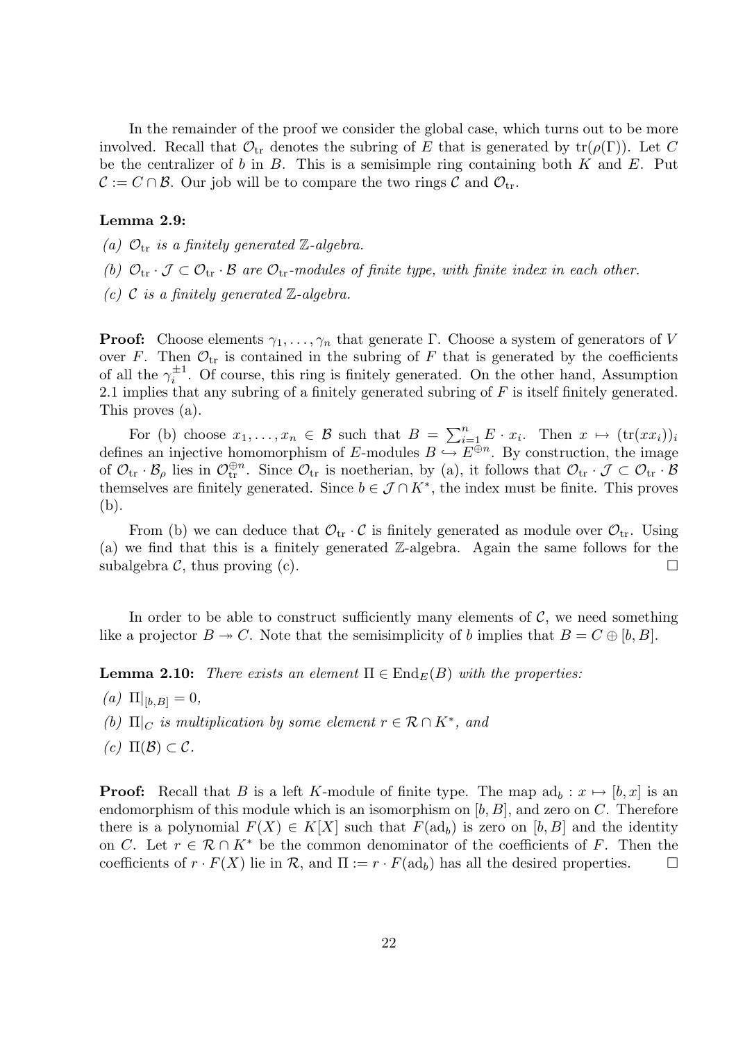In the remainder of the proof we consider the global case, which turns out to be more involved. Recall that $\mathcal{O}_{\mathrm{tr}}$ denotes the subring of $E$ that is generated by $\mathrm{tr}(\rho(\Gamma))$. Let $C$ be the centralizer of $b$ in $B$. This is a semisimple ring containing both $K$ and $E$. Put $\mathcal{C} := C \cap \mathcal{B}$. Our job will be to compare the two rings $\mathcal{C}$ and $\mathcal{O}_{\mathrm{tr}}$.

**Lemma 2.9:**

*(a) $\mathcal{O}_{\mathrm{tr}}$ is a finitely generated $\mathbb{Z}$-algebra.*

*(b) $\mathcal{O}_{\mathrm{tr}} \cdot \mathcal{J} \subset \mathcal{O}_{\mathrm{tr}} \cdot \mathcal{B}$ are $\mathcal{O}_{\mathrm{tr}}$-modules of finite type, with finite index in each other.*

*(c) $\mathcal{C}$ is a finitely generated $\mathbb{Z}$-algebra.*

**Proof:** Choose elements $\gamma_1, \ldots, \gamma_n$ that generate $\Gamma$. Choose a system of generators of $V$ over $F$. Then $\mathcal{O}_{\mathrm{tr}}$ is contained in the subring of $F$ that is generated by the coefficients of all the $\gamma_i^{\pm 1}$. Of course, this ring is finitely generated. On the other hand, Assumption 2.1 implies that any subring of a finitely generated subring of $F$ is itself finitely generated. This proves (a).

For (b) choose $x_1, \ldots, x_n \in \mathcal{B}$ such that $B = \sum_{i=1}^n E \cdot x_i$. Then $x \mapsto (\mathrm{tr}(xx_i))_i$ defines an injective homomorphism of $E$-modules $B \hookrightarrow E^{\oplus n}$. By construction, the image of $\mathcal{O}_{\mathrm{tr}} \cdot \mathcal{B}_\rho$ lies in $\mathcal{O}_{\mathrm{tr}}^{\oplus n}$. Since $\mathcal{O}_{\mathrm{tr}}$ is noetherian, by (a), it follows that $\mathcal{O}_{\mathrm{tr}} \cdot \mathcal{J} \subset \mathcal{O}_{\mathrm{tr}} \cdot \mathcal{B}$ themselves are finitely generated. Since $b \in \mathcal{J} \cap K^*$, the index must be finite. This proves (b).

From (b) we can deduce that $\mathcal{O}_{\mathrm{tr}} \cdot \mathcal{C}$ is finitely generated as module over $\mathcal{O}_{\mathrm{tr}}$. Using (a) we find that this is a finitely generated $\mathbb{Z}$-algebra. Again the same follows for the subalgebra $\mathcal{C}$, thus proving (c). $\square$

In order to be able to construct sufficiently many elements of $\mathcal{C}$, we need something like a projector $B \twoheadrightarrow C$. Note that the semisimplicity of $b$ implies that $B = C \oplus [b, B]$.

**Lemma 2.10:** *There exists an element $\Pi \in \mathrm{End}_E(B)$ with the properties:*

*(a) $\Pi|_{[b,B]} = 0$,*

*(b) $\Pi|_C$ is multiplication by some element $r \in \mathcal{R} \cap K^*$, and*

*(c) $\Pi(\mathcal{B}) \subset \mathcal{C}$.*

**Proof:** Recall that $B$ is a left $K$-module of finite type. The map $\mathrm{ad}_b : x \mapsto [b, x]$ is an endomorphism of this module which is an isomorphism on $[b, B]$, and zero on $C$. Therefore there is a polynomial $F(X) \in K[X]$ such that $F(\mathrm{ad}_b)$ is zero on $[b, B]$ and the identity on $C$. Let $r \in \mathcal{R} \cap K^*$ be the common denominator of the coefficients of $F$. Then the coefficients of $r \cdot F(X)$ lie in $\mathcal{R}$, and $\Pi := r \cdot F(\mathrm{ad}_b)$ has all the desired properties. $\square$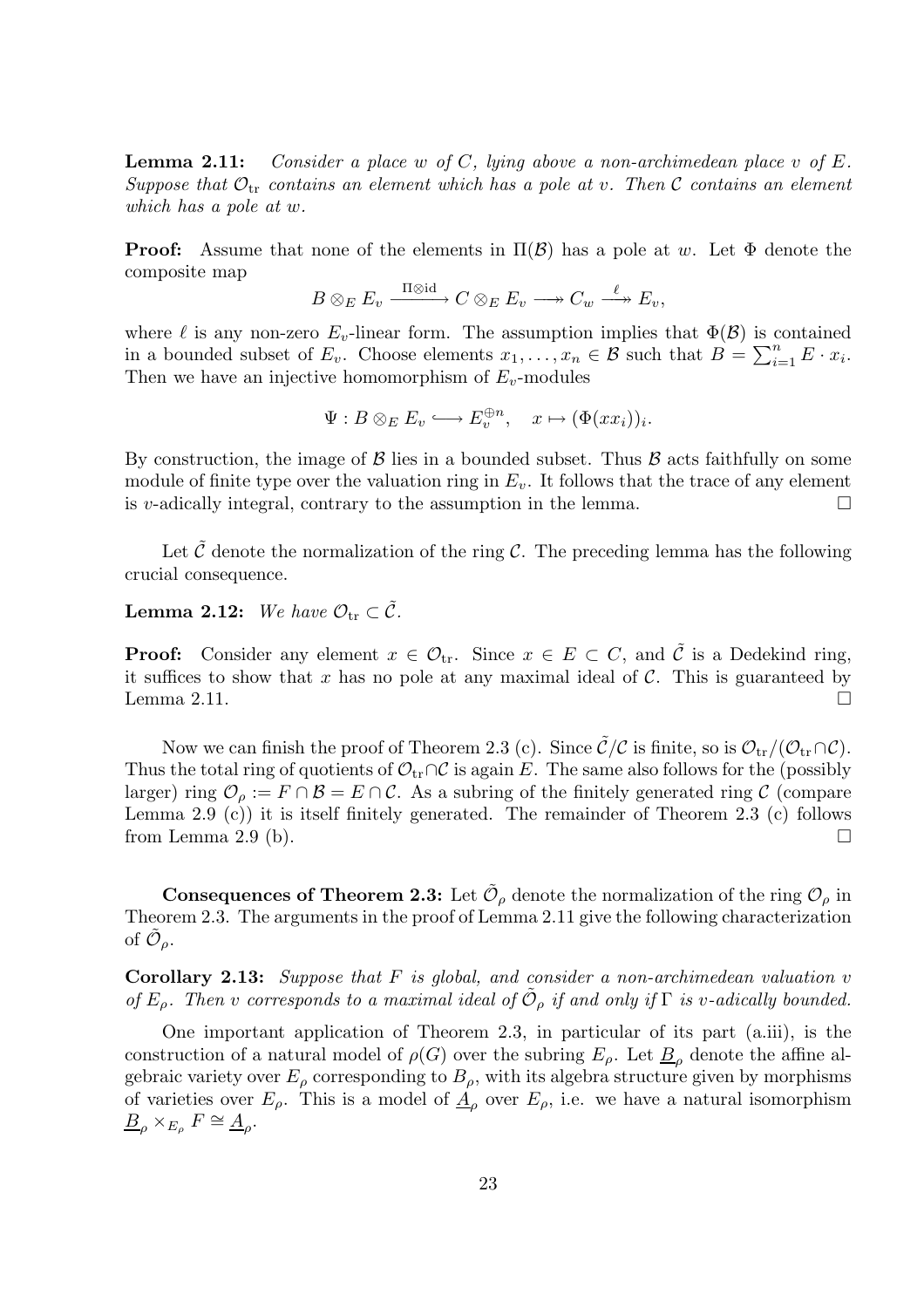**Lemma 2.11:** *Consider a place $w$ of $C$, lying above a non-archimedean place $v$ of $E$. Suppose that $\mathcal{O}_{\rm tr}$ contains an element which has a pole at $v$. Then $\mathcal{C}$ contains an element which has a pole at $w$.*

**Proof:** Assume that none of the elements in $\Pi(\mathcal{B})$ has a pole at $w$. Let $\Phi$ denote the composite map

$$B \otimes_E E_v \xrightarrow{\Pi\otimes{\rm id}} C \otimes_E E_v \twoheadrightarrow C_w \overset{\ell}{\twoheadrightarrow} E_v,$$

where $\ell$ is any non-zero $E_v$-linear form. The assumption implies that $\Phi(\mathcal{B})$ is contained in a bounded subset of $E_v$. Choose elements $x_1, \ldots, x_n \in \mathcal{B}$ such that $B = \sum_{i=1}^n E \cdot x_i$. Then we have an injective homomorphism of $E_v$-modules

$$\Psi : B \otimes_E E_v \hookrightarrow E_v^{\oplus n}, \quad x \mapsto (\Phi(xx_i))_i.$$

By construction, the image of $\mathcal{B}$ lies in a bounded subset. Thus $\mathcal{B}$ acts faithfully on some module of finite type over the valuation ring in $E_v$. It follows that the trace of any element is $v$-adically integral, contrary to the assumption in the lemma. $\square$

Let $\tilde{\mathcal{C}}$ denote the normalization of the ring $\mathcal{C}$. The preceding lemma has the following crucial consequence.

**Lemma 2.12:** *We have $\mathcal{O}_{\rm tr} \subset \tilde{\mathcal{C}}$.*

**Proof:** Consider any element $x \in \mathcal{O}_{\rm tr}$. Since $x \in E \subset C$, and $\tilde{\mathcal{C}}$ is a Dedekind ring, it suffices to show that $x$ has no pole at any maximal ideal of $\mathcal{C}$. This is guaranteed by Lemma 2.11. $\square$

Now we can finish the proof of Theorem 2.3 (c). Since $\tilde{\mathcal{C}}/\mathcal{C}$ is finite, so is $\mathcal{O}_{\rm tr}/(\mathcal{O}_{\rm tr} \cap \mathcal{C})$. Thus the total ring of quotients of $\mathcal{O}_{\rm tr} \cap \mathcal{C}$ is again $E$. The same also follows for the (possibly larger) ring $\mathcal{O}_\rho := F \cap \mathcal{B} = E \cap \mathcal{C}$. As a subring of the finitely generated ring $\mathcal{C}$ (compare Lemma 2.9 (c)) it is itself finitely generated. The remainder of Theorem 2.3 (c) follows from Lemma 2.9 (b). $\square$

**Consequences of Theorem 2.3:** Let $\tilde{\mathcal{O}}_\rho$ denote the normalization of the ring $\mathcal{O}_\rho$ in Theorem 2.3. The arguments in the proof of Lemma 2.11 give the following characterization of $\tilde{\mathcal{O}}_\rho$.

**Corollary 2.13:** *Suppose that $F$ is global, and consider a non-archimedean valuation $v$ of $E_\rho$. Then $v$ corresponds to a maximal ideal of $\tilde{\mathcal{O}}_\rho$ if and only if $\Gamma$ is $v$-adically bounded.*

One important application of Theorem 2.3, in particular of its part (a.iii), is the construction of a natural model of $\rho(G)$ over the subring $E_\rho$. Let $\underline{B}_\rho$ denote the affine algebraic variety over $E_\rho$ corresponding to $B_\rho$, with its algebra structure given by morphisms of varieties over $E_\rho$. This is a model of $\underline{A}_\rho$ over $E_\rho$, i.e. we have a natural isomorphism $\underline{B}_\rho \times_{E_\rho} F \cong \underline{A}_\rho$.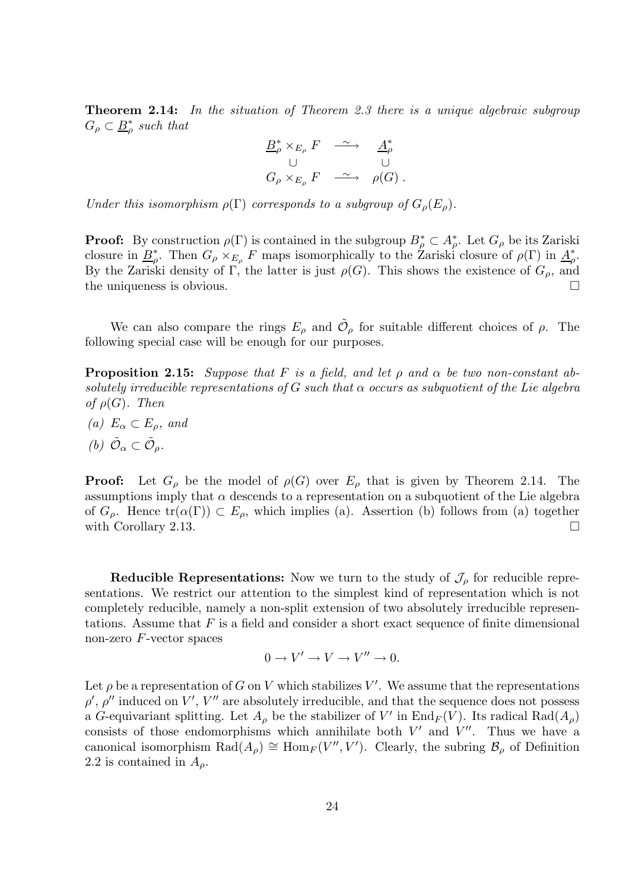**Theorem 2.14:** *In the situation of Theorem 2.3 there is a unique algebraic subgroup $G_\rho \subset \underline{B}_\rho^*$ such that*

$$\begin{array}{ccc} \underline{B}_\rho^* \times_{E_\rho} F & \stackrel{\sim}{\longrightarrow} & \underline{A}_\rho^* \\ \cup & & \cup \\ G_\rho \times_{E_\rho} F & \stackrel{\sim}{\longrightarrow} & \rho(G)\;. \end{array}$$

*Under this isomorphism $\rho(\Gamma)$ corresponds to a subgroup of $G_\rho(E_\rho)$.*

**Proof:** By construction $\rho(\Gamma)$ is contained in the subgroup $B_\rho^* \subset A_\rho^*$. Let $G_\rho$ be its Zariski closure in $\underline{B}_\rho^*$. Then $G_\rho \times_{E_\rho} F$ maps isomorphically to the Zariski closure of $\rho(\Gamma)$ in $\underline{A}_\rho^*$. By the Zariski density of $\Gamma$, the latter is just $\rho(G)$. This shows the existence of $G_\rho$, and the uniqueness is obvious. $\square$

We can also compare the rings $E_\rho$ and $\tilde{\mathcal{O}}_\rho$ for suitable different choices of $\rho$. The following special case will be enough for our purposes.

**Proposition 2.15:** *Suppose that $F$ is a field, and let $\rho$ and $\alpha$ be two non-constant absolutely irreducible representations of $G$ such that $\alpha$ occurs as subquotient of the Lie algebra of $\rho(G)$. Then*

*(a) $E_\alpha \subset E_\rho$, and*

*(b) $\tilde{\mathcal{O}}_\alpha \subset \tilde{\mathcal{O}}_\rho$.*

**Proof:** Let $G_\rho$ be the model of $\rho(G)$ over $E_\rho$ that is given by Theorem 2.14. The assumptions imply that $\alpha$ descends to a representation on a subquotient of the Lie algebra of $G_\rho$. Hence $\operatorname{tr}(\alpha(\Gamma)) \subset E_\rho$, which implies (a). Assertion (b) follows from (a) together with Corollary 2.13. $\square$

**Reducible Representations:** Now we turn to the study of $\mathcal{J}_\rho$ for reducible representations. We restrict our attention to the simplest kind of representation which is not completely reducible, namely a non-split extension of two absolutely irreducible representations. Assume that $F$ is a field and consider a short exact sequence of finite dimensional non-zero $F$-vector spaces

$$0 \to V' \to V \to V'' \to 0.$$

Let $\rho$ be a representation of $G$ on $V$ which stabilizes $V'$. We assume that the representations $\rho'$, $\rho''$ induced on $V'$, $V''$ are absolutely irreducible, and that the sequence does not possess a $G$-equivariant splitting. Let $A_\rho$ be the stabilizer of $V'$ in $\operatorname{End}_F(V)$. Its radical $\operatorname{Rad}(A_\rho)$ consists of those endomorphisms which annihilate both $V'$ and $V''$. Thus we have a canonical isomorphism $\operatorname{Rad}(A_\rho) \cong \operatorname{Hom}_F(V'', V')$. Clearly, the subring $\mathcal{B}_\rho$ of Definition 2.2 is contained in $A_\rho$.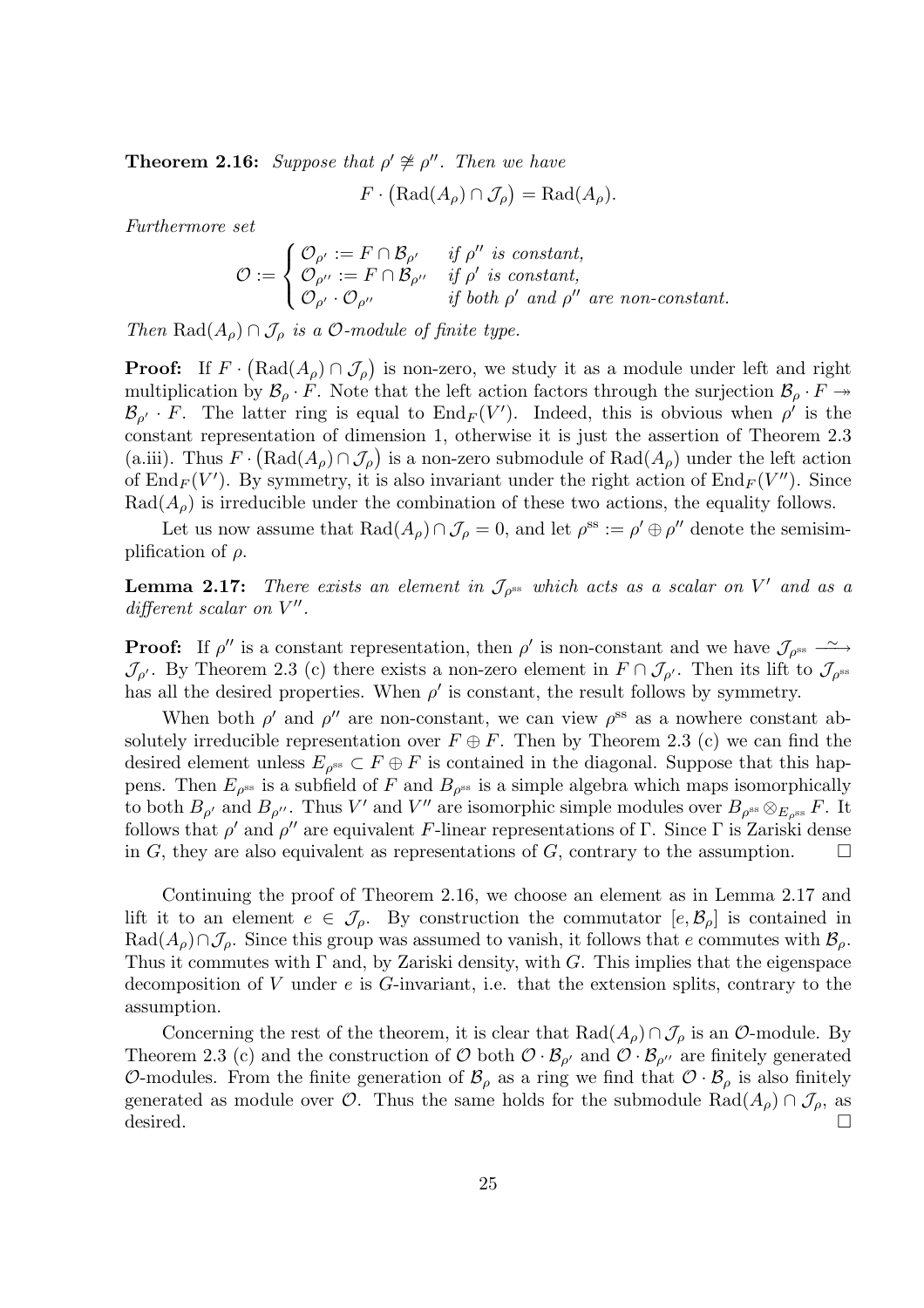**Theorem 2.16:** *Suppose that $\rho' \not\cong \rho''$. Then we have*

$$F \cdot \big(\mathrm{Rad}(A_\rho) \cap \mathcal{J}_\rho\big) = \mathrm{Rad}(A_\rho).$$

*Furthermore set*

$$\mathcal{O} := \begin{cases} \mathcal{O}_{\rho'} := F \cap \mathcal{B}_{\rho'} & \text{if } \rho'' \text{ is constant,} \\ \mathcal{O}_{\rho''} := F \cap \mathcal{B}_{\rho''} & \text{if } \rho' \text{ is constant,} \\ \mathcal{O}_{\rho'} \cdot \mathcal{O}_{\rho''} & \text{if both } \rho' \text{ and } \rho'' \text{ are non-constant.} \end{cases}$$

*Then $\mathrm{Rad}(A_\rho) \cap \mathcal{J}_\rho$ is a $\mathcal{O}$-module of finite type.*

**Proof:** If $F \cdot \big(\mathrm{Rad}(A_\rho) \cap \mathcal{J}_\rho\big)$ is non-zero, we study it as a module under left and right multiplication by $\mathcal{B}_\rho \cdot F$. Note that the left action factors through the surjection $\mathcal{B}_\rho \cdot F \twoheadrightarrow \mathcal{B}_{\rho'} \cdot F$. The latter ring is equal to $\mathrm{End}_F(V')$. Indeed, this is obvious when $\rho'$ is the constant representation of dimension 1, otherwise it is just the assertion of Theorem 2.3 (a.iii). Thus $F \cdot \big(\mathrm{Rad}(A_\rho) \cap \mathcal{J}_\rho\big)$ is a non-zero submodule of $\mathrm{Rad}(A_\rho)$ under the left action of $\mathrm{End}_F(V')$. By symmetry, it is also invariant under the right action of $\mathrm{End}_F(V'')$. Since $\mathrm{Rad}(A_\rho)$ is irreducible under the combination of these two actions, the equality follows.

Let us now assume that $\mathrm{Rad}(A_\rho) \cap \mathcal{J}_\rho = 0$, and let $\rho^{\mathrm{ss}} := \rho' \oplus \rho''$ denote the semisimplification of $\rho$.

**Lemma 2.17:** *There exists an element in $\mathcal{J}_{\rho^{\mathrm{ss}}}$ which acts as a scalar on $V'$ and as a different scalar on $V''$.*

**Proof:** If $\rho''$ is a constant representation, then $\rho'$ is non-constant and we have $\mathcal{J}_{\rho^{\mathrm{ss}}} \xrightarrow{\sim} \mathcal{J}_{\rho'}$. By Theorem 2.3 (c) there exists a non-zero element in $F \cap \mathcal{J}_{\rho'}$. Then its lift to $\mathcal{J}_{\rho^{\mathrm{ss}}}$ has all the desired properties. When $\rho'$ is constant, the result follows by symmetry.

When both $\rho'$ and $\rho''$ are non-constant, we can view $\rho^{\mathrm{ss}}$ as a nowhere constant absolutely irreducible representation over $F \oplus F$. Then by Theorem 2.3 (c) we can find the desired element unless $E_{\rho^{\mathrm{ss}}} \subset F \oplus F$ is contained in the diagonal. Suppose that this happens. Then $E_{\rho^{\mathrm{ss}}}$ is a subfield of $F$ and $B_{\rho^{\mathrm{ss}}}$ is a simple algebra which maps isomorphically to both $B_{\rho'}$ and $B_{\rho''}$. Thus $V'$ and $V''$ are isomorphic simple modules over $B_{\rho^{\mathrm{ss}}} \otimes_{E_{\rho^{\mathrm{ss}}}} F$. It follows that $\rho'$ and $\rho''$ are equivalent $F$-linear representations of $\Gamma$. Since $\Gamma$ is Zariski dense in $G$, they are also equivalent as representations of $G$, contrary to the assumption. $\square$

Continuing the proof of Theorem 2.16, we choose an element as in Lemma 2.17 and lift it to an element $e \in \mathcal{J}_\rho$. By construction the commutator $[e, \mathcal{B}_\rho]$ is contained in $\mathrm{Rad}(A_\rho) \cap \mathcal{J}_\rho$. Since this group was assumed to vanish, it follows that $e$ commutes with $\mathcal{B}_\rho$. Thus it commutes with $\Gamma$ and, by Zariski density, with $G$. This implies that the eigenspace decomposition of $V$ under $e$ is $G$-invariant, i.e. that the extension splits, contrary to the assumption.

Concerning the rest of the theorem, it is clear that $\mathrm{Rad}(A_\rho) \cap \mathcal{J}_\rho$ is an $\mathcal{O}$-module. By Theorem 2.3 (c) and the construction of $\mathcal{O}$ both $\mathcal{O} \cdot \mathcal{B}_{\rho'}$ and $\mathcal{O} \cdot \mathcal{B}_{\rho''}$ are finitely generated $\mathcal{O}$-modules. From the finite generation of $\mathcal{B}_\rho$ as a ring we find that $\mathcal{O} \cdot \mathcal{B}_\rho$ is also finitely generated as module over $\mathcal{O}$. Thus the same holds for the submodule $\mathrm{Rad}(A_\rho) \cap \mathcal{J}_\rho$, as desired. $\square$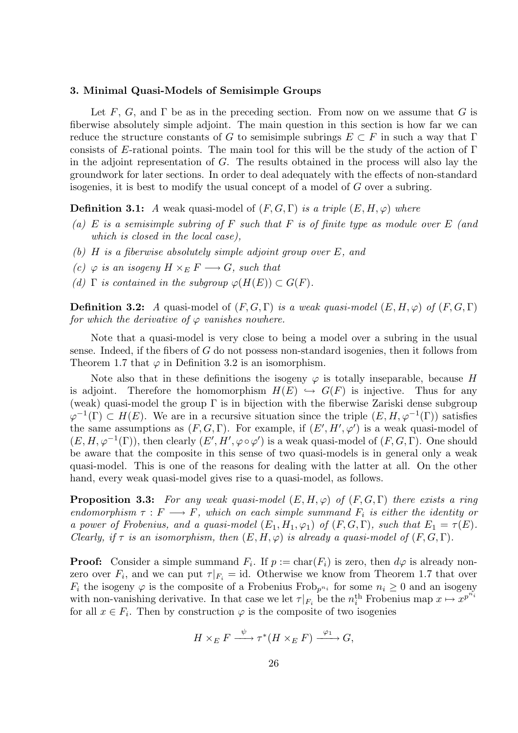### 3. Minimal Quasi-Models of Semisimple Groups

Let $F$, $G$, and $\Gamma$ be as in the preceding section. From now on we assume that $G$ is fiberwise absolutely simple adjoint. The main question in this section is how far we can reduce the structure constants of $G$ to semisimple subrings $E \subset F$ in such a way that $\Gamma$ consists of $E$-rational points. The main tool for this will be the study of the action of $\Gamma$ in the adjoint representation of $G$. The results obtained in the process will also lay the groundwork for later sections. In order to deal adequately with the effects of non-standard isogenies, it is best to modify the usual concept of a model of $G$ over a subring.

**Definition 3.1:** *A* weak quasi-model *of $(F, G, \Gamma)$ is a triple $(E, H, \varphi)$ where*

*(a) $E$ is a semisimple subring of $F$ such that $F$ is of finite type as module over $E$ (and which is closed in the local case),*

*(b) $H$ is a fiberwise absolutely simple adjoint group over $E$, and*

*(c) $\varphi$ is an isogeny $H \times_E F \longrightarrow G$, such that*

*(d) $\Gamma$ is contained in the subgroup $\varphi(H(E)) \subset G(F)$.*

**Definition 3.2:** *A* quasi-model *of $(F, G, \Gamma)$ is a weak quasi-model $(E, H, \varphi)$ of $(F, G, \Gamma)$ for which the derivative of $\varphi$ vanishes nowhere.*

Note that a quasi-model is very close to being a model over a subring in the usual sense. Indeed, if the fibers of $G$ do not possess non-standard isogenies, then it follows from Theorem 1.7 that $\varphi$ in Definition 3.2 is an isomorphism.

Note also that in these definitions the isogeny $\varphi$ is totally inseparable, because $H$ is adjoint. Therefore the homomorphism $H(E) \hookrightarrow G(F)$ is injective. Thus for any (weak) quasi-model the group $\Gamma$ is in bijection with the fiberwise Zariski dense subgroup $\varphi^{-1}(\Gamma) \subset H(E)$. We are in a recursive situation since the triple $(E, H, \varphi^{-1}(\Gamma))$ satisfies the same assumptions as $(F, G, \Gamma)$. For example, if $(E', H', \varphi')$ is a weak quasi-model of $(E, H, \varphi^{-1}(\Gamma))$, then clearly $(E', H', \varphi \circ \varphi')$ is a weak quasi-model of $(F, G, \Gamma)$. One should be aware that the composite in this sense of two quasi-models is in general only a weak quasi-model. This is one of the reasons for dealing with the latter at all. On the other hand, every weak quasi-model gives rise to a quasi-model, as follows.

**Proposition 3.3:** *For any weak quasi-model $(E, H, \varphi)$ of $(F, G, \Gamma)$ there exists a ring endomorphism $\tau : F \longrightarrow F$, which on each simple summand $F_i$ is either the identity or a power of Frobenius, and a quasi-model $(E_1, H_1, \varphi_1)$ of $(F, G, \Gamma)$, such that $E_1 = \tau(E)$. Clearly, if $\tau$ is an isomorphism, then $(E, H, \varphi)$ is already a quasi-model of $(F, G, \Gamma)$.*

**Proof:** Consider a simple summand $F_i$. If $p := \mathrm{char}(F_i)$ is zero, then $d\varphi$ is already non-zero over $F_i$, and we can put $\tau|_{F_i} = \mathrm{id}$. Otherwise we know from Theorem 1.7 that over $F_i$ the isogeny $\varphi$ is the composite of a Frobenius $\mathrm{Frob}_{p^{n_i}}$ for some $n_i \geq 0$ and an isogeny with non-vanishing derivative. In that case we let $\tau|_{F_i}$ be the $n_i^{\text{th}}$ Frobenius map $x \mapsto x^{p^{n_i}}$ for all $x \in F_i$. Then by construction $\varphi$ is the composite of two isogenies

$$H \times_E F \xrightarrow{\ \psi\ } \tau^*(H \times_E F) \xrightarrow{\ \varphi_1\ } G,$$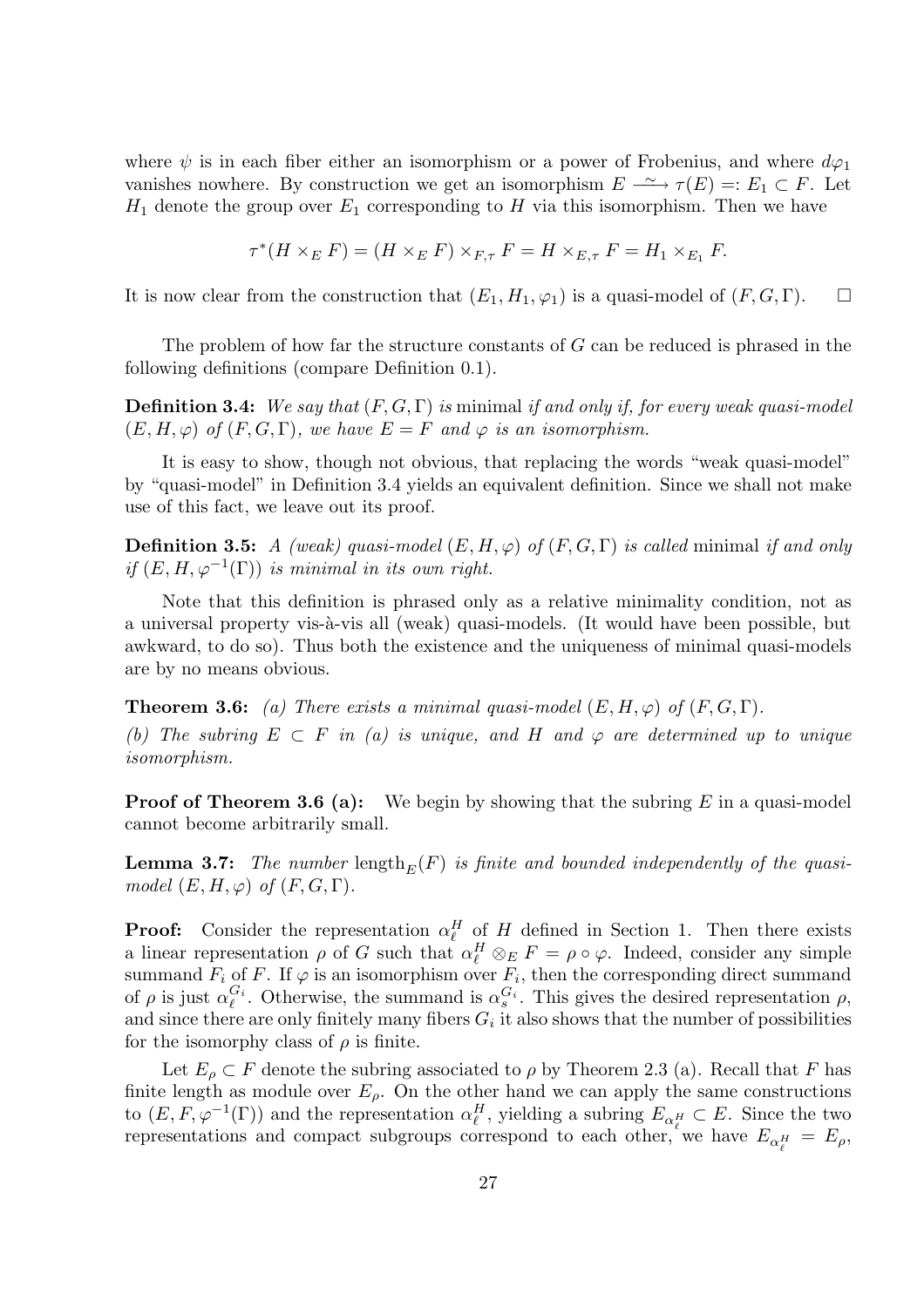where $\psi$ is in each fiber either an isomorphism or a power of Frobenius, and where $d\varphi_1$ vanishes nowhere. By construction we get an isomorphism $E \xrightarrow{\sim} \tau(E) =: E_1 \subset F$. Let $H_1$ denote the group over $E_1$ corresponding to $H$ via this isomorphism. Then we have

$$\tau^*(H \times_E F) = (H \times_E F) \times_{F,\tau} F = H \times_{E,\tau} F = H_1 \times_{E_1} F.$$

It is now clear from the construction that $(E_1, H_1, \varphi_1)$ is a quasi-model of $(F, G, \Gamma)$. $\square$

The problem of how far the structure constants of $G$ can be reduced is phrased in the following definitions (compare Definition 0.1).

**Definition 3.4:** *We say that $(F, G, \Gamma)$ is* minimal *if and only if, for every weak quasi-model $(E, H, \varphi)$ of $(F, G, \Gamma)$, we have $E = F$ and $\varphi$ is an isomorphism.*

It is easy to show, though not obvious, that replacing the words "weak quasi-model" by "quasi-model" in Definition 3.4 yields an equivalent definition. Since we shall not make use of this fact, we leave out its proof.

**Definition 3.5:** *A (weak) quasi-model $(E, H, \varphi)$ of $(F, G, \Gamma)$ is called* minimal *if and only if $(E, H, \varphi^{-1}(\Gamma))$ is minimal in its own right.*

Note that this definition is phrased only as a relative minimality condition, not as a universal property vis-à-vis all (weak) quasi-models. (It would have been possible, but awkward, to do so). Thus both the existence and the uniqueness of minimal quasi-models are by no means obvious.

**Theorem 3.6:** *(a) There exists a minimal quasi-model $(E, H, \varphi)$ of $(F, G, \Gamma)$.*

*(b) The subring $E \subset F$ in (a) is unique, and $H$ and $\varphi$ are determined up to unique isomorphism.*

**Proof of Theorem 3.6 (a):** We begin by showing that the subring $E$ in a quasi-model cannot become arbitrarily small.

**Lemma 3.7:** *The number $\text{length}_E(F)$ is finite and bounded independently of the quasi-model $(E, H, \varphi)$ of $(F, G, \Gamma)$.*

**Proof:** Consider the representation $\alpha_\ell^H$ of $H$ defined in Section 1. Then there exists a linear representation $\rho$ of $G$ such that $\alpha_\ell^H \otimes_E F = \rho \circ \varphi$. Indeed, consider any simple summand $F_i$ of $F$. If $\varphi$ is an isomorphism over $F_i$, then the corresponding direct summand of $\rho$ is just $\alpha_\ell^{G_i}$. Otherwise, the summand is $\alpha_s^{G_i}$. This gives the desired representation $\rho$, and since there are only finitely many fibers $G_i$ it also shows that the number of possibilities for the isomorphy class of $\rho$ is finite.

Let $E_\rho \subset F$ denote the subring associated to $\rho$ by Theorem 2.3 (a). Recall that $F$ has finite length as module over $E_\rho$. On the other hand we can apply the same constructions to $(E, F, \varphi^{-1}(\Gamma))$ and the representation $\alpha_\ell^H$, yielding a subring $E_{\alpha_\ell^H} \subset E$. Since the two representations and compact subgroups correspond to each other, we have $E_{\alpha_\ell^H} = E_\rho$,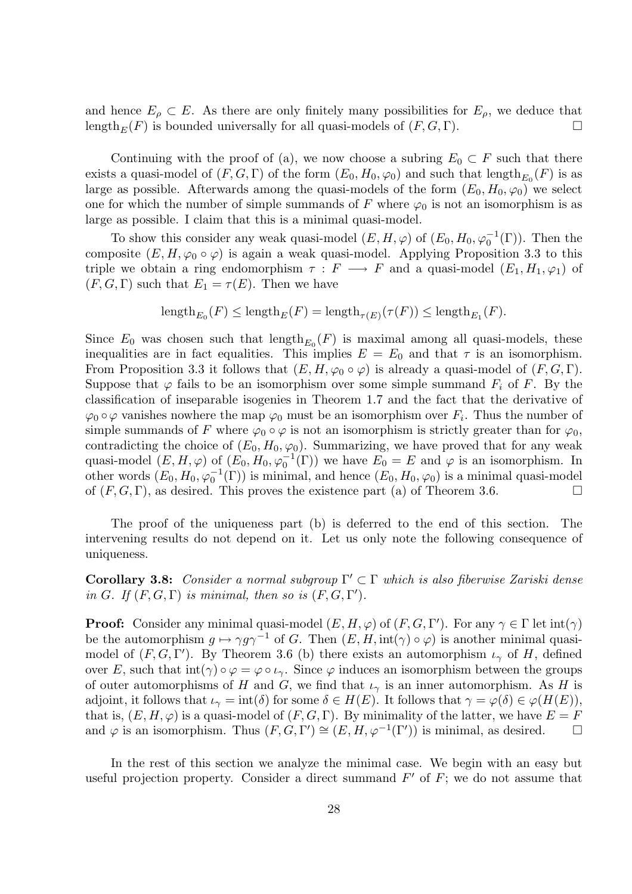and hence $E_\rho \subset E$. As there are only finitely many possibilities for $E_\rho$, we deduce that $\mathrm{length}_E(F)$ is bounded universally for all quasi-models of $(F, G, \Gamma)$. $\square$

Continuing with the proof of (a), we now choose a subring $E_0 \subset F$ such that there exists a quasi-model of $(F, G, \Gamma)$ of the form $(E_0, H_0, \varphi_0)$ and such that $\mathrm{length}_{E_0}(F)$ is as large as possible. Afterwards among the quasi-models of the form $(E_0, H_0, \varphi_0)$ we select one for which the number of simple summands of $F$ where $\varphi_0$ is not an isomorphism is as large as possible. I claim that this is a minimal quasi-model.

To show this consider any weak quasi-model $(E, H, \varphi)$ of $(E_0, H_0, \varphi_0^{-1}(\Gamma))$. Then the composite $(E, H, \varphi_0 \circ \varphi)$ is again a weak quasi-model. Applying Proposition 3.3 to this triple we obtain a ring endomorphism $\tau : F \longrightarrow F$ and a quasi-model $(E_1, H_1, \varphi_1)$ of $(F, G, \Gamma)$ such that $E_1 = \tau(E)$. Then we have

$$\mathrm{length}_{E_0}(F) \leq \mathrm{length}_E(F) = \mathrm{length}_{\tau(E)}(\tau(F)) \leq \mathrm{length}_{E_1}(F).$$

Since $E_0$ was chosen such that $\mathrm{length}_{E_0}(F)$ is maximal among all quasi-models, these inequalities are in fact equalities. This implies $E = E_0$ and that $\tau$ is an isomorphism. From Proposition 3.3 it follows that $(E, H, \varphi_0 \circ \varphi)$ is already a quasi-model of $(F, G, \Gamma)$. Suppose that $\varphi$ fails to be an isomorphism over some simple summand $F_i$ of $F$. By the classification of inseparable isogenies in Theorem 1.7 and the fact that the derivative of $\varphi_0 \circ \varphi$ vanishes nowhere the map $\varphi_0$ must be an isomorphism over $F_i$. Thus the number of simple summands of $F$ where $\varphi_0 \circ \varphi$ is not an isomorphism is strictly greater than for $\varphi_0$, contradicting the choice of $(E_0, H_0, \varphi_0)$. Summarizing, we have proved that for any weak quasi-model $(E, H, \varphi)$ of $(E_0, H_0, \varphi_0^{-1}(\Gamma))$ we have $E_0 = E$ and $\varphi$ is an isomorphism. In other words $(E_0, H_0, \varphi_0^{-1}(\Gamma))$ is minimal, and hence $(E_0, H_0, \varphi_0)$ is a minimal quasi-model of $(F, G, \Gamma)$, as desired. This proves the existence part (a) of Theorem 3.6. $\square$

The proof of the uniqueness part (b) is deferred to the end of this section. The intervening results do not depend on it. Let us only note the following consequence of uniqueness.

**Corollary 3.8:** *Consider a normal subgroup $\Gamma' \subset \Gamma$ which is also fiberwise Zariski dense in $G$. If $(F, G, \Gamma)$ is minimal, then so is $(F, G, \Gamma')$.*

**Proof:** Consider any minimal quasi-model $(E, H, \varphi)$ of $(F, G, \Gamma')$. For any $\gamma \in \Gamma$ let $\mathrm{int}(\gamma)$ be the automorphism $g \mapsto \gamma g \gamma^{-1}$ of $G$. Then $(E, H, \mathrm{int}(\gamma) \circ \varphi)$ is another minimal quasi-model of $(F, G, \Gamma')$. By Theorem 3.6 (b) there exists an automorphism $\iota_\gamma$ of $H$, defined over $E$, such that $\mathrm{int}(\gamma) \circ \varphi = \varphi \circ \iota_\gamma$. Since $\varphi$ induces an isomorphism between the groups of outer automorphisms of $H$ and $G$, we find that $\iota_\gamma$ is an inner automorphism. As $H$ is adjoint, it follows that $\iota_\gamma = \mathrm{int}(\delta)$ for some $\delta \in H(E)$. It follows that $\gamma = \varphi(\delta) \in \varphi(H(E))$, that is, $(E, H, \varphi)$ is a quasi-model of $(F, G, \Gamma)$. By minimality of the latter, we have $E = F$ and $\varphi$ is an isomorphism. Thus $(F, G, \Gamma') \cong (E, H, \varphi^{-1}(\Gamma'))$ is minimal, as desired. $\square$

In the rest of this section we analyze the minimal case. We begin with an easy but useful projection property. Consider a direct summand $F'$ of $F$; we do not assume that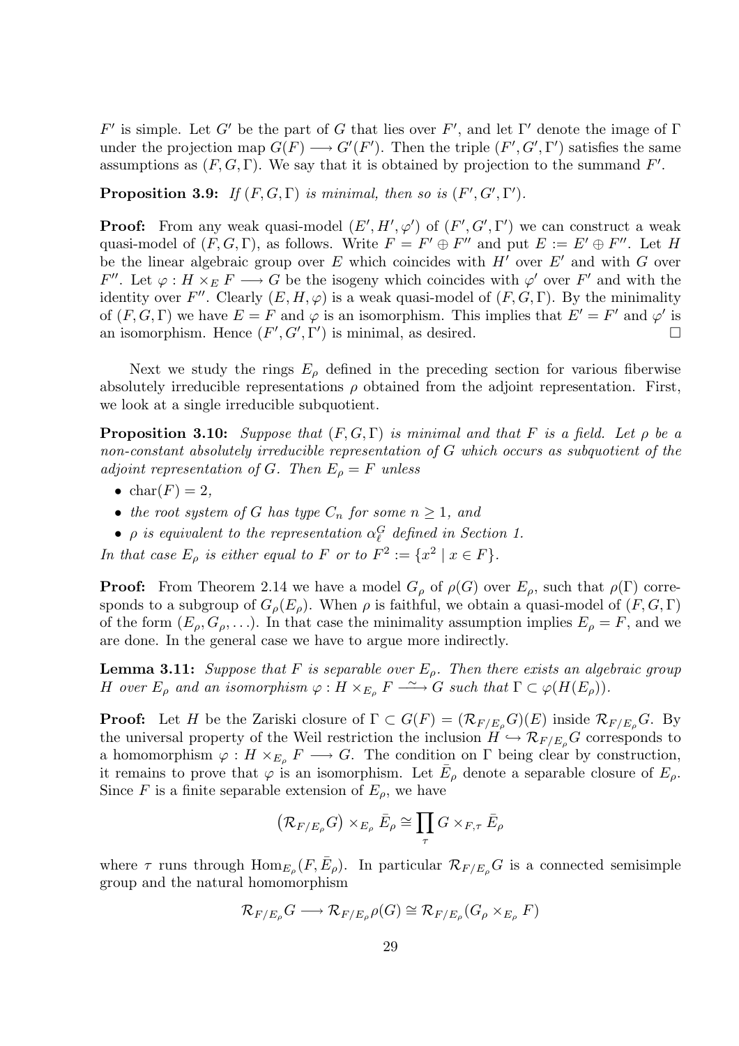$F'$ is simple. Let $G'$ be the part of $G$ that lies over $F'$, and let $\Gamma'$ denote the image of $\Gamma$ under the projection map $G(F) \longrightarrow G'(F')$. Then the triple $(F', G', \Gamma')$ satisfies the same assumptions as $(F, G, \Gamma)$. We say that it is obtained by projection to the summand $F'$.

**Proposition 3.9:** *If $(F, G, \Gamma)$ is minimal, then so is $(F', G', \Gamma')$.*

**Proof:** From any weak quasi-model $(E', H', \varphi')$ of $(F', G', \Gamma')$ we can construct a weak quasi-model of $(F, G, \Gamma)$, as follows. Write $F = F' \oplus F''$ and put $E := E' \oplus F''$. Let $H$ be the linear algebraic group over $E$ which coincides with $H'$ over $E'$ and with $G$ over $F''$. Let $\varphi : H \times_E F \longrightarrow G$ be the isogeny which coincides with $\varphi'$ over $F'$ and with the identity over $F''$. Clearly $(E, H, \varphi)$ is a weak quasi-model of $(F, G, \Gamma)$. By the minimality of $(F, G, \Gamma)$ we have $E = F$ and $\varphi$ is an isomorphism. This implies that $E' = F'$ and $\varphi'$ is an isomorphism. Hence $(F', G', \Gamma')$ is minimal, as desired. $\square$

Next we study the rings $E_\rho$ defined in the preceding section for various fiberwise absolutely irreducible representations $\rho$ obtained from the adjoint representation. First, we look at a single irreducible subquotient.

**Proposition 3.10:** *Suppose that $(F, G, \Gamma)$ is minimal and that $F$ is a field. Let $\rho$ be a non-constant absolutely irreducible representation of $G$ which occurs as subquotient of the adjoint representation of $G$. Then $E_\rho = F$ unless*

- $\mathrm{char}(F) = 2$,
- *the root system of $G$ has type $C_n$ for some $n \geq 1$, and*
- *$\rho$ is equivalent to the representation $\alpha_\ell^G$ defined in Section 1.*

*In that case $E_\rho$ is either equal to $F$ or to $F^2 := \{x^2 \mid x \in F\}$.*

**Proof:** From Theorem 2.14 we have a model $G_\rho$ of $\rho(G)$ over $E_\rho$, such that $\rho(\Gamma)$ corresponds to a subgroup of $G_\rho(E_\rho)$. When $\rho$ is faithful, we obtain a quasi-model of $(F, G, \Gamma)$ of the form $(E_\rho, G_\rho, \ldots)$. In that case the minimality assumption implies $E_\rho = F$, and we are done. In the general case we have to argue more indirectly.

**Lemma 3.11:** *Suppose that $F$ is separable over $E_\rho$. Then there exists an algebraic group $H$ over $E_\rho$ and an isomorphism $\varphi : H \times_{E_\rho} F \xrightarrow{\sim} G$ such that $\Gamma \subset \varphi(H(E_\rho))$.*

**Proof:** Let $H$ be the Zariski closure of $\Gamma \subset G(F) = (\mathcal{R}_{F/E_\rho} G)(E)$ inside $\mathcal{R}_{F/E_\rho} G$. By the universal property of the Weil restriction the inclusion $H \hookrightarrow \mathcal{R}_{F/E_\rho} G$ corresponds to a homomorphism $\varphi : H \times_{E_\rho} F \longrightarrow G$. The condition on $\Gamma$ being clear by construction, it remains to prove that $\varphi$ is an isomorphism. Let $\bar{E}_\rho$ denote a separable closure of $E_\rho$. Since $F$ is a finite separable extension of $E_\rho$, we have

$$\left(\mathcal{R}_{F/E_\rho} G\right) \times_{E_\rho} \bar{E}_\rho \cong \prod_\tau G \times_{F,\tau} \bar{E}_\rho$$

where $\tau$ runs through $\mathrm{Hom}_{E_\rho}(F, \bar{E}_\rho)$. In particular $\mathcal{R}_{F/E_\rho} G$ is a connected semisimple group and the natural homomorphism

$$\mathcal{R}_{F/E_\rho} G \longrightarrow \mathcal{R}_{F/E_\rho} \rho(G) \cong \mathcal{R}_{F/E_\rho}(G_\rho \times_{E_\rho} F)$$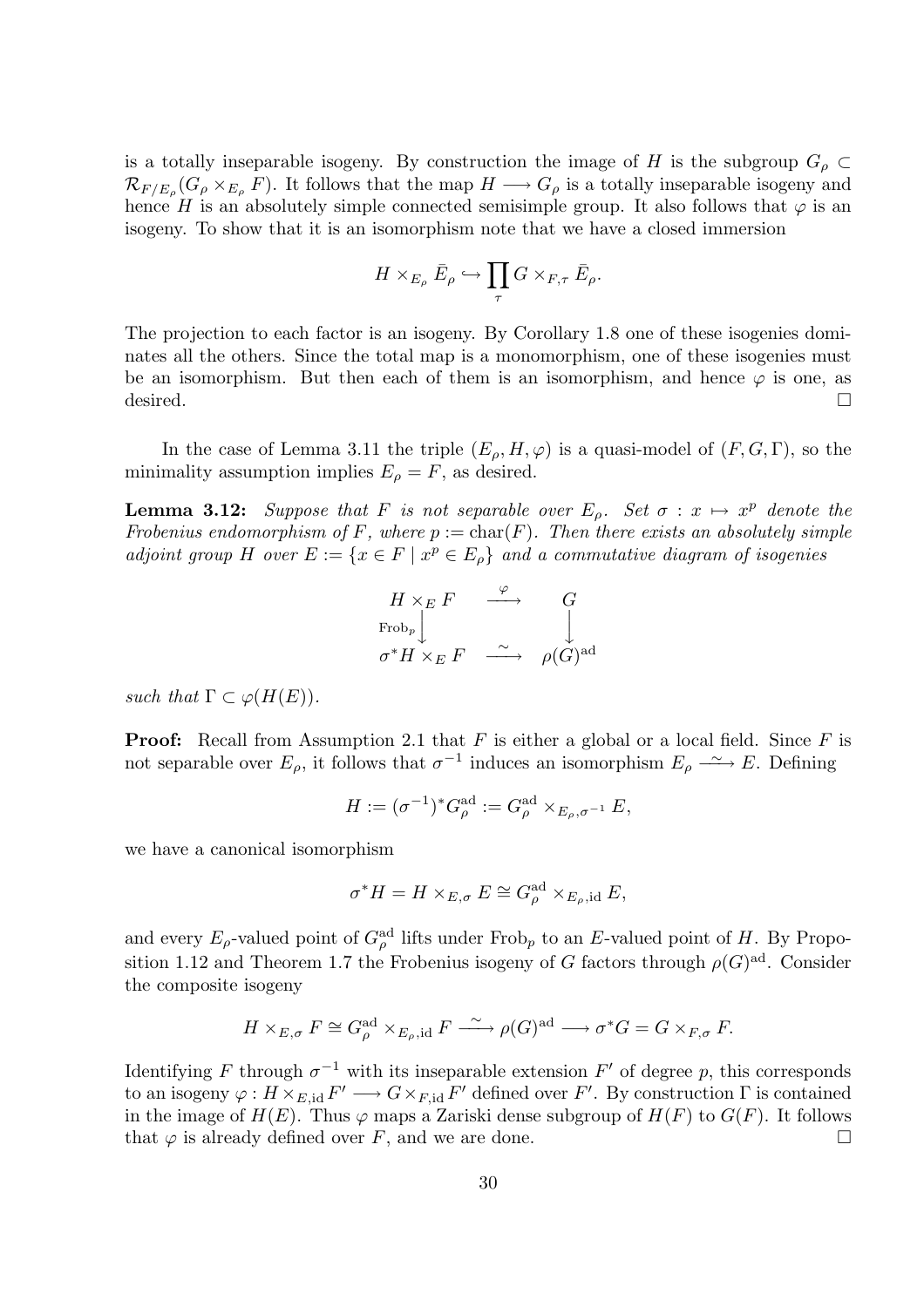is a totally inseparable isogeny. By construction the image of $H$ is the subgroup $G_\rho \subset \mathcal{R}_{F/E_\rho}(G_\rho \times_{E_\rho} F)$. It follows that the map $H \longrightarrow G_\rho$ is a totally inseparable isogeny and hence $H$ is an absolutely simple connected semisimple group. It also follows that $\varphi$ is an isogeny. To show that it is an isomorphism note that we have a closed immersion

$$H \times_{E_\rho} \bar{E}_\rho \hookrightarrow \prod_\tau G \times_{F,\tau} \bar{E}_\rho.$$

The projection to each factor is an isogeny. By Corollary 1.8 one of these isogenies dominates all the others. Since the total map is a monomorphism, one of these isogenies must be an isomorphism. But then each of them is an isomorphism, and hence $\varphi$ is one, as desired. $\square$

In the case of Lemma 3.11 the triple $(E_\rho, H, \varphi)$ is a quasi-model of $(F, G, \Gamma)$, so the minimality assumption implies $E_\rho = F$, as desired.

**Lemma 3.12:** *Suppose that $F$ is not separable over $E_\rho$. Set $\sigma : x \mapsto x^p$ denote the Frobenius endomorphism of $F$, where $p := \mathrm{char}(F)$. Then there exists an absolutely simple adjoint group $H$ over $E := \{x \in F \mid x^p \in E_\rho\}$ and a commutative diagram of isogenies*

$$\begin{array}{ccc} H \times_E F & \stackrel{\varphi}{\longrightarrow} & G \\ {\scriptstyle \mathrm{Frob}_p}\Big\downarrow & & \Big\downarrow \\ \sigma^* H \times_E F & \stackrel{\sim}{\longrightarrow} & \rho(G)^{\mathrm{ad}} \end{array}$$

*such that $\Gamma \subset \varphi(H(E))$.*

**Proof:** Recall from Assumption 2.1 that $F$ is either a global or a local field. Since $F$ is not separable over $E_\rho$, it follows that $\sigma^{-1}$ induces an isomorphism $E_\rho \stackrel{\sim}{\longrightarrow} E$. Defining

$$H := (\sigma^{-1})^* G_\rho^{\mathrm{ad}} := G_\rho^{\mathrm{ad}} \times_{E_\rho, \sigma^{-1}} E,$$

we have a canonical isomorphism

$$\sigma^* H = H \times_{E,\sigma} E \cong G_\rho^{\mathrm{ad}} \times_{E_\rho, \mathrm{id}} E,$$

and every $E_\rho$-valued point of $G_\rho^{\mathrm{ad}}$ lifts under $\mathrm{Frob}_p$ to an $E$-valued point of $H$. By Proposition 1.12 and Theorem 1.7 the Frobenius isogeny of $G$ factors through $\rho(G)^{\mathrm{ad}}$. Consider the composite isogeny

$$H \times_{E,\sigma} F \cong G_\rho^{\mathrm{ad}} \times_{E_\rho, \mathrm{id}} F \stackrel{\sim}{\longrightarrow} \rho(G)^{\mathrm{ad}} \longrightarrow \sigma^* G = G \times_{F,\sigma} F.$$

Identifying $F$ through $\sigma^{-1}$ with its inseparable extension $F'$ of degree $p$, this corresponds to an isogeny $\varphi : H \times_{E,\mathrm{id}} F' \longrightarrow G \times_{F,\mathrm{id}} F'$ defined over $F'$. By construction $\Gamma$ is contained in the image of $H(E)$. Thus $\varphi$ maps a Zariski dense subgroup of $H(F)$ to $G(F)$. It follows that $\varphi$ is already defined over $F$, and we are done. $\square$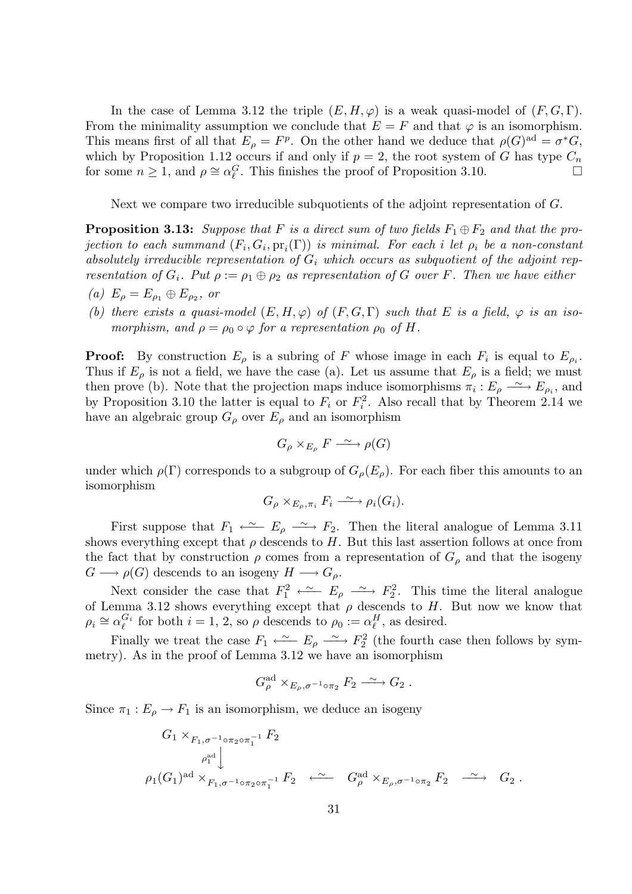In the case of Lemma 3.12 the triple $(E, H, \varphi)$ is a weak quasi-model of $(F, G, \Gamma)$. From the minimality assumption we conclude that $E = F$ and that $\varphi$ is an isomorphism. This means first of all that $E_\rho = F^p$. On the other hand we deduce that $\rho(G)^{\mathrm{ad}} = \sigma^* G$, which by Proposition 1.12 occurs if and only if $p = 2$, the root system of $G$ has type $C_n$ for some $n \geq 1$, and $\rho \cong \alpha_\ell^G$. This finishes the proof of Proposition 3.10. $\square$

Next we compare two irreducible subquotients of the adjoint representation of $G$.

**Proposition 3.13:** *Suppose that $F$ is a direct sum of two fields $F_1 \oplus F_2$ and that the projection to each summand $(F_i, G_i, \mathrm{pr}_i(\Gamma))$ is minimal. For each $i$ let $\rho_i$ be a non-constant absolutely irreducible representation of $G_i$ which occurs as subquotient of the adjoint representation of $G_i$. Put $\rho := \rho_1 \oplus \rho_2$ as representation of $G$ over $F$. Then we have either*

*(a) $E_\rho = E_{\rho_1} \oplus E_{\rho_2}$, or*

*(b) there exists a quasi-model $(E, H, \varphi)$ of $(F, G, \Gamma)$ such that $E$ is a field, $\varphi$ is an isomorphism, and $\rho = \rho_0 \circ \varphi$ for a representation $\rho_0$ of $H$.*

**Proof:** By construction $E_\rho$ is a subring of $F$ whose image in each $F_i$ is equal to $E_{\rho_i}$. Thus if $E_\rho$ is not a field, we have the case (a). Let us assume that $E_\rho$ is a field; we must then prove (b). Note that the projection maps induce isomorphisms $\pi_i : E_\rho \xrightarrow{\sim} E_{\rho_i}$, and by Proposition 3.10 the latter is equal to $F_i$ or $F_i^2$. Also recall that by Theorem 2.14 we have an algebraic group $G_\rho$ over $E_\rho$ and an isomorphism

$$G_\rho \times_{E_\rho} F \xrightarrow{\sim} \rho(G)$$

under which $\rho(\Gamma)$ corresponds to a subgroup of $G_\rho(E_\rho)$. For each fiber this amounts to an isomorphism

$$G_\rho \times_{E_\rho, \pi_i} F_i \xrightarrow{\sim} \rho_i(G_i).$$

First suppose that $F_1 \xleftarrow{\sim} E_\rho \xrightarrow{\sim} F_2$. Then the literal analogue of Lemma 3.11 shows everything except that $\rho$ descends to $H$. But this last assertion follows at once from the fact that by construction $\rho$ comes from a representation of $G_\rho$ and that the isogeny $G \longrightarrow \rho(G)$ descends to an isogeny $H \longrightarrow G_\rho$.

Next consider the case that $F_1^2 \xleftarrow{\sim} E_\rho \xrightarrow{\sim} F_2^2$. This time the literal analogue of Lemma 3.12 shows everything except that $\rho$ descends to $H$. But now we know that $\rho_i \cong \alpha_\ell^{G_i}$ for both $i = 1, 2$, so $\rho$ descends to $\rho_0 := \alpha_\ell^H$, as desired.

Finally we treat the case $F_1 \xleftarrow{\sim} E_\rho \xrightarrow{\sim} F_2^2$ (the fourth case then follows by symmetry). As in the proof of Lemma 3.12 we have an isomorphism

$$G_\rho^{\mathrm{ad}} \times_{E_\rho, \sigma^{-1} \circ \pi_2} F_2 \xrightarrow{\sim} G_2 .$$

Since $\pi_1 : E_\rho \to F_1$ is an isomorphism, we deduce an isogeny

$$\begin{array}{c} G_1 \times_{F_1, \sigma^{-1} \circ \pi_2 \circ \pi_1^{-1}} F_2 \\ \Big\downarrow {\scriptstyle \rho_1^{\mathrm{ad}}} \\ \rho_1(G_1)^{\mathrm{ad}} \times_{F_1, \sigma^{-1} \circ \pi_2 \circ \pi_1^{-1}} F_2 \quad \xleftarrow{\sim} \quad G_\rho^{\mathrm{ad}} \times_{E_\rho, \sigma^{-1} \circ \pi_2} F_2 \quad \xrightarrow{\sim} \quad G_2 . \end{array}$$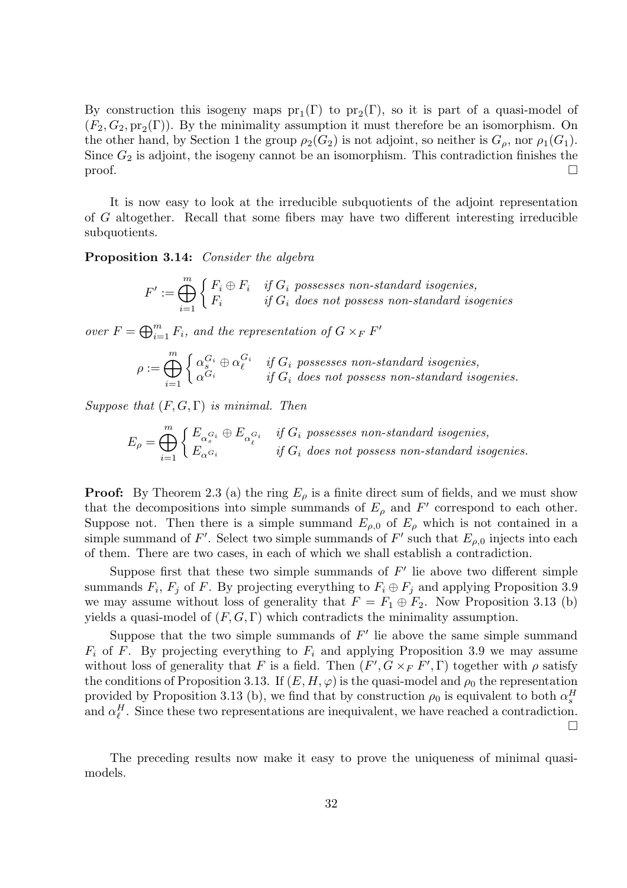By construction this isogeny maps $\mathrm{pr}_1(\Gamma)$ to $\mathrm{pr}_2(\Gamma)$, so it is part of a quasi-model of $(F_2, G_2, \mathrm{pr}_2(\Gamma))$. By the minimality assumption it must therefore be an isomorphism. On the other hand, by Section 1 the group $\rho_2(G_2)$ is not adjoint, so neither is $G_\rho$, nor $\rho_1(G_1)$. Since $G_2$ is adjoint, the isogeny cannot be an isomorphism. This contradiction finishes the proof. $\square$

It is now easy to look at the irreducible subquotients of the adjoint representation of $G$ altogether. Recall that some fibers may have two different interesting irreducible subquotients.

**Proposition 3.14:** *Consider the algebra*

$$F' := \bigoplus_{i=1}^{m} \begin{cases} F_i \oplus F_i & \text{if } G_i \text{ possesses non-standard isogenies,} \\ F_i & \text{if } G_i \text{ does not possess non-standard isogenies} \end{cases}$$

*over $F = \bigoplus_{i=1}^m F_i$, and the representation of $G \times_F F'$*

$$\rho := \bigoplus_{i=1}^{m} \begin{cases} \alpha_s^{G_i} \oplus \alpha_\ell^{G_i} & \text{if } G_i \text{ possesses non-standard isogenies,} \\ \alpha^{G_i} & \text{if } G_i \text{ does not possess non-standard isogenies.} \end{cases}$$

*Suppose that $(F, G, \Gamma)$ is minimal. Then*

$$E_\rho = \bigoplus_{i=1}^{m} \begin{cases} E_{\alpha_s^{G_i}} \oplus E_{\alpha_\ell^{G_i}} & \text{if } G_i \text{ possesses non-standard isogenies,} \\ E_{\alpha^{G_i}} & \text{if } G_i \text{ does not possess non-standard isogenies.} \end{cases}$$

**Proof:** By Theorem 2.3 (a) the ring $E_\rho$ is a finite direct sum of fields, and we must show that the decompositions into simple summands of $E_\rho$ and $F'$ correspond to each other. Suppose not. Then there is a simple summand $E_{\rho,0}$ of $E_\rho$ which is not contained in a simple summand of $F'$. Select two simple summands of $F'$ such that $E_{\rho,0}$ injects into each of them. There are two cases, in each of which we shall establish a contradiction.

Suppose first that these two simple summands of $F'$ lie above two different simple summands $F_i$, $F_j$ of $F$. By projecting everything to $F_i \oplus F_j$ and applying Proposition 3.9 we may assume without loss of generality that $F = F_1 \oplus F_2$. Now Proposition 3.13 (b) yields a quasi-model of $(F, G, \Gamma)$ which contradicts the minimality assumption.

Suppose that the two simple summands of $F'$ lie above the same simple summand $F_i$ of $F$. By projecting everything to $F_i$ and applying Proposition 3.9 we may assume without loss of generality that $F$ is a field. Then $(F', G \times_F F', \Gamma)$ together with $\rho$ satisfy the conditions of Proposition 3.13. If $(E, H, \varphi)$ is the quasi-model and $\rho_0$ the representation provided by Proposition 3.13 (b), we find that by construction $\rho_0$ is equivalent to both $\alpha_s^H$ and $\alpha_\ell^H$. Since these two representations are inequivalent, we have reached a contradiction. $\square$

The preceding results now make it easy to prove the uniqueness of minimal quasi-models.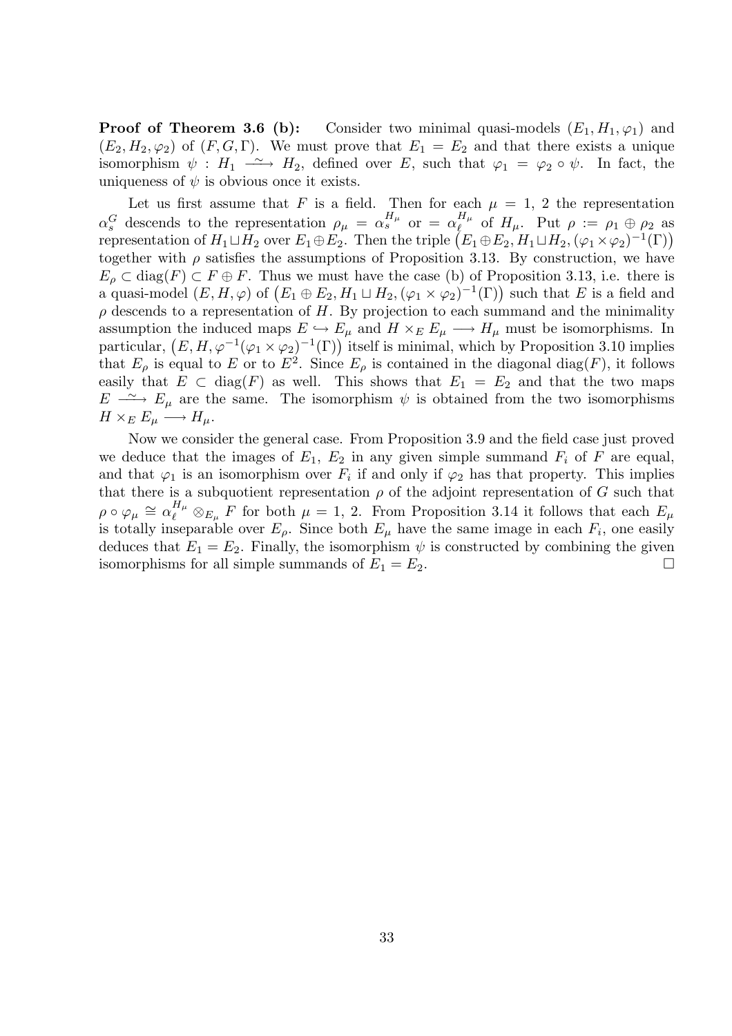**Proof of Theorem 3.6 (b):** Consider two minimal quasi-models $(E_1, H_1, \varphi_1)$ and $(E_2, H_2, \varphi_2)$ of $(F, G, \Gamma)$. We must prove that $E_1 = E_2$ and that there exists a unique isomorphism $\psi : H_1 \xrightarrow{\sim} H_2$, defined over $E$, such that $\varphi_1 = \varphi_2 \circ \psi$. In fact, the uniqueness of $\psi$ is obvious once it exists.

Let us first assume that $F$ is a field. Then for each $\mu = 1, 2$ the representation $\alpha_s^G$ descends to the representation $\rho_\mu = \alpha_s^{H_\mu}$ or $= \alpha_\ell^{H_\mu}$ of $H_\mu$. Put $\rho := \rho_1 \oplus \rho_2$ as representation of $H_1 \sqcup H_2$ over $E_1 \oplus E_2$. Then the triple $\big(E_1 \oplus E_2, H_1 \sqcup H_2, (\varphi_1 \times \varphi_2)^{-1}(\Gamma)\big)$ together with $\rho$ satisfies the assumptions of Proposition 3.13. By construction, we have $E_\rho \subset \mathrm{diag}(F) \subset F \oplus F$. Thus we must have the case (b) of Proposition 3.13, i.e. there is a quasi-model $(E, H, \varphi)$ of $\big(E_1 \oplus E_2, H_1 \sqcup H_2, (\varphi_1 \times \varphi_2)^{-1}(\Gamma)\big)$ such that $E$ is a field and $\rho$ descends to a representation of $H$. By projection to each summand and the minimality assumption the induced maps $E \hookrightarrow E_\mu$ and $H \times_E E_\mu \longrightarrow H_\mu$ must be isomorphisms. In particular, $\big(E, H, \varphi^{-1}(\varphi_1 \times \varphi_2)^{-1}(\Gamma)\big)$ itself is minimal, which by Proposition 3.10 implies that $E_\rho$ is equal to $E$ or to $E^2$. Since $E_\rho$ is contained in the diagonal $\mathrm{diag}(F)$, it follows easily that $E \subset \mathrm{diag}(F)$ as well. This shows that $E_1 = E_2$ and that the two maps $E \xrightarrow{\sim} E_\mu$ are the same. The isomorphism $\psi$ is obtained from the two isomorphisms $H \times_E E_\mu \longrightarrow H_\mu$.

Now we consider the general case. From Proposition 3.9 and the field case just proved we deduce that the images of $E_1$, $E_2$ in any given simple summand $F_i$ of $F$ are equal, and that $\varphi_1$ is an isomorphism over $F_i$ if and only if $\varphi_2$ has that property. This implies that there is a subquotient representation $\rho$ of the adjoint representation of $G$ such that $\rho \circ \varphi_\mu \cong \alpha_\ell^{H_\mu} \otimes_{E_\mu} F$ for both $\mu = 1, 2$. From Proposition 3.14 it follows that each $E_\mu$ is totally inseparable over $E_\rho$. Since both $E_\mu$ have the same image in each $F_i$, one easily deduces that $E_1 = E_2$. Finally, the isomorphism $\psi$ is constructed by combining the given isomorphisms for all simple summands of $E_1 = E_2$. $\square$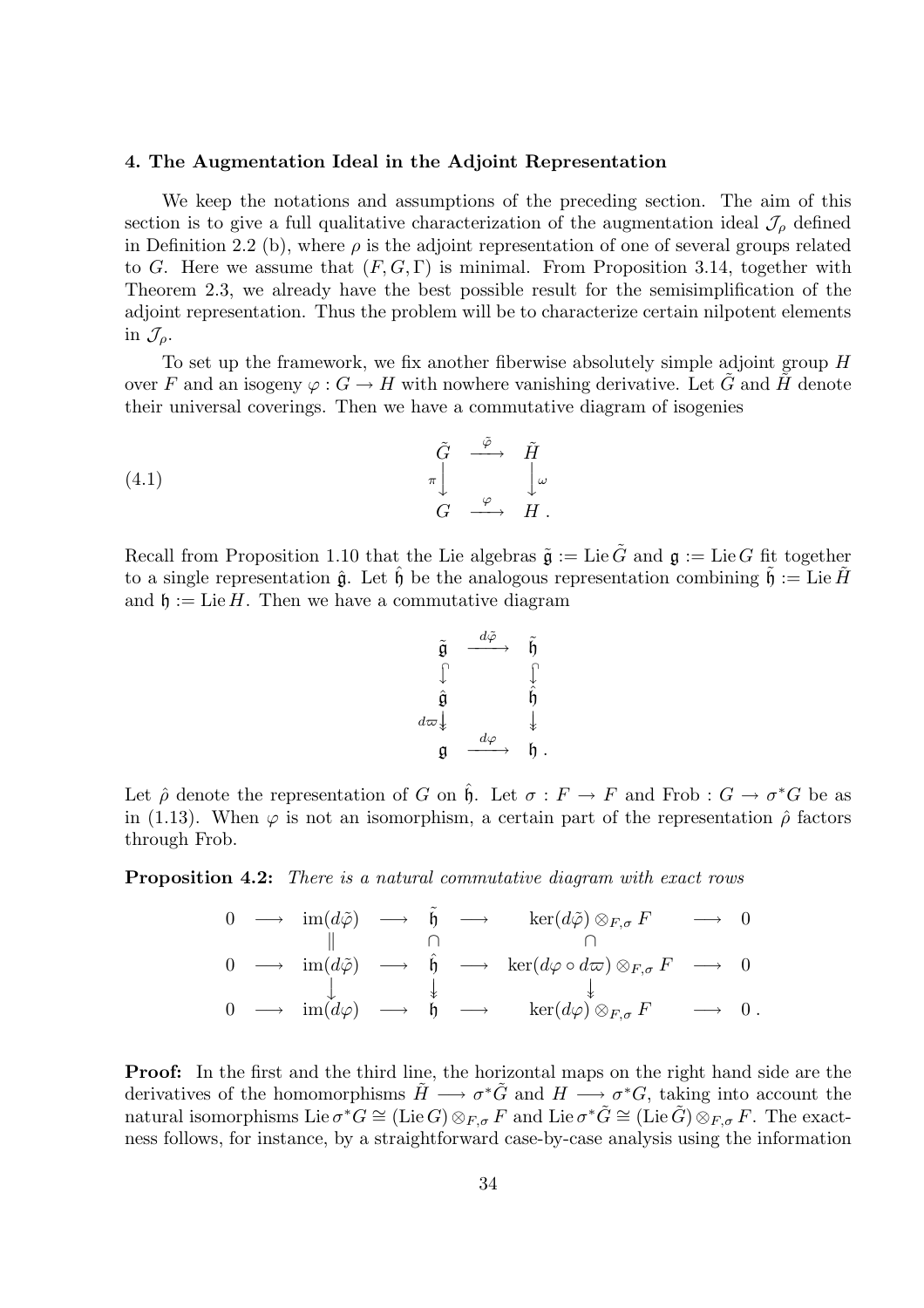### 4. The Augmentation Ideal in the Adjoint Representation

We keep the notations and assumptions of the preceding section. The aim of this section is to give a full qualitative characterization of the augmentation ideal $\mathcal{J}_\rho$ defined in Definition 2.2 (b), where $\rho$ is the adjoint representation of one of several groups related to $G$. Here we assume that $(F, G, \Gamma)$ is minimal. From Proposition 3.14, together with Theorem 2.3, we already have the best possible result for the semisimplification of the adjoint representation. Thus the problem will be to characterize certain nilpotent elements in $\mathcal{J}_\rho$.

To set up the framework, we fix another fiberwise absolutely simple adjoint group $H$ over $F$ and an isogeny $\varphi : G \to H$ with nowhere vanishing derivative. Let $\tilde{G}$ and $\tilde{H}$ denote their universal coverings. Then we have a commutative diagram of isogenies

$$
\begin{array}{ccc}
\tilde{G} & \xrightarrow{\tilde{\varphi}} & \tilde{H} \\
{\scriptstyle\pi}\downarrow & & \downarrow{\scriptstyle\omega} \\
G & \xrightarrow{\varphi} & H .
\end{array}
\tag{4.1}
$$

Recall from Proposition 1.10 that the Lie algebras $\tilde{\mathfrak{g}} := \operatorname{Lie} \tilde{G}$ and $\mathfrak{g} := \operatorname{Lie} G$ fit together to a single representation $\hat{\mathfrak{g}}$. Let $\hat{\mathfrak{h}}$ be the analogous representation combining $\tilde{\mathfrak{h}} := \operatorname{Lie} \tilde{H}$ and $\mathfrak{h} := \operatorname{Lie} H$. Then we have a commutative diagram

$$
\begin{array}{ccc}
\tilde{\mathfrak{g}} & \xrightarrow{d\tilde{\varphi}} & \tilde{\mathfrak{h}} \\
\downarrow & & \downarrow \\
\hat{\mathfrak{g}} & & \hat{\mathfrak{h}} \\
{\scriptstyle d\varpi}\downarrow & & \downarrow \\
\mathfrak{g} & \xrightarrow{d\varphi} & \mathfrak{h} .
\end{array}
$$

Let $\hat{\rho}$ denote the representation of $G$ on $\hat{\mathfrak{h}}$. Let $\sigma : F \to F$ and $\text{Frob} : G \to \sigma^* G$ be as in (1.13). When $\varphi$ is not an isomorphism, a certain part of the representation $\hat{\rho}$ factors through Frob.

**Proposition 4.2:** *There is a natural commutative diagram with exact rows*

$$
\begin{array}{ccccccccc}
0 & \longrightarrow & \operatorname{im}(d\tilde{\varphi}) & \longrightarrow & \tilde{\mathfrak{h}} & \longrightarrow & \ker(d\tilde{\varphi}) \otimes_{F,\sigma} F & \longrightarrow & 0 \\
 & & \| & & \cap & & \cap & & \\
0 & \longrightarrow & \operatorname{im}(d\tilde{\varphi}) & \longrightarrow & \hat{\mathfrak{h}} & \longrightarrow & \ker(d\varphi \circ d\varpi) \otimes_{F,\sigma} F & \longrightarrow & 0 \\
 & & \downarrow & & \downarrow & & \downarrow & & \\
0 & \longrightarrow & \operatorname{im}(d\varphi) & \longrightarrow & \mathfrak{h} & \longrightarrow & \ker(d\varphi) \otimes_{F,\sigma} F & \longrightarrow & 0 .
\end{array}
$$

**Proof:** In the first and the third line, the horizontal maps on the right hand side are the derivatives of the homomorphisms $\tilde{H} \longrightarrow \sigma^* \tilde{G}$ and $H \longrightarrow \sigma^* G$, taking into account the natural isomorphisms $\operatorname{Lie} \sigma^* G \cong (\operatorname{Lie} G) \otimes_{F,\sigma} F$ and $\operatorname{Lie} \sigma^* \tilde{G} \cong (\operatorname{Lie} \tilde{G}) \otimes_{F,\sigma} F$. The exactness follows, for instance, by a straightforward case-by-case analysis using the information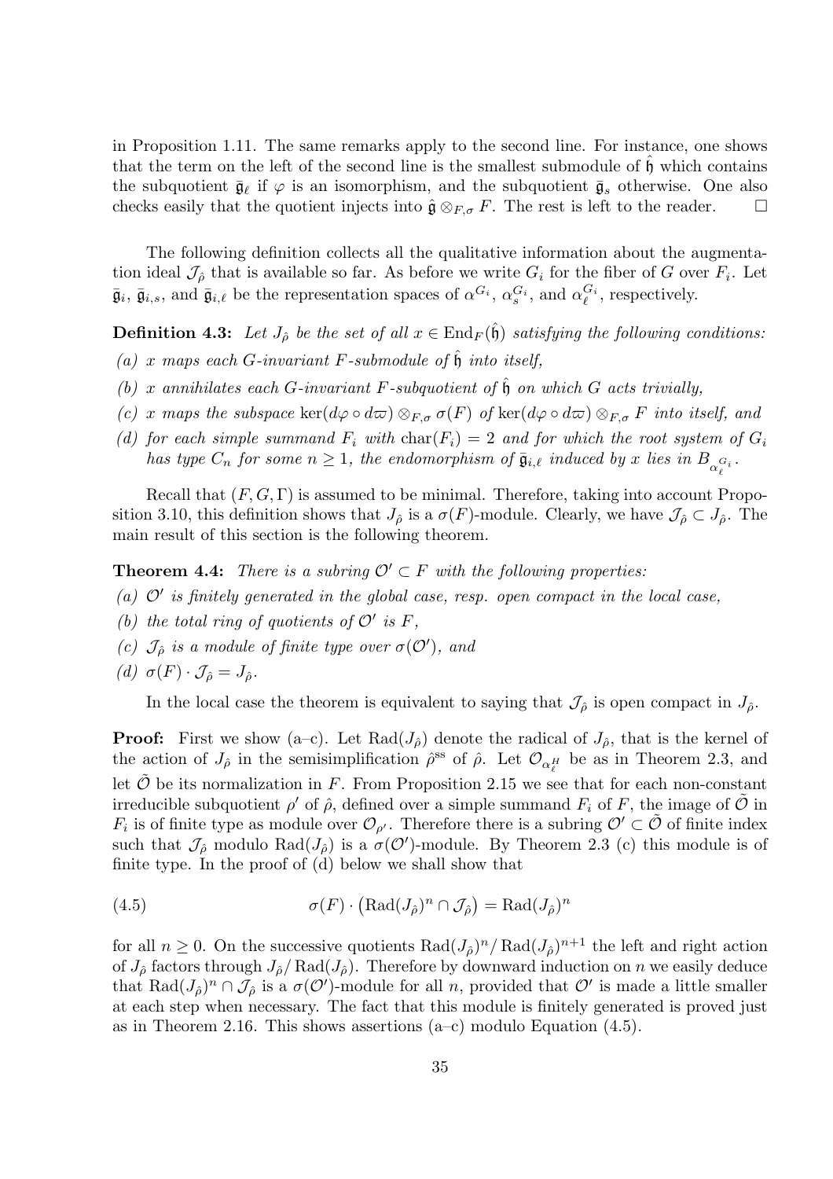in Proposition 1.11. The same remarks apply to the second line. For instance, one shows that the term on the left of the second line is the smallest submodule of $\hat{\mathfrak{h}}$ which contains the subquotient $\bar{\mathfrak{g}}_\ell$ if $\varphi$ is an isomorphism, and the subquotient $\bar{\mathfrak{g}}_s$ otherwise. One also checks easily that the quotient injects into $\hat{\mathfrak{g}} \otimes_{F,\sigma} F$. The rest is left to the reader. $\square$

The following definition collects all the qualitative information about the augmentation ideal $\mathcal{J}_{\hat{\rho}}$ that is available so far. As before we write $G_i$ for the fiber of $G$ over $F_i$. Let $\bar{\mathfrak{g}}_i$, $\bar{\mathfrak{g}}_{i,s}$, and $\bar{\mathfrak{g}}_{i,\ell}$ be the representation spaces of $\alpha^{G_i}$, $\alpha_s^{G_i}$, and $\alpha_\ell^{G_i}$, respectively.

**Definition 4.3:** *Let $J_{\hat{\rho}}$ be the set of all $x \in \operatorname{End}_F(\hat{\mathfrak{h}})$ satisfying the following conditions:*

*(a) $x$ maps each $G$-invariant $F$-submodule of $\hat{\mathfrak{h}}$ into itself,*

*(b) $x$ annihilates each $G$-invariant $F$-subquotient of $\hat{\mathfrak{h}}$ on which $G$ acts trivially,*

*(c) $x$ maps the subspace $\ker(d\varphi \circ d\varpi) \otimes_{F,\sigma} \sigma(F)$ of $\ker(d\varphi \circ d\varpi) \otimes_{F,\sigma} F$ into itself, and*

*(d) for each simple summand $F_i$ with $\operatorname{char}(F_i) = 2$ and for which the root system of $G_i$ has type $C_n$ for some $n \geq 1$, the endomorphism of $\bar{\mathfrak{g}}_{i,\ell}$ induced by $x$ lies in $B_{\alpha_\ell^{G_i}}$.*

Recall that $(F, G, \Gamma)$ is assumed to be minimal. Therefore, taking into account Proposition 3.10, this definition shows that $J_{\hat{\rho}}$ is a $\sigma(F)$-module. Clearly, we have $\mathcal{J}_{\hat{\rho}} \subset J_{\hat{\rho}}$. The main result of this section is the following theorem.

**Theorem 4.4:** *There is a subring $\mathcal{O}' \subset F$ with the following properties:*

*(a) $\mathcal{O}'$ is finitely generated in the global case, resp. open compact in the local case,*

*(b) the total ring of quotients of $\mathcal{O}'$ is $F$,*

*(c) $\mathcal{J}_{\hat{\rho}}$ is a module of finite type over $\sigma(\mathcal{O}')$, and*

*(d) $\sigma(F) \cdot \mathcal{J}_{\hat{\rho}} = J_{\hat{\rho}}$.*

In the local case the theorem is equivalent to saying that $\mathcal{J}_{\hat{\rho}}$ is open compact in $J_{\hat{\rho}}$.

**Proof:** First we show (a–c). Let $\operatorname{Rad}(J_{\hat{\rho}})$ denote the radical of $J_{\hat{\rho}}$, that is the kernel of the action of $J_{\hat{\rho}}$ in the semisimplification $\hat{\rho}^{\mathrm{ss}}$ of $\hat{\rho}$. Let $\mathcal{O}_{\alpha_\ell^H}$ be as in Theorem 2.3, and let $\tilde{\mathcal{O}}$ be its normalization in $F$. From Proposition 2.15 we see that for each non-constant irreducible subquotient $\rho'$ of $\hat{\rho}$, defined over a simple summand $F_i$ of $F$, the image of $\tilde{\mathcal{O}}$ in $F_i$ is of finite type as module over $\mathcal{O}_{\rho'}$. Therefore there is a subring $\mathcal{O}' \subset \tilde{\mathcal{O}}$ of finite index such that $\mathcal{J}_{\hat{\rho}}$ modulo $\operatorname{Rad}(J_{\hat{\rho}})$ is a $\sigma(\mathcal{O}')$-module. By Theorem 2.3 (c) this module is of finite type. In the proof of (d) below we shall show that

$$\sigma(F) \cdot \big(\operatorname{Rad}(J_{\hat{\rho}})^n \cap \mathcal{J}_{\hat{\rho}}\big) = \operatorname{Rad}(J_{\hat{\rho}})^n \tag{4.5}$$

for all $n \geq 0$. On the successive quotients $\operatorname{Rad}(J_{\hat{\rho}})^n / \operatorname{Rad}(J_{\hat{\rho}})^{n+1}$ the left and right action of $J_{\hat{\rho}}$ factors through $J_{\hat{\rho}} / \operatorname{Rad}(J_{\hat{\rho}})$. Therefore by downward induction on $n$ we easily deduce that $\operatorname{Rad}(J_{\hat{\rho}})^n \cap \mathcal{J}_{\hat{\rho}}$ is a $\sigma(\mathcal{O}')$-module for all $n$, provided that $\mathcal{O}'$ is made a little smaller at each step when necessary. The fact that this module is finitely generated is proved just as in Theorem 2.16. This shows assertions (a–c) modulo Equation (4.5).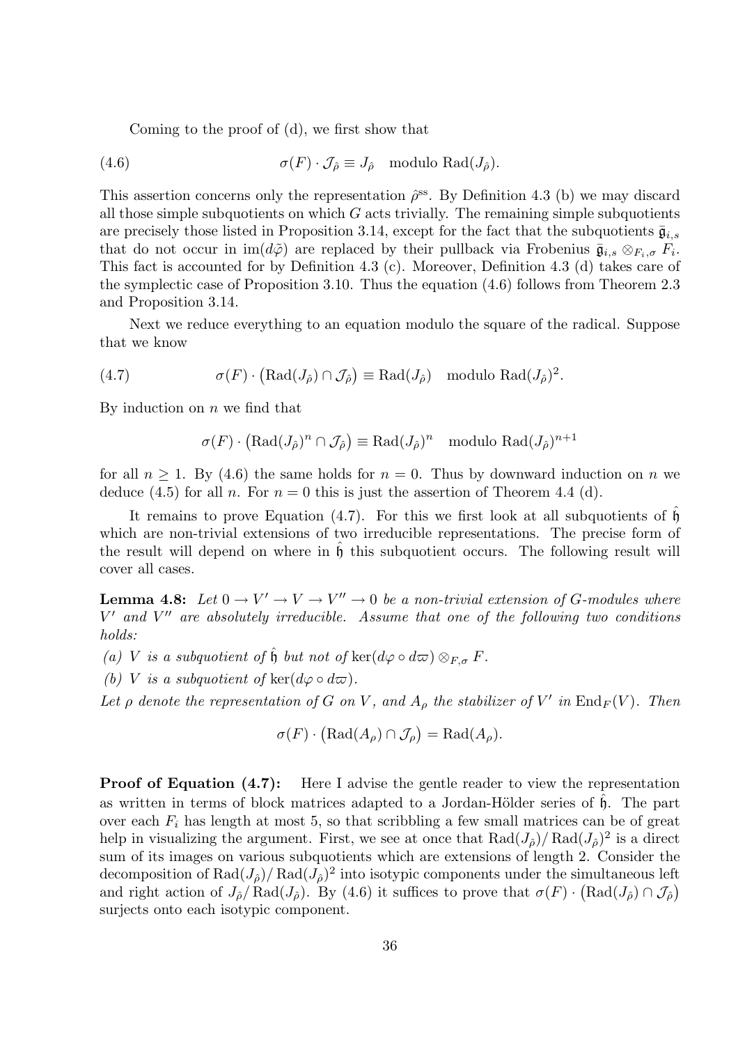Coming to the proof of (d), we first show that

$$\sigma(F) \cdot \mathcal{J}_{\hat\rho} \equiv J_{\hat\rho} \quad \text{modulo } \mathrm{Rad}(J_{\hat\rho}). \tag{4.6}$$

This assertion concerns only the representation $\hat\rho^{\mathrm{ss}}$. By Definition 4.3 (b) we may discard all those simple subquotients on which $G$ acts trivially. The remaining simple subquotients are precisely those listed in Proposition 3.14, except for the fact that the subquotients $\bar{\mathfrak{g}}_{i,s}$ that do not occur in $\mathrm{im}(d\tilde\varphi)$ are replaced by their pullback via Frobenius $\bar{\mathfrak{g}}_{i,s} \otimes_{F_i,\sigma} F_i$. This fact is accounted for by Definition 4.3 (c). Moreover, Definition 4.3 (d) takes care of the symplectic case of Proposition 3.10. Thus the equation (4.6) follows from Theorem 2.3 and Proposition 3.14.

Next we reduce everything to an equation modulo the square of the radical. Suppose that we know

$$\sigma(F) \cdot \big(\mathrm{Rad}(J_{\hat\rho}) \cap \mathcal{J}_{\hat\rho}\big) \equiv \mathrm{Rad}(J_{\hat\rho}) \quad \text{modulo } \mathrm{Rad}(J_{\hat\rho})^2. \tag{4.7}$$

By induction on $n$ we find that

$$\sigma(F) \cdot \big(\mathrm{Rad}(J_{\hat\rho})^n \cap \mathcal{J}_{\hat\rho}\big) \equiv \mathrm{Rad}(J_{\hat\rho})^n \quad \text{modulo } \mathrm{Rad}(J_{\hat\rho})^{n+1}$$

for all $n \geq 1$. By (4.6) the same holds for $n = 0$. Thus by downward induction on $n$ we deduce (4.5) for all $n$. For $n = 0$ this is just the assertion of Theorem 4.4 (d).

It remains to prove Equation (4.7). For this we first look at all subquotients of $\hat{\mathfrak{h}}$ which are non-trivial extensions of two irreducible representations. The precise form of the result will depend on where in $\hat{\mathfrak{h}}$ this subquotient occurs. The following result will cover all cases.

**Lemma 4.8:** *Let $0 \to V' \to V \to V'' \to 0$ be a non-trivial extension of $G$-modules where $V'$ and $V''$ are absolutely irreducible. Assume that one of the following two conditions holds:*

*(a) $V$ is a subquotient of $\hat{\mathfrak{h}}$ but not of $\ker(d\varphi \circ d\varpi) \otimes_{F,\sigma} F$.*

*(b) $V$ is a subquotient of $\ker(d\varphi \circ d\varpi)$.*

*Let $\rho$ denote the representation of $G$ on $V$, and $A_\rho$ the stabilizer of $V'$ in $\mathrm{End}_F(V)$. Then*

$$\sigma(F) \cdot \big(\mathrm{Rad}(A_\rho) \cap \mathcal{J}_\rho\big) = \mathrm{Rad}(A_\rho).$$

**Proof of Equation (4.7):** Here I advise the gentle reader to view the representation as written in terms of block matrices adapted to a Jordan-Hölder series of $\hat{\mathfrak{h}}$. The part over each $F_i$ has length at most 5, so that scribbling a few small matrices can be of great help in visualizing the argument. First, we see at once that $\mathrm{Rad}(J_{\hat\rho})/\mathrm{Rad}(J_{\hat\rho})^2$ is a direct sum of its images on various subquotients which are extensions of length 2. Consider the decomposition of $\mathrm{Rad}(J_{\hat\rho})/\mathrm{Rad}(J_{\hat\rho})^2$ into isotypic components under the simultaneous left and right action of $J_{\hat\rho}/\mathrm{Rad}(J_{\hat\rho})$. By (4.6) it suffices to prove that $\sigma(F) \cdot \big(\mathrm{Rad}(J_{\hat\rho}) \cap \mathcal{J}_{\hat\rho}\big)$ surjects onto each isotypic component.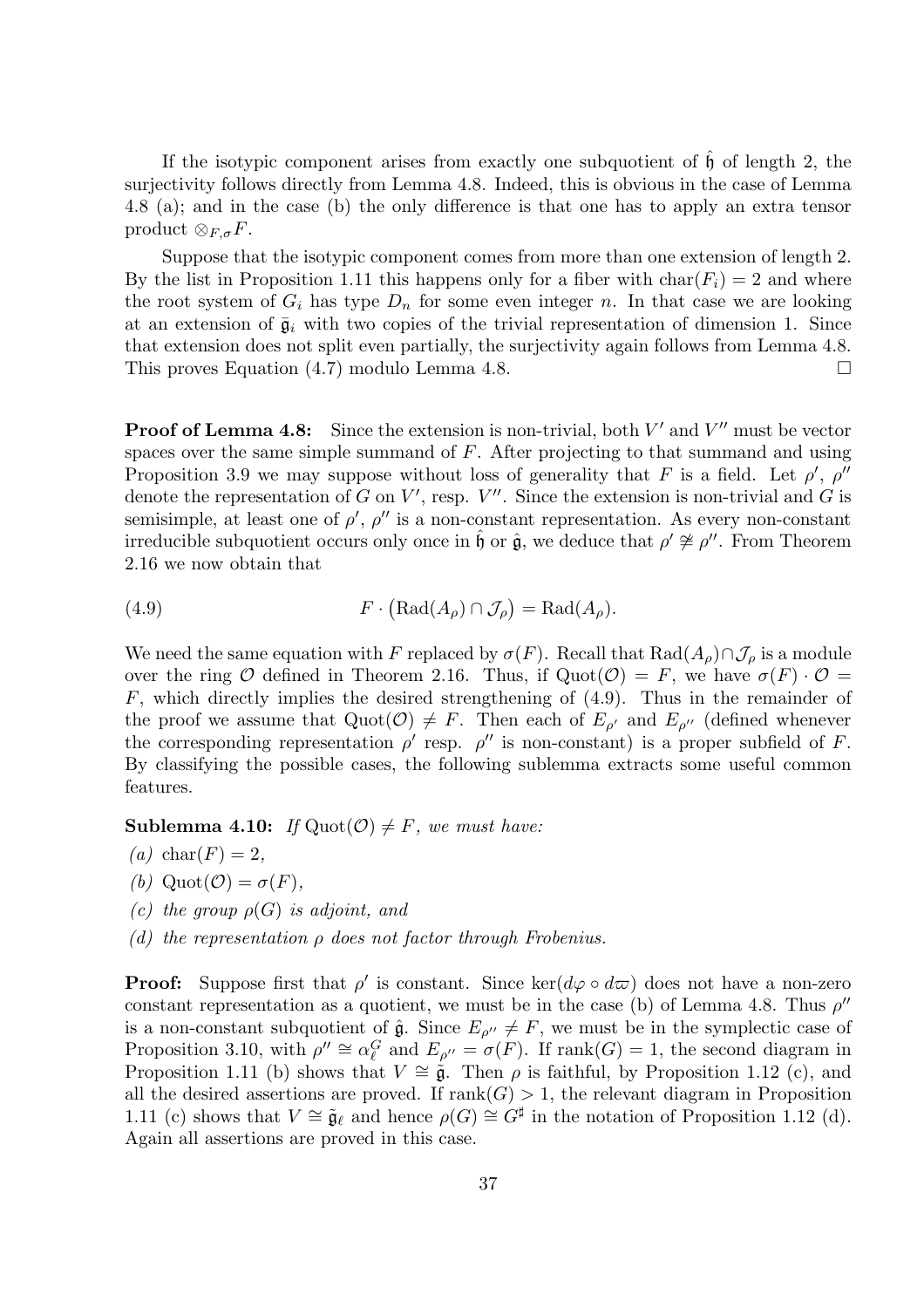If the isotypic component arises from exactly one subquotient of $\hat{\mathfrak{h}}$ of length 2, the surjectivity follows directly from Lemma 4.8. Indeed, this is obvious in the case of Lemma 4.8 (a); and in the case (b) the only difference is that one has to apply an extra tensor product $\otimes_{F,\sigma} F$.

Suppose that the isotypic component comes from more than one extension of length 2. By the list in Proposition 1.11 this happens only for a fiber with $\mathrm{char}(F_i) = 2$ and where the root system of $G_i$ has type $D_n$ for some even integer $n$. In that case we are looking at an extension of $\tilde{\mathfrak{g}}_i$ with two copies of the trivial representation of dimension 1. Since that extension does not split even partially, the surjectivity again follows from Lemma 4.8. This proves Equation (4.7) modulo Lemma 4.8. $\square$

**Proof of Lemma 4.8:** Since the extension is non-trivial, both $V'$ and $V''$ must be vector spaces over the same simple summand of $F$. After projecting to that summand and using Proposition 3.9 we may suppose without loss of generality that $F$ is a field. Let $\rho'$, $\rho''$ denote the representation of $G$ on $V'$, resp. $V''$. Since the extension is non-trivial and $G$ is semisimple, at least one of $\rho'$, $\rho''$ is a non-constant representation. As every non-constant irreducible subquotient occurs only once in $\hat{\mathfrak{h}}$ or $\hat{\mathfrak{g}}$, we deduce that $\rho' \not\cong \rho''$. From Theorem 2.16 we now obtain that

$$F \cdot \big(\mathrm{Rad}(A_\rho) \cap \mathcal{J}_\rho\big) = \mathrm{Rad}(A_\rho). \tag{4.9}$$

We need the same equation with $F$ replaced by $\sigma(F)$. Recall that $\mathrm{Rad}(A_\rho) \cap \mathcal{J}_\rho$ is a module over the ring $\mathcal{O}$ defined in Theorem 2.16. Thus, if $\mathrm{Quot}(\mathcal{O}) = F$, we have $\sigma(F) \cdot \mathcal{O} = F$, which directly implies the desired strengthening of (4.9). Thus in the remainder of the proof we assume that $\mathrm{Quot}(\mathcal{O}) \neq F$. Then each of $E_{\rho'}$ and $E_{\rho''}$ (defined whenever the corresponding representation $\rho'$ resp. $\rho''$ is non-constant) is a proper subfield of $F$. By classifying the possible cases, the following sublemma extracts some useful common features.

**Sublemma 4.10:** *If $\mathrm{Quot}(\mathcal{O}) \neq F$, we must have:*

*(a)* $\mathrm{char}(F) = 2$,

*(b)* $\mathrm{Quot}(\mathcal{O}) = \sigma(F)$,

*(c) the group $\rho(G)$ is adjoint, and*

*(d) the representation $\rho$ does not factor through Frobenius.*

**Proof:** Suppose first that $\rho'$ is constant. Since $\ker(d\varphi \circ d\varpi)$ does not have a non-zero constant representation as a quotient, we must be in the case (b) of Lemma 4.8. Thus $\rho''$ is a non-constant subquotient of $\hat{\mathfrak{g}}$. Since $E_{\rho''} \neq F$, we must be in the symplectic case of Proposition 3.10, with $\rho'' \cong \alpha_\ell^G$ and $E_{\rho''} = \sigma(F)$. If $\mathrm{rank}(G) = 1$, the second diagram in Proposition 1.11 (b) shows that $V \cong \tilde{\mathfrak{g}}$. Then $\rho$ is faithful, by Proposition 1.12 (c), and all the desired assertions are proved. If $\mathrm{rank}(G) > 1$, the relevant diagram in Proposition 1.11 (c) shows that $V \cong \tilde{\mathfrak{g}}_\ell$ and hence $\rho(G) \cong G^\sharp$ in the notation of Proposition 1.12 (d). Again all assertions are proved in this case.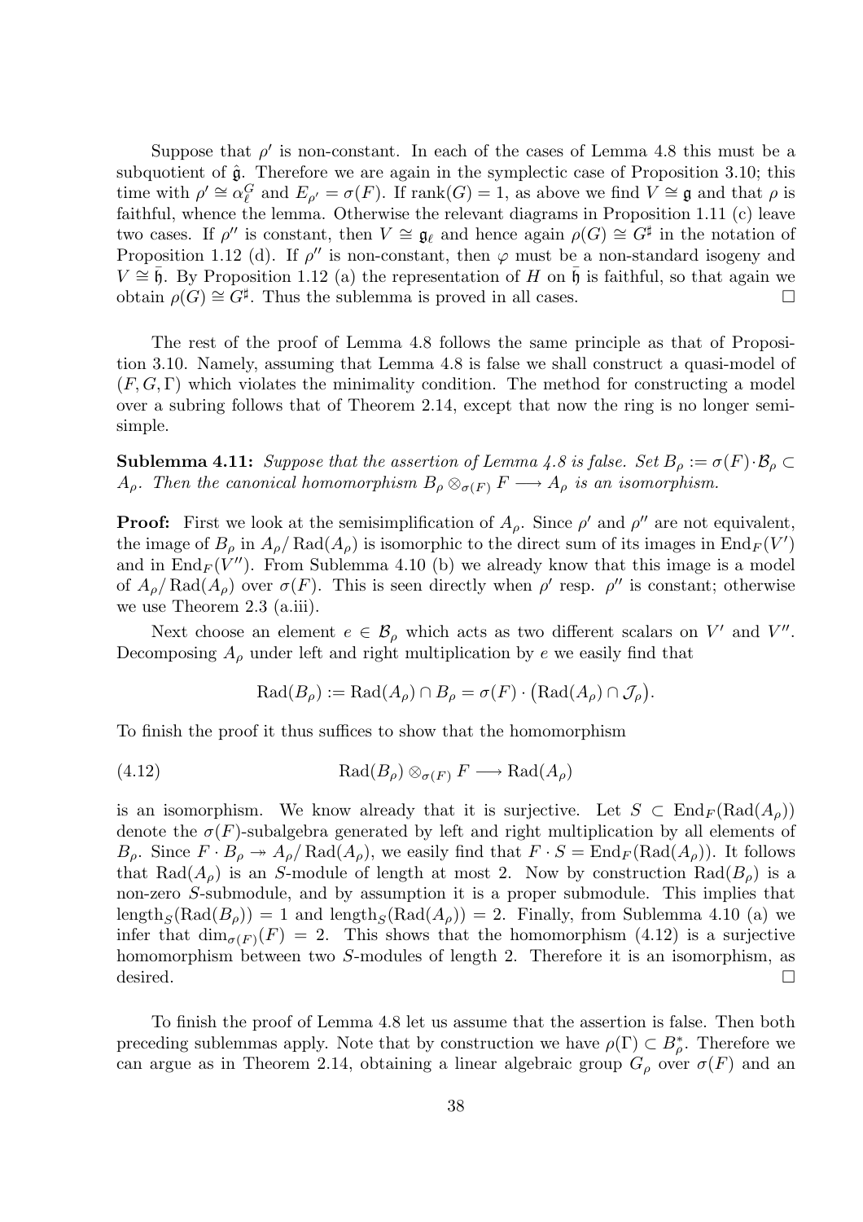Suppose that $\rho'$ is non-constant. In each of the cases of Lemma 4.8 this must be a subquotient of $\hat{\mathfrak{g}}$. Therefore we are again in the symplectic case of Proposition 3.10; this time with $\rho' \cong \alpha_\ell^G$ and $E_{\rho'} = \sigma(F)$. If $\operatorname{rank}(G) = 1$, as above we find $V \cong \mathfrak{g}$ and that $\rho$ is faithful, whence the lemma. Otherwise the relevant diagrams in Proposition 1.11 (c) leave two cases. If $\rho''$ is constant, then $V \cong \mathfrak{g}_\ell$ and hence again $\rho(G) \cong G^\sharp$ in the notation of Proposition 1.12 (d). If $\rho''$ is non-constant, then $\varphi$ must be a non-standard isogeny and $V \cong \bar{\mathfrak{h}}$. By Proposition 1.12 (a) the representation of $H$ on $\bar{\mathfrak{h}}$ is faithful, so that again we obtain $\rho(G) \cong G^\sharp$. Thus the sublemma is proved in all cases. $\square$

The rest of the proof of Lemma 4.8 follows the same principle as that of Proposition 3.10. Namely, assuming that Lemma 4.8 is false we shall construct a quasi-model of $(F, G, \Gamma)$ which violates the minimality condition. The method for constructing a model over a subring follows that of Theorem 2.14, except that now the ring is no longer semisimple.

**Sublemma 4.11:** *Suppose that the assertion of Lemma 4.8 is false. Set $B_\rho := \sigma(F) \cdot \mathcal{B}_\rho \subset A_\rho$. Then the canonical homomorphism $B_\rho \otimes_{\sigma(F)} F \longrightarrow A_\rho$ is an isomorphism.*

**Proof:** First we look at the semisimplification of $A_\rho$. Since $\rho'$ and $\rho''$ are not equivalent, the image of $B_\rho$ in $A_\rho/\operatorname{Rad}(A_\rho)$ is isomorphic to the direct sum of its images in $\operatorname{End}_F(V')$ and in $\operatorname{End}_F(V'')$. From Sublemma 4.10 (b) we already know that this image is a model of $A_\rho/\operatorname{Rad}(A_\rho)$ over $\sigma(F)$. This is seen directly when $\rho'$ resp. $\rho''$ is constant; otherwise we use Theorem 2.3 (a.iii).

Next choose an element $e \in \mathcal{B}_\rho$ which acts as two different scalars on $V'$ and $V''$. Decomposing $A_\rho$ under left and right multiplication by $e$ we easily find that

$$\operatorname{Rad}(B_\rho) := \operatorname{Rad}(A_\rho) \cap B_\rho = \sigma(F) \cdot \big(\operatorname{Rad}(A_\rho) \cap \mathcal{J}_\rho\big).$$

To finish the proof it thus suffices to show that the homomorphism

$$\operatorname{Rad}(B_\rho) \otimes_{\sigma(F)} F \longrightarrow \operatorname{Rad}(A_\rho) \tag{4.12}$$

is an isomorphism. We know already that it is surjective. Let $S \subset \operatorname{End}_F(\operatorname{Rad}(A_\rho))$ denote the $\sigma(F)$-subalgebra generated by left and right multiplication by all elements of $B_\rho$. Since $F \cdot B_\rho \twoheadrightarrow A_\rho/\operatorname{Rad}(A_\rho)$, we easily find that $F \cdot S = \operatorname{End}_F(\operatorname{Rad}(A_\rho))$. It follows that $\operatorname{Rad}(A_\rho)$ is an $S$-module of length at most 2. Now by construction $\operatorname{Rad}(B_\rho)$ is a non-zero $S$-submodule, and by assumption it is a proper submodule. This implies that $\operatorname{length}_S(\operatorname{Rad}(B_\rho)) = 1$ and $\operatorname{length}_S(\operatorname{Rad}(A_\rho)) = 2$. Finally, from Sublemma 4.10 (a) we infer that $\dim_{\sigma(F)}(F) = 2$. This shows that the homomorphism (4.12) is a surjective homomorphism between two $S$-modules of length 2. Therefore it is an isomorphism, as desired. $\square$

To finish the proof of Lemma 4.8 let us assume that the assertion is false. Then both preceding sublemmas apply. Note that by construction we have $\rho(\Gamma) \subset B_\rho^*$. Therefore we can argue as in Theorem 2.14, obtaining a linear algebraic group $G_\rho$ over $\sigma(F)$ and an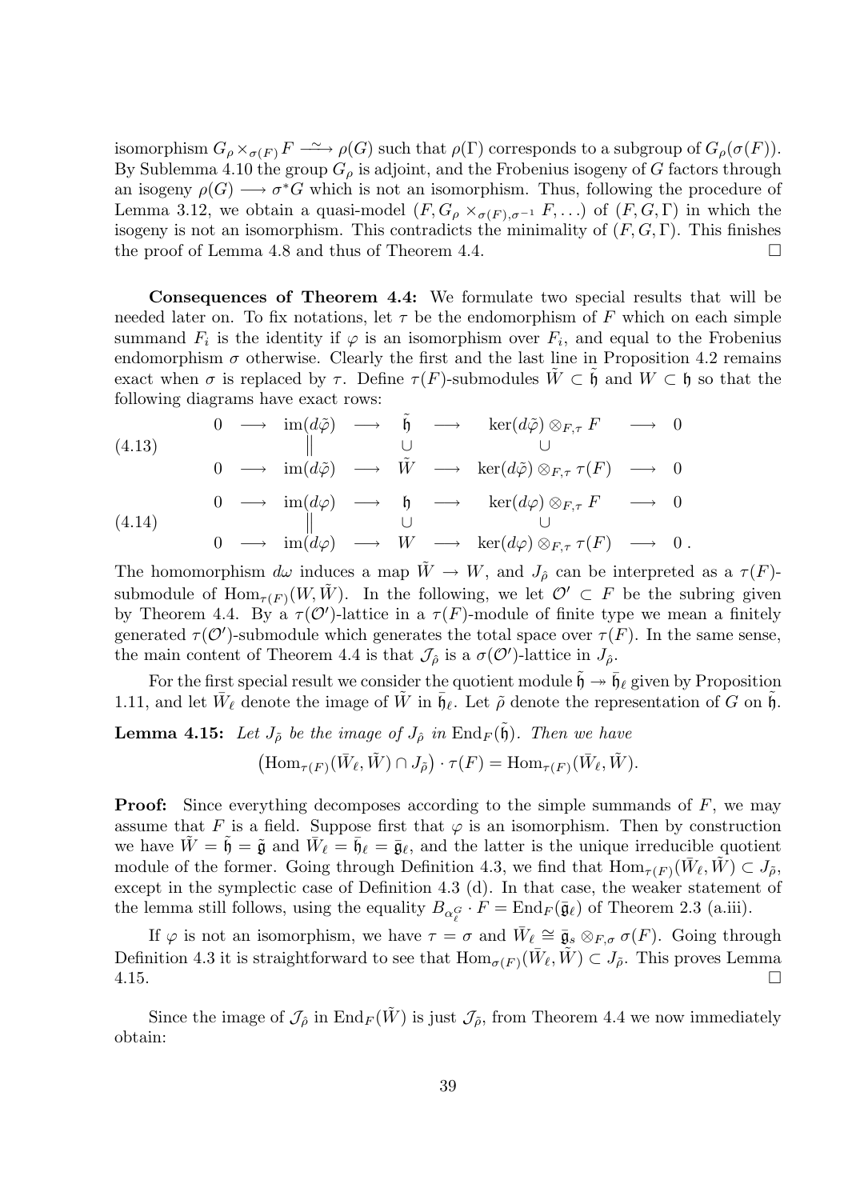isomorphism $G_\rho \times_{\sigma(F)} F \xrightarrow{\sim} \rho(G)$ such that $\rho(\Gamma)$ corresponds to a subgroup of $G_\rho(\sigma(F))$. By Sublemma 4.10 the group $G_\rho$ is adjoint, and the Frobenius isogeny of $G$ factors through an isogeny $\rho(G) \longrightarrow \sigma^* G$ which is not an isomorphism. Thus, following the procedure of Lemma 3.12, we obtain a quasi-model $(F, G_\rho \times_{\sigma(F),\sigma^{-1}} F, \ldots)$ of $(F, G, \Gamma)$ in which the isogeny is not an isomorphism. This contradicts the minimality of $(F, G, \Gamma)$. This finishes the proof of Lemma 4.8 and thus of Theorem 4.4. $\square$

**Consequences of Theorem 4.4:** We formulate two special results that will be needed later on. To fix notations, let $\tau$ be the endomorphism of $F$ which on each simple summand $F_i$ is the identity if $\varphi$ is an isomorphism over $F_i$, and equal to the Frobenius endomorphism $\sigma$ otherwise. Clearly the first and the last line in Proposition 4.2 remains exact when $\sigma$ is replaced by $\tau$. Define $\tau(F)$-submodules $\tilde{W} \subset \tilde{\mathfrak{h}}$ and $W \subset \mathfrak{h}$ so that the following diagrams have exact rows:

$$
\begin{array}{ccccccccc}
0 & \longrightarrow & \mathrm{im}(d\tilde{\varphi}) & \longrightarrow & \tilde{\mathfrak{h}} & \longrightarrow & \ker(d\tilde{\varphi}) \otimes_{F,\tau} F & \longrightarrow & 0 \\
 & & \| & & \cup & & \cup & & \\
0 & \longrightarrow & \mathrm{im}(d\tilde{\varphi}) & \longrightarrow & \tilde{W} & \longrightarrow & \ker(d\tilde{\varphi}) \otimes_{F,\tau} \tau(F) & \longrightarrow & 0
\end{array}
\tag{4.13}
$$

$$
\begin{array}{ccccccccc}
0 & \longrightarrow & \mathrm{im}(d\varphi) & \longrightarrow & \mathfrak{h} & \longrightarrow & \ker(d\varphi) \otimes_{F,\tau} F & \longrightarrow & 0 \\
 & & \| & & \cup & & \cup & & \\
0 & \longrightarrow & \mathrm{im}(d\varphi) & \longrightarrow & W & \longrightarrow & \ker(d\varphi) \otimes_{F,\tau} \tau(F) & \longrightarrow & 0\,.
\end{array}
\tag{4.14}
$$

The homomorphism $d\omega$ induces a map $\tilde{W} \to W$, and $J_{\hat{\rho}}$ can be interpreted as a $\tau(F)$-submodule of $\mathrm{Hom}_{\tau(F)}(W, \tilde{W})$. In the following, we let $\mathcal{O}' \subset F$ be the subring given by Theorem 4.4. By a $\tau(\mathcal{O}')$-lattice in a $\tau(F)$-module of finite type we mean a finitely generated $\tau(\mathcal{O}')$-submodule which generates the total space over $\tau(F)$. In the same sense, the main content of Theorem 4.4 is that $\mathcal{J}_{\hat{\rho}}$ is a $\sigma(\mathcal{O}')$-lattice in $J_{\hat{\rho}}$.

For the first special result we consider the quotient module $\tilde{\mathfrak{h}} \twoheadrightarrow \bar{\mathfrak{h}}_\ell$ given by Proposition 1.11, and let $\bar{W}_\ell$ denote the image of $\tilde{W}$ in $\bar{\mathfrak{h}}_\ell$. Let $\tilde{\rho}$ denote the representation of $G$ on $\tilde{\mathfrak{h}}$.

**Lemma 4.15:** *Let $J_{\tilde{\rho}}$ be the image of $J_{\hat{\rho}}$ in $\mathrm{End}_F(\tilde{\mathfrak{h}})$. Then we have*

$$\big(\mathrm{Hom}_{\tau(F)}(\bar{W}_\ell, \tilde{W}) \cap J_{\tilde{\rho}}\big) \cdot \tau(F) = \mathrm{Hom}_{\tau(F)}(\bar{W}_\ell, \tilde{W}).$$

**Proof:** Since everything decomposes according to the simple summands of $F$, we may assume that $F$ is a field. Suppose first that $\varphi$ is an isomorphism. Then by construction we have $\tilde{W} = \tilde{\mathfrak{h}} = \tilde{\mathfrak{g}}$ and $\bar{W}_\ell = \bar{\mathfrak{h}}_\ell = \bar{\mathfrak{g}}_\ell$, and the latter is the unique irreducible quotient module of the former. Going through Definition 4.3, we find that $\mathrm{Hom}_{\tau(F)}(\bar{W}_\ell, \tilde{W}) \subset J_{\tilde{\rho}}$, except in the symplectic case of Definition 4.3 (d). In that case, the weaker statement of the lemma still follows, using the equality $B_{\alpha_\ell^G} \cdot F = \mathrm{End}_F(\bar{\mathfrak{g}}_\ell)$ of Theorem 2.3 (a.iii).

If $\varphi$ is not an isomorphism, we have $\tau = \sigma$ and $\bar{W}_\ell \cong \bar{\mathfrak{g}}_s \otimes_{F,\sigma} \sigma(F)$. Going through Definition 4.3 it is straightforward to see that $\mathrm{Hom}_{\sigma(F)}(\bar{W}_\ell, \tilde{W}) \subset J_{\tilde{\rho}}$. This proves Lemma 4.15. $\square$

Since the image of $\mathcal{J}_{\hat{\rho}}$ in $\mathrm{End}_F(\tilde{W})$ is just $\mathcal{J}_{\tilde{\rho}}$, from Theorem 4.4 we now immediately obtain: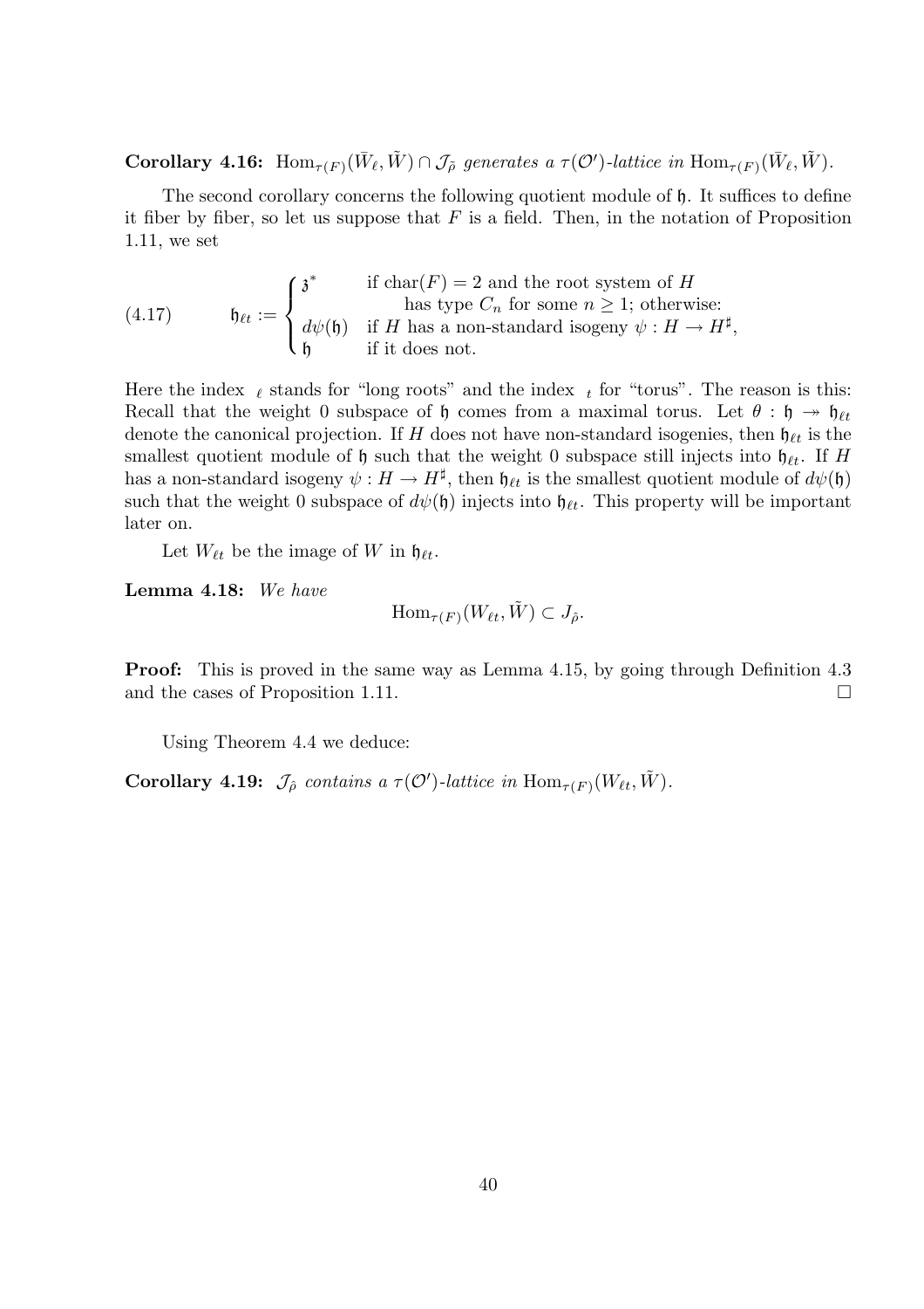**Corollary 4.16:** *$\mathrm{Hom}_{\tau(F)}(\bar{W}_\ell, \tilde{W}) \cap \mathcal{J}_{\tilde{\rho}}$ generates a $\tau(\mathcal{O}')$-lattice in $\mathrm{Hom}_{\tau(F)}(\bar{W}_\ell, \tilde{W})$.*

The second corollary concerns the following quotient module of $\mathfrak{h}$. It suffices to define it fiber by fiber, so let us suppose that $F$ is a field. Then, in the notation of Proposition 1.11, we set

$$\mathfrak{h}_{\ell t} := \begin{cases} \mathfrak{z}^* & \text{if } \mathrm{char}(F) = 2 \text{ and the root system of } H \\ & \qquad \text{has type } C_n \text{ for some } n \geq 1; \text{ otherwise:} \\ d\psi(\mathfrak{h}) & \text{if } H \text{ has a non-standard isogeny } \psi : H \to H^\sharp, \\ \mathfrak{h} & \text{if it does not.} \end{cases} \tag{4.17}$$

Here the index $_\ell$ stands for "long roots" and the index $_t$ for "torus". The reason is this: Recall that the weight 0 subspace of $\mathfrak{h}$ comes from a maximal torus. Let $\theta : \mathfrak{h} \twoheadrightarrow \mathfrak{h}_{\ell t}$ denote the canonical projection. If $H$ does not have non-standard isogenies, then $\mathfrak{h}_{\ell t}$ is the smallest quotient module of $\mathfrak{h}$ such that the weight 0 subspace still injects into $\mathfrak{h}_{\ell t}$. If $H$ has a non-standard isogeny $\psi : H \to H^\sharp$, then $\mathfrak{h}_{\ell t}$ is the smallest quotient module of $d\psi(\mathfrak{h})$ such that the weight 0 subspace of $d\psi(\mathfrak{h})$ injects into $\mathfrak{h}_{\ell t}$. This property will be important later on.

Let $W_{\ell t}$ be the image of $W$ in $\mathfrak{h}_{\ell t}$.

**Lemma 4.18:** *We have*

$$\mathrm{Hom}_{\tau(F)}(W_{\ell t}, \tilde{W}) \subset J_{\hat{\rho}}.$$

**Proof:** This is proved in the same way as Lemma 4.15, by going through Definition 4.3 and the cases of Proposition 1.11. $\square$

Using Theorem 4.4 we deduce:

**Corollary 4.19:** *$\mathcal{J}_{\hat{\rho}}$ contains a $\tau(\mathcal{O}')$-lattice in $\mathrm{Hom}_{\tau(F)}(W_{\ell t}, \tilde{W})$.*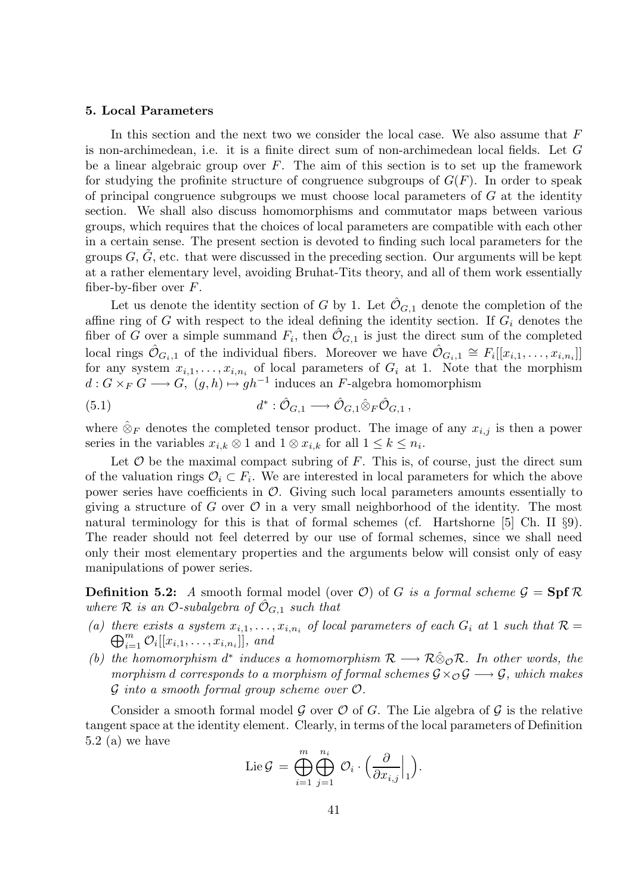### 5. Local Parameters

In this section and the next two we consider the local case. We also assume that $F$ is non-archimedean, i.e. it is a finite direct sum of non-archimedean local fields. Let $G$ be a linear algebraic group over $F$. The aim of this section is to set up the framework for studying the profinite structure of congruence subgroups of $G(F)$. In order to speak of principal congruence subgroups we must choose local parameters of $G$ at the identity section. We shall also discuss homomorphisms and commutator maps between various groups, which requires that the choices of local parameters are compatible with each other in a certain sense. The present section is devoted to finding such local parameters for the groups $G$, $\tilde{G}$, etc. that were discussed in the preceding section. Our arguments will be kept at a rather elementary level, avoiding Bruhat-Tits theory, and all of them work essentially fiber-by-fiber over $F$.

Let us denote the identity section of $G$ by 1. Let $\hat{\mathcal{O}}_{G,1}$ denote the completion of the affine ring of $G$ with respect to the ideal defining the identity section. If $G_i$ denotes the fiber of $G$ over a simple summand $F_i$, then $\hat{\mathcal{O}}_{G,1}$ is just the direct sum of the completed local rings $\hat{\mathcal{O}}_{G_i,1}$ of the individual fibers. Moreover we have $\hat{\mathcal{O}}_{G_i,1} \cong F_i[[x_{i,1}, \ldots, x_{i,n_i}]]$ for any system $x_{i,1}, \ldots, x_{i,n_i}$ of local parameters of $G_i$ at 1. Note that the morphism $d : G \times_F G \longrightarrow G$, $(g,h) \mapsto gh^{-1}$ induces an $F$-algebra homomorphism

$$d^* : \hat{\mathcal{O}}_{G,1} \longrightarrow \hat{\mathcal{O}}_{G,1} \hat{\otimes}_F \hat{\mathcal{O}}_{G,1}\,, \tag{5.1}$$

where $\hat{\otimes}_F$ denotes the completed tensor product. The image of any $x_{i,j}$ is then a power series in the variables $x_{i,k} \otimes 1$ and $1 \otimes x_{i,k}$ for all $1 \leq k \leq n_i$.

Let $\mathcal{O}$ be the maximal compact subring of $F$. This is, of course, just the direct sum of the valuation rings $\mathcal{O}_i \subset F_i$. We are interested in local parameters for which the above power series have coefficients in $\mathcal{O}$. Giving such local parameters amounts essentially to giving a structure of $G$ over $\mathcal{O}$ in a very small neighborhood of the identity. The most natural terminology for this is that of formal schemes (cf. Hartshorne [5] Ch. II §9). The reader should not feel deterred by our use of formal schemes, since we shall need only their most elementary properties and the arguments below will consist only of easy manipulations of power series.

**Definition 5.2:** *A* smooth formal model (over $\mathcal{O}$) of $G$ *is a formal scheme* $\mathcal{G} = \mathbf{Spf}\,\mathcal{R}$ *where* $\mathcal{R}$ *is an* $\mathcal{O}$*-subalgebra of* $\hat{\mathcal{O}}_{G,1}$ *such that*

*(a) there exists a system* $x_{i,1}, \ldots, x_{i,n_i}$ *of local parameters of each* $G_i$ *at* 1 *such that* $\mathcal{R} = \bigoplus_{i=1}^m \mathcal{O}_i[[x_{i,1}, \ldots, x_{i,n_i}]]$*, and*

*(b) the homomorphism* $d^*$ *induces a homomorphism* $\mathcal{R} \longrightarrow \mathcal{R} \hat{\otimes}_{\mathcal{O}} \mathcal{R}$*. In other words, the morphism* $d$ *corresponds to a morphism of formal schemes* $\mathcal{G} \times_{\mathcal{O}} \mathcal{G} \longrightarrow \mathcal{G}$*, which makes* $\mathcal{G}$ *into a smooth formal group scheme over* $\mathcal{O}$*.*

Consider a smooth formal model $\mathcal{G}$ over $\mathcal{O}$ of $G$. The Lie algebra of $\mathcal{G}$ is the relative tangent space at the identity element. Clearly, in terms of the local parameters of Definition 5.2 (a) we have

$$\operatorname{Lie} \mathcal{G} = \bigoplus_{i=1}^{m} \bigoplus_{j=1}^{n_i} \mathcal{O}_i \cdot \Big( \frac{\partial}{\partial x_{i,j}} \Big|_1 \Big).$$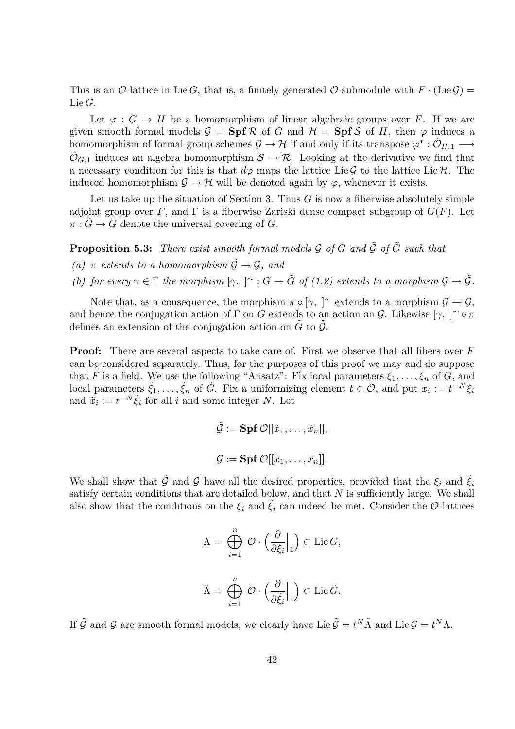This is an $\mathcal{O}$-lattice in $\operatorname{Lie} G$, that is, a finitely generated $\mathcal{O}$-submodule with $F \cdot (\operatorname{Lie} \mathcal{G}) = \operatorname{Lie} G$.

Let $\varphi : G \to H$ be a homomorphism of linear algebraic groups over $F$. If we are given smooth formal models $\mathcal{G} = \mathbf{Spf}\, \mathcal{R}$ of $G$ and $\mathcal{H} = \mathbf{Spf}\, \mathcal{S}$ of $H$, then $\varphi$ induces a homomorphism of formal group schemes $\mathcal{G} \to \mathcal{H}$ if and only if its transpose $\varphi^* : \hat{\mathcal{O}}_{H,1} \longrightarrow \hat{\mathcal{O}}_{G,1}$ induces an algebra homomorphism $\mathcal{S} \to \mathcal{R}$. Looking at the derivative we find that a necessary condition for this is that $d\varphi$ maps the lattice $\operatorname{Lie} \mathcal{G}$ to the lattice $\operatorname{Lie} \mathcal{H}$. The induced homomorphism $\mathcal{G} \to \mathcal{H}$ will be denoted again by $\varphi$, whenever it exists.

Let us take up the situation of Section 3. Thus $G$ is now a fiberwise absolutely simple adjoint group over $F$, and $\Gamma$ is a fiberwise Zariski dense compact subgroup of $G(F)$. Let $\pi : \tilde{G} \to G$ denote the universal covering of $G$.

**Proposition 5.3:** *There exist smooth formal models $\mathcal{G}$ of $G$ and $\tilde{\mathcal{G}}$ of $\tilde{G}$ such that*

*(a) $\pi$ extends to a homomorphism $\tilde{\mathcal{G}} \to \mathcal{G}$, and*

*(b) for every $\gamma \in \Gamma$ the morphism $[\gamma, \ ]^\sim : G \to \tilde{G}$ of (1.2) extends to a morphism $\mathcal{G} \to \tilde{\mathcal{G}}$.*

Note that, as a consequence, the morphism $\pi \circ [\gamma, \ ]^\sim$ extends to a morphism $\mathcal{G} \to \mathcal{G}$, and hence the conjugation action of $\Gamma$ on $G$ extends to an action on $\mathcal{G}$. Likewise $[\gamma, \ ]^\sim \circ \pi$ defines an extension of the conjugation action on $\tilde{G}$ to $\tilde{\mathcal{G}}$.

**Proof:** There are several aspects to take care of. First we observe that all fibers over $F$ can be considered separately. Thus, for the purposes of this proof we may and do suppose that $F$ is a field. We use the following "Ansatz": Fix local parameters $\xi_1, \ldots, \xi_n$ of $G$, and local parameters $\tilde{\xi}_1, \ldots, \tilde{\xi}_n$ of $\tilde{G}$. Fix a uniformizing element $t \in \mathcal{O}$, and put $x_i := t^{-N}\xi_i$ and $\tilde{x}_i := t^{-N}\tilde{\xi}_i$ for all $i$ and some integer $N$. Let

$$\tilde{\mathcal{G}} := \mathbf{Spf}\, \mathcal{O}[[\tilde{x}_1, \ldots, \tilde{x}_n]],$$

$$\mathcal{G} := \mathbf{Spf}\, \mathcal{O}[[x_1, \ldots, x_n]].$$

We shall show that $\tilde{\mathcal{G}}$ and $\mathcal{G}$ have all the desired properties, provided that the $\xi_i$ and $\tilde{\xi}_i$ satisfy certain conditions that are detailed below, and that $N$ is sufficiently large. We shall also show that the conditions on the $\xi_i$ and $\tilde{\xi}_i$ can indeed be met. Consider the $\mathcal{O}$-lattices

$$\Lambda = \bigoplus_{i=1}^{n} \mathcal{O} \cdot \Big( \frac{\partial}{\partial \xi_i}\Big|_1 \Big) \subset \operatorname{Lie} G,$$

$$\tilde{\Lambda} = \bigoplus_{i=1}^{n} \mathcal{O} \cdot \Big( \frac{\partial}{\partial \tilde{\xi}_i}\Big|_1 \Big) \subset \operatorname{Lie} \tilde{G}.$$

If $\tilde{\mathcal{G}}$ and $\mathcal{G}$ are smooth formal models, we clearly have $\operatorname{Lie} \tilde{\mathcal{G}} = t^N \tilde{\Lambda}$ and $\operatorname{Lie} \mathcal{G} = t^N \Lambda$.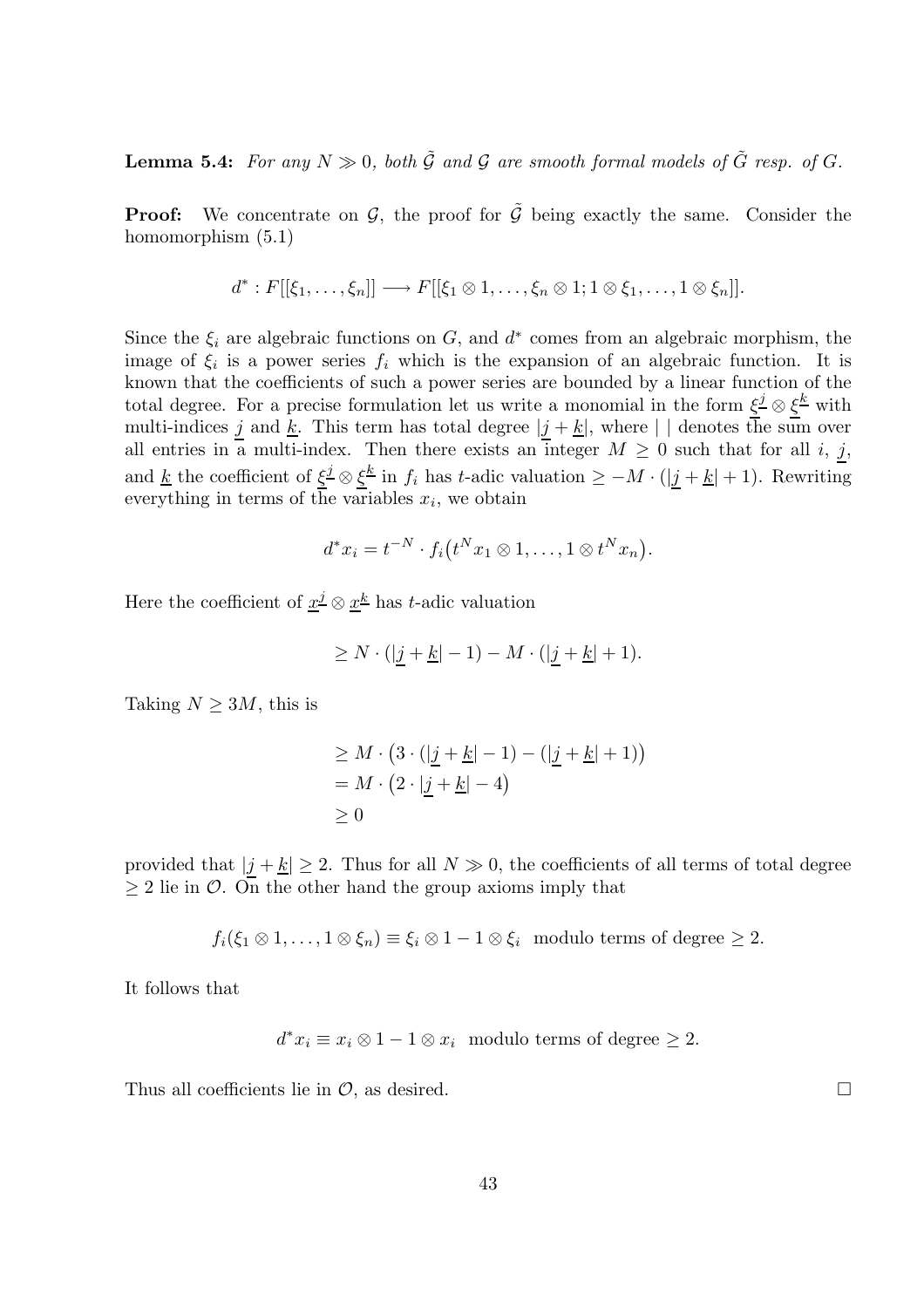**Lemma 5.4:** *For any $N \gg 0$, both $\tilde{\mathcal{G}}$ and $\mathcal{G}$ are smooth formal models of $\tilde{G}$ resp. of $G$.*

**Proof:** We concentrate on $\mathcal{G}$, the proof for $\tilde{\mathcal{G}}$ being exactly the same. Consider the homomorphism (5.1)

$$d^* : F[[\xi_1, \ldots, \xi_n]] \longrightarrow F[[\xi_1 \otimes 1, \ldots, \xi_n \otimes 1; 1 \otimes \xi_1, \ldots, 1 \otimes \xi_n]].$$

Since the $\xi_i$ are algebraic functions on $G$, and $d^*$ comes from an algebraic morphism, the image of $\xi_i$ is a power series $f_i$ which is the expansion of an algebraic function. It is known that the coefficients of such a power series are bounded by a linear function of the total degree. For a precise formulation let us write a monomial in the form $\underline{\xi}^{\underline{j}} \otimes \underline{\xi}^{\underline{k}}$ with multi-indices $\underline{j}$ and $\underline{k}$. This term has total degree $|\underline{j} + \underline{k}|$, where $|\ |$ denotes the sum over all entries in a multi-index. Then there exists an integer $M \geq 0$ such that for all $i$, $\underline{j}$, and $\underline{k}$ the coefficient of $\underline{\xi}^{\underline{j}} \otimes \underline{\xi}^{\underline{k}}$ in $f_i$ has $t$-adic valuation $\geq -M \cdot (|\underline{j} + \underline{k}| + 1)$. Rewriting everything in terms of the variables $x_i$, we obtain

$$d^* x_i = t^{-N} \cdot f_i\big(t^N x_1 \otimes 1, \ldots, 1 \otimes t^N x_n\big).$$

Here the coefficient of $\underline{x}^{\underline{j}} \otimes \underline{x}^{\underline{k}}$ has $t$-adic valuation

$$\geq N \cdot (|\underline{j} + \underline{k}| - 1) - M \cdot (|\underline{j} + \underline{k}| + 1).$$

Taking $N \geq 3M$, this is

$$\begin{aligned}
&\geq M \cdot \big(3 \cdot (|\underline{j} + \underline{k}| - 1) - (|\underline{j} + \underline{k}| + 1)\big) \\
&= M \cdot \big(2 \cdot |\underline{j} + \underline{k}| - 4\big) \\
&\geq 0
\end{aligned}$$

provided that $|\underline{j} + \underline{k}| \geq 2$. Thus for all $N \gg 0$, the coefficients of all terms of total degree $\geq 2$ lie in $\mathcal{O}$. On the other hand the group axioms imply that

$$f_i(\xi_1 \otimes 1, \ldots, 1 \otimes \xi_n) \equiv \xi_i \otimes 1 - 1 \otimes \xi_i \ \text{ modulo terms of degree} \geq 2.$$

It follows that

$$d^* x_i \equiv x_i \otimes 1 - 1 \otimes x_i \ \text{ modulo terms of degree} \geq 2.$$

Thus all coefficients lie in $\mathcal{O}$, as desired. $\square$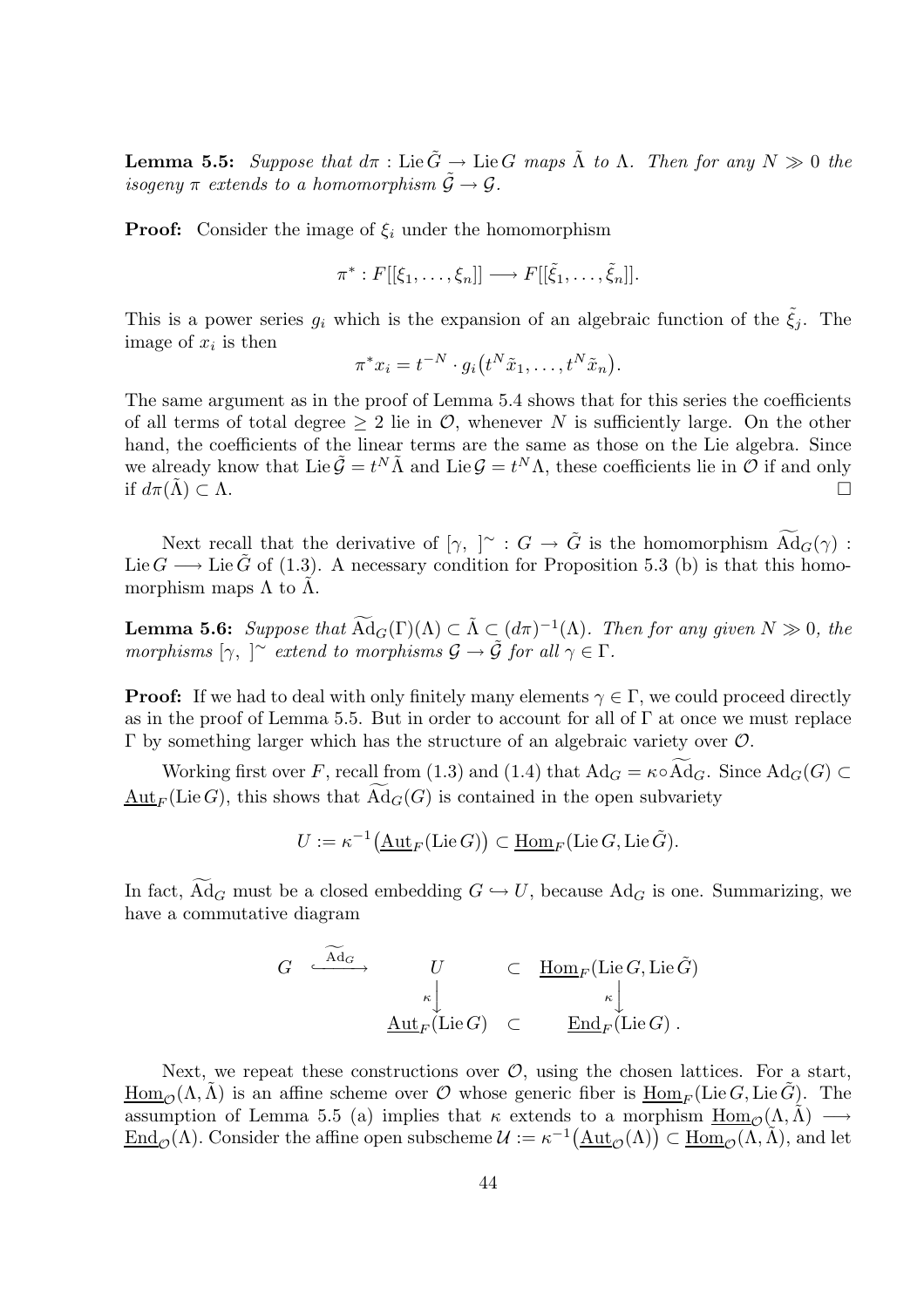**Lemma 5.5:** *Suppose that $d\pi : \mathrm{Lie}\,\tilde{G} \to \mathrm{Lie}\,G$ maps $\tilde{\Lambda}$ to $\Lambda$. Then for any $N \gg 0$ the isogeny $\pi$ extends to a homomorphism $\tilde{\mathcal{G}} \to \mathcal{G}$.*

**Proof:** Consider the image of $\xi_i$ under the homomorphism

$$\pi^* : F[[\xi_1, \ldots, \xi_n]] \longrightarrow F[[\tilde{\xi}_1, \ldots, \tilde{\xi}_n]].$$

This is a power series $g_i$ which is the expansion of an algebraic function of the $\tilde{\xi}_j$. The image of $x_i$ is then

$$\pi^* x_i = t^{-N} \cdot g_i\big(t^N \tilde{x}_1, \ldots, t^N \tilde{x}_n\big).$$

The same argument as in the proof of Lemma 5.4 shows that for this series the coefficients of all terms of total degree $\geq 2$ lie in $\mathcal{O}$, whenever $N$ is sufficiently large. On the other hand, the coefficients of the linear terms are the same as those on the Lie algebra. Since we already know that $\mathrm{Lie}\,\tilde{\mathcal{G}} = t^N \tilde{\Lambda}$ and $\mathrm{Lie}\,\mathcal{G} = t^N \Lambda$, these coefficients lie in $\mathcal{O}$ if and only if $d\pi(\tilde{\Lambda}) \subset \Lambda$. $\square$

Next recall that the derivative of $[\gamma,\ ]^\sim : G \to \tilde{G}$ is the homomorphism $\widetilde{\mathrm{Ad}}_G(\gamma) : \mathrm{Lie}\,G \longrightarrow \mathrm{Lie}\,\tilde{G}$ of (1.3). A necessary condition for Proposition 5.3 (b) is that this homomorphism maps $\Lambda$ to $\tilde{\Lambda}$.

**Lemma 5.6:** *Suppose that $\widetilde{\mathrm{Ad}}_G(\Gamma)(\Lambda) \subset \tilde{\Lambda} \subset (d\pi)^{-1}(\Lambda)$. Then for any given $N \gg 0$, the morphisms $[\gamma,\ ]^\sim$ extend to morphisms $\mathcal{G} \to \tilde{\mathcal{G}}$ for all $\gamma \in \Gamma$.*

**Proof:** If we had to deal with only finitely many elements $\gamma \in \Gamma$, we could proceed directly as in the proof of Lemma 5.5. But in order to account for all of $\Gamma$ at once we must replace $\Gamma$ by something larger which has the structure of an algebraic variety over $\mathcal{O}$.

Working first over $F$, recall from (1.3) and (1.4) that $\mathrm{Ad}_G = \kappa \circ \widetilde{\mathrm{Ad}}_G$. Since $\mathrm{Ad}_G(G) \subset \underline{\mathrm{Aut}}_F(\mathrm{Lie}\,G)$, this shows that $\widetilde{\mathrm{Ad}}_G(G)$ is contained in the open subvariety

$$U := \kappa^{-1}\big(\underline{\mathrm{Aut}}_F(\mathrm{Lie}\,G)\big) \subset \underline{\mathrm{Hom}}_F(\mathrm{Lie}\,G, \mathrm{Lie}\,\tilde{G}).$$

In fact, $\widetilde{\mathrm{Ad}}_G$ must be a closed embedding $G \hookrightarrow U$, because $\mathrm{Ad}_G$ is one. Summarizing, we have a commutative diagram

$$\begin{array}{ccccc}
G & \xhookrightarrow{\widetilde{\mathrm{Ad}}_G} & U & \subset & \underline{\mathrm{Hom}}_F(\mathrm{Lie}\,G, \mathrm{Lie}\,\tilde{G}) \\
 & & {\scriptstyle\kappa}\big\downarrow & & {\scriptstyle\kappa}\big\downarrow \\
 & & \underline{\mathrm{Aut}}_F(\mathrm{Lie}\,G) & \subset & \underline{\mathrm{End}}_F(\mathrm{Lie}\,G)\,.
\end{array}$$

Next, we repeat these constructions over $\mathcal{O}$, using the chosen lattices. For a start, $\underline{\mathrm{Hom}}_{\mathcal{O}}(\Lambda, \tilde{\Lambda})$ is an affine scheme over $\mathcal{O}$ whose generic fiber is $\underline{\mathrm{Hom}}_F(\mathrm{Lie}\,G, \mathrm{Lie}\,\tilde{G})$. The assumption of Lemma 5.5 (a) implies that $\kappa$ extends to a morphism $\underline{\mathrm{Hom}}_{\mathcal{O}}(\Lambda, \tilde{\Lambda}) \longrightarrow \underline{\mathrm{End}}_{\mathcal{O}}(\Lambda)$. Consider the affine open subscheme $\mathcal{U} := \kappa^{-1}\big(\underline{\mathrm{Aut}}_{\mathcal{O}}(\Lambda)\big) \subset \underline{\mathrm{Hom}}_{\mathcal{O}}(\Lambda, \tilde{\Lambda})$, and let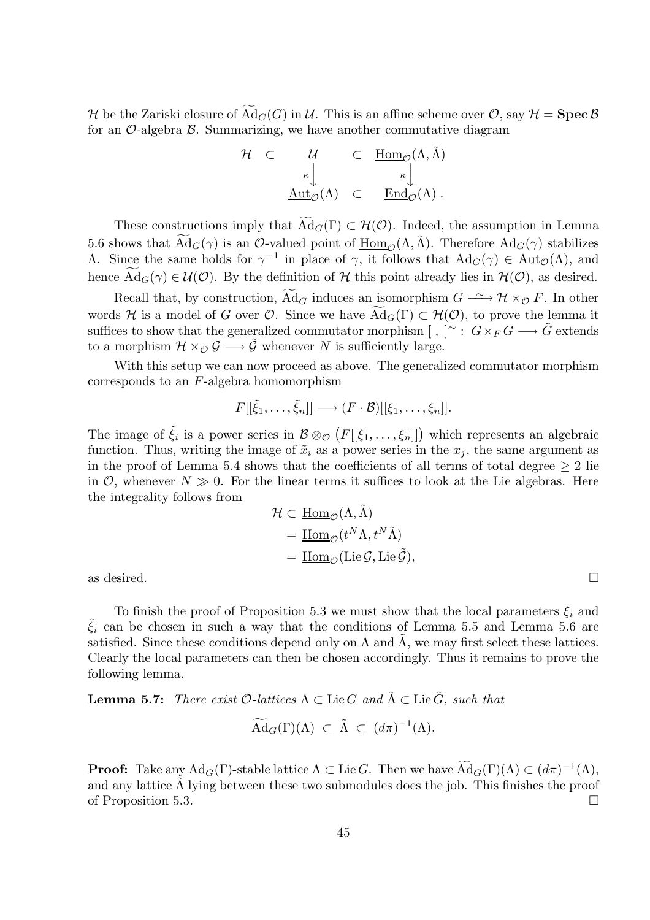$\mathcal{H}$ be the Zariski closure of $\widetilde{\mathrm{Ad}}_G(G)$ in $\mathcal{U}$. This is an affine scheme over $\mathcal{O}$, say $\mathcal{H} = \mathbf{Spec}\,\mathcal{B}$ for an $\mathcal{O}$-algebra $\mathcal{B}$. Summarizing, we have another commutative diagram

$$\begin{array}{ccccc} \mathcal{H} & \subset & \mathcal{U} & \subset & \underline{\mathrm{Hom}}_{\mathcal{O}}(\Lambda, \tilde{\Lambda}) \\ & & {\scriptstyle\kappa}\big\downarrow & & {\scriptstyle\kappa}\big\downarrow \\ & & \underline{\mathrm{Aut}}_{\mathcal{O}}(\Lambda) & \subset & \underline{\mathrm{End}}_{\mathcal{O}}(\Lambda)\,. \end{array}$$

These constructions imply that $\widetilde{\mathrm{Ad}}_G(\Gamma) \subset \mathcal{H}(\mathcal{O})$. Indeed, the assumption in Lemma 5.6 shows that $\widetilde{\mathrm{Ad}}_G(\gamma)$ is an $\mathcal{O}$-valued point of $\underline{\mathrm{Hom}}_{\mathcal{O}}(\Lambda, \tilde{\Lambda})$. Therefore $\mathrm{Ad}_G(\gamma)$ stabilizes $\Lambda$. Since the same holds for $\gamma^{-1}$ in place of $\gamma$, it follows that $\mathrm{Ad}_G(\gamma) \in \mathrm{Aut}_{\mathcal{O}}(\Lambda)$, and hence $\widetilde{\mathrm{Ad}}_G(\gamma) \in \mathcal{U}(\mathcal{O})$. By the definition of $\mathcal{H}$ this point already lies in $\mathcal{H}(\mathcal{O})$, as desired.

Recall that, by construction, $\widetilde{\mathrm{Ad}}_G$ induces an isomorphism $G \xrightarrow{\sim} \mathcal{H} \times_{\mathcal{O}} F$. In other words $\mathcal{H}$ is a model of $G$ over $\mathcal{O}$. Since we have $\widetilde{\mathrm{Ad}}_G(\Gamma) \subset \mathcal{H}(\mathcal{O})$, to prove the lemma it suffices to show that the generalized commutator morphism $[\ ,\ ]^{\sim} : G \times_F G \longrightarrow \tilde{G}$ extends to a morphism $\mathcal{H} \times_{\mathcal{O}} \mathcal{G} \longrightarrow \tilde{\mathcal{G}}$ whenever $N$ is sufficiently large.

With this setup we can now proceed as above. The generalized commutator morphism corresponds to an $F$-algebra homomorphism

$$F[[\tilde{\xi}_1, \ldots, \tilde{\xi}_n]] \longrightarrow (F \cdot \mathcal{B})[[\xi_1, \ldots, \xi_n]].$$

The image of $\tilde{\xi}_i$ is a power series in $\mathcal{B} \otimes_{\mathcal{O}} \big(F[[\xi_1, \ldots, \xi_n]]\big)$ which represents an algebraic function. Thus, writing the image of $\tilde{x}_i$ as a power series in the $x_j$, the same argument as in the proof of Lemma 5.4 shows that the coefficients of all terms of total degree $\geq 2$ lie in $\mathcal{O}$, whenever $N \gg 0$. For the linear terms it suffices to look at the Lie algebras. Here the integrality follows from

$$\begin{aligned} \mathcal{H} &\subset \underline{\mathrm{Hom}}_{\mathcal{O}}(\Lambda, \tilde{\Lambda}) \\ &= \underline{\mathrm{Hom}}_{\mathcal{O}}(t^N \Lambda, t^N \tilde{\Lambda}) \\ &= \underline{\mathrm{Hom}}_{\mathcal{O}}(\mathrm{Lie}\,\mathcal{G}, \mathrm{Lie}\,\tilde{\mathcal{G}}), \end{aligned}$$

as desired. $\square$

To finish the proof of Proposition 5.3 we must show that the local parameters $\xi_i$ and $\tilde{\xi}_i$ can be chosen in such a way that the conditions of Lemma 5.5 and Lemma 5.6 are satisfied. Since these conditions depend only on $\Lambda$ and $\tilde{\Lambda}$, we may first select these lattices. Clearly the local parameters can then be chosen accordingly. Thus it remains to prove the following lemma.

**Lemma 5.7:** *There exist $\mathcal{O}$-lattices $\Lambda \subset \mathrm{Lie}\,G$ and $\tilde{\Lambda} \subset \mathrm{Lie}\,\tilde{G}$, such that*

$$\widetilde{\mathrm{Ad}}_G(\Gamma)(\Lambda) \ \subset\ \tilde{\Lambda}\ \subset\ (d\pi)^{-1}(\Lambda).$$

**Proof:** Take any $\mathrm{Ad}_G(\Gamma)$-stable lattice $\Lambda \subset \mathrm{Lie}\,G$. Then we have $\widetilde{\mathrm{Ad}}_G(\Gamma)(\Lambda) \subset (d\pi)^{-1}(\Lambda)$, and any lattice $\tilde{\Lambda}$ lying between these two submodules does the job. This finishes the proof of Proposition 5.3. $\square$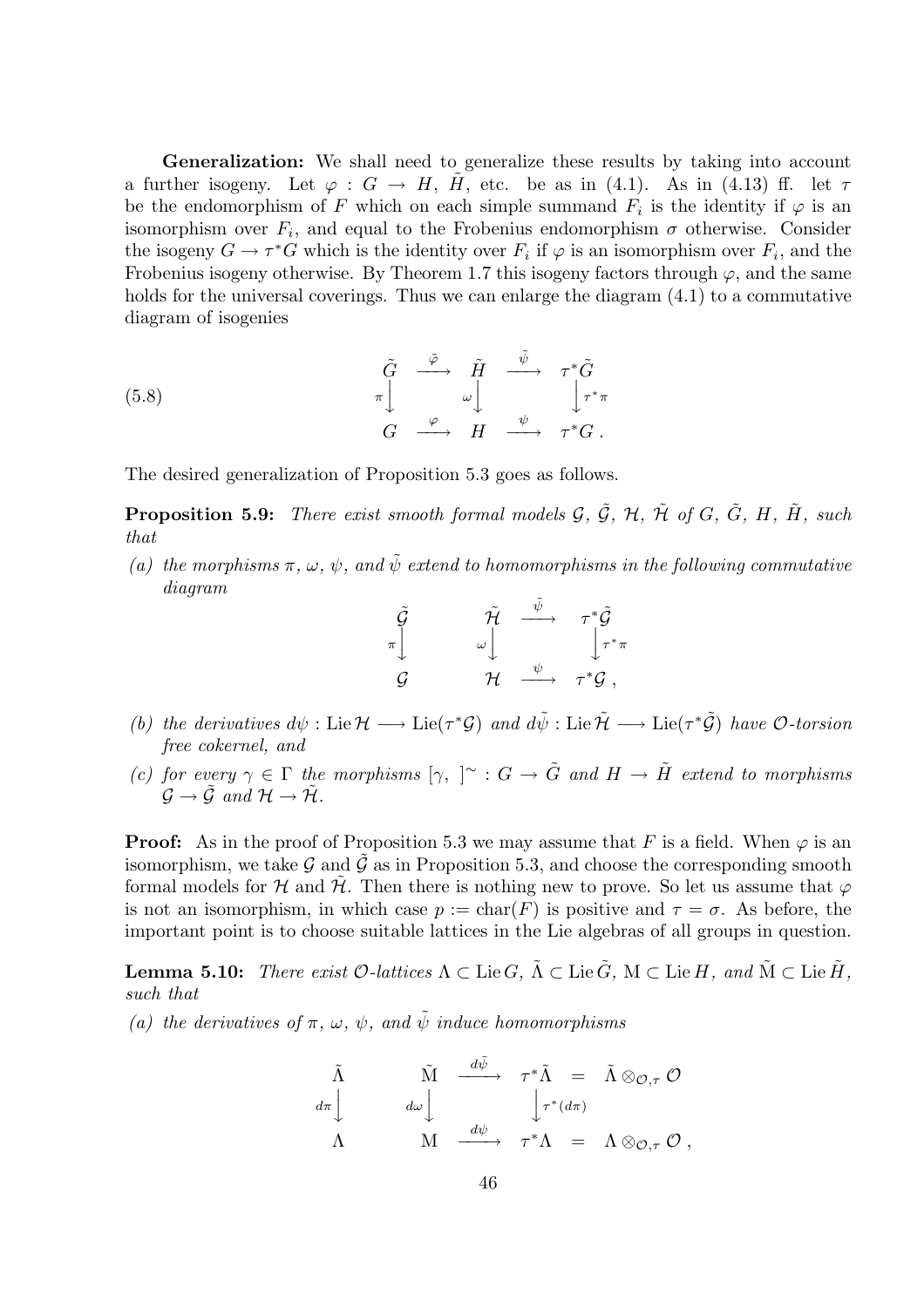**Generalization:** We shall need to generalize these results by taking into account a further isogeny. Let $\varphi : G \to H$, $\tilde{H}$, etc. be as in (4.1). As in (4.13) ff. let $\tau$ be the endomorphism of $F$ which on each simple summand $F_i$ is the identity if $\varphi$ is an isomorphism over $F_i$, and equal to the Frobenius endomorphism $\sigma$ otherwise. Consider the isogeny $G \to \tau^* G$ which is the identity over $F_i$ if $\varphi$ is an isomorphism over $F_i$, and the Frobenius isogeny otherwise. By Theorem 1.7 this isogeny factors through $\varphi$, and the same holds for the universal coverings. Thus we can enlarge the diagram (4.1) to a commutative diagram of isogenies

$$
\begin{array}{ccccc}
\tilde{G} & \xrightarrow{\tilde{\varphi}} & \tilde{H} & \xrightarrow{\tilde{\psi}} & \tau^*\tilde{G} \\
{\scriptstyle \pi}\big\downarrow & & {\scriptstyle \omega}\big\downarrow & & \big\downarrow{\scriptstyle \tau^*\pi} \\
G & \xrightarrow{\varphi} & H & \xrightarrow{\psi} & \tau^* G\,.
\end{array}
\tag{5.8}
$$

The desired generalization of Proposition 5.3 goes as follows.

**Proposition 5.9:** *There exist smooth formal models $\mathcal{G}$, $\tilde{\mathcal{G}}$, $\mathcal{H}$, $\tilde{\mathcal{H}}$ of $G$, $\tilde{G}$, $H$, $\tilde{H}$, such that*

*(a) the morphisms $\pi$, $\omega$, $\psi$, and $\tilde{\psi}$ extend to homomorphisms in the following commutative diagram*

$$
\begin{array}{ccccc}
\tilde{\mathcal{G}} & & \tilde{\mathcal{H}} & \xrightarrow{\tilde{\psi}} & \tau^*\tilde{\mathcal{G}} \\
{\scriptstyle \pi}\big\downarrow & & {\scriptstyle \omega}\big\downarrow & & \big\downarrow{\scriptstyle \tau^*\pi} \\
\mathcal{G} & & \mathcal{H} & \xrightarrow{\psi} & \tau^*\mathcal{G}\,,
\end{array}
$$

*(b) the derivatives $d\psi : \operatorname{Lie}\mathcal{H} \longrightarrow \operatorname{Lie}(\tau^*\mathcal{G})$ and $d\tilde{\psi} : \operatorname{Lie}\tilde{\mathcal{H}} \longrightarrow \operatorname{Lie}(\tau^*\tilde{\mathcal{G}})$ have $\mathcal{O}$-torsion free cokernel, and*

*(c) for every $\gamma \in \Gamma$ the morphisms $[\gamma,\ ]^\sim : G \to \tilde{G}$ and $H \to \tilde{H}$ extend to morphisms $\mathcal{G} \to \tilde{\mathcal{G}}$ and $\mathcal{H} \to \tilde{\mathcal{H}}$.*

**Proof:** As in the proof of Proposition 5.3 we may assume that $F$ is a field. When $\varphi$ is an isomorphism, we take $\mathcal{G}$ and $\tilde{\mathcal{G}}$ as in Proposition 5.3, and choose the corresponding smooth formal models for $\mathcal{H}$ and $\tilde{\mathcal{H}}$. Then there is nothing new to prove. So let us assume that $\varphi$ is not an isomorphism, in which case $p := \operatorname{char}(F)$ is positive and $\tau = \sigma$. As before, the important point is to choose suitable lattices in the Lie algebras of all groups in question.

**Lemma 5.10:** *There exist $\mathcal{O}$-lattices $\Lambda \subset \operatorname{Lie} G$, $\tilde{\Lambda} \subset \operatorname{Lie}\tilde{G}$, $\mathrm{M} \subset \operatorname{Lie} H$, and $\tilde{\mathrm{M}} \subset \operatorname{Lie}\tilde{H}$, such that*

*(a) the derivatives of $\pi$, $\omega$, $\psi$, and $\tilde{\psi}$ induce homomorphisms*

$$
\begin{array}{ccccccc}
\tilde{\Lambda} & & \tilde{\mathrm{M}} & \xrightarrow{d\tilde{\psi}} & \tau^*\tilde{\Lambda} & = & \tilde{\Lambda}\otimes_{\mathcal{O},\tau}\mathcal{O} \\
{\scriptstyle d\pi}\big\downarrow & & {\scriptstyle d\omega}\big\downarrow & & \big\downarrow{\scriptstyle \tau^*(d\pi)} & & \\
\Lambda & & \mathrm{M} & \xrightarrow{d\psi} & \tau^*\Lambda & = & \Lambda\otimes_{\mathcal{O},\tau}\mathcal{O}\,,
\end{array}
$$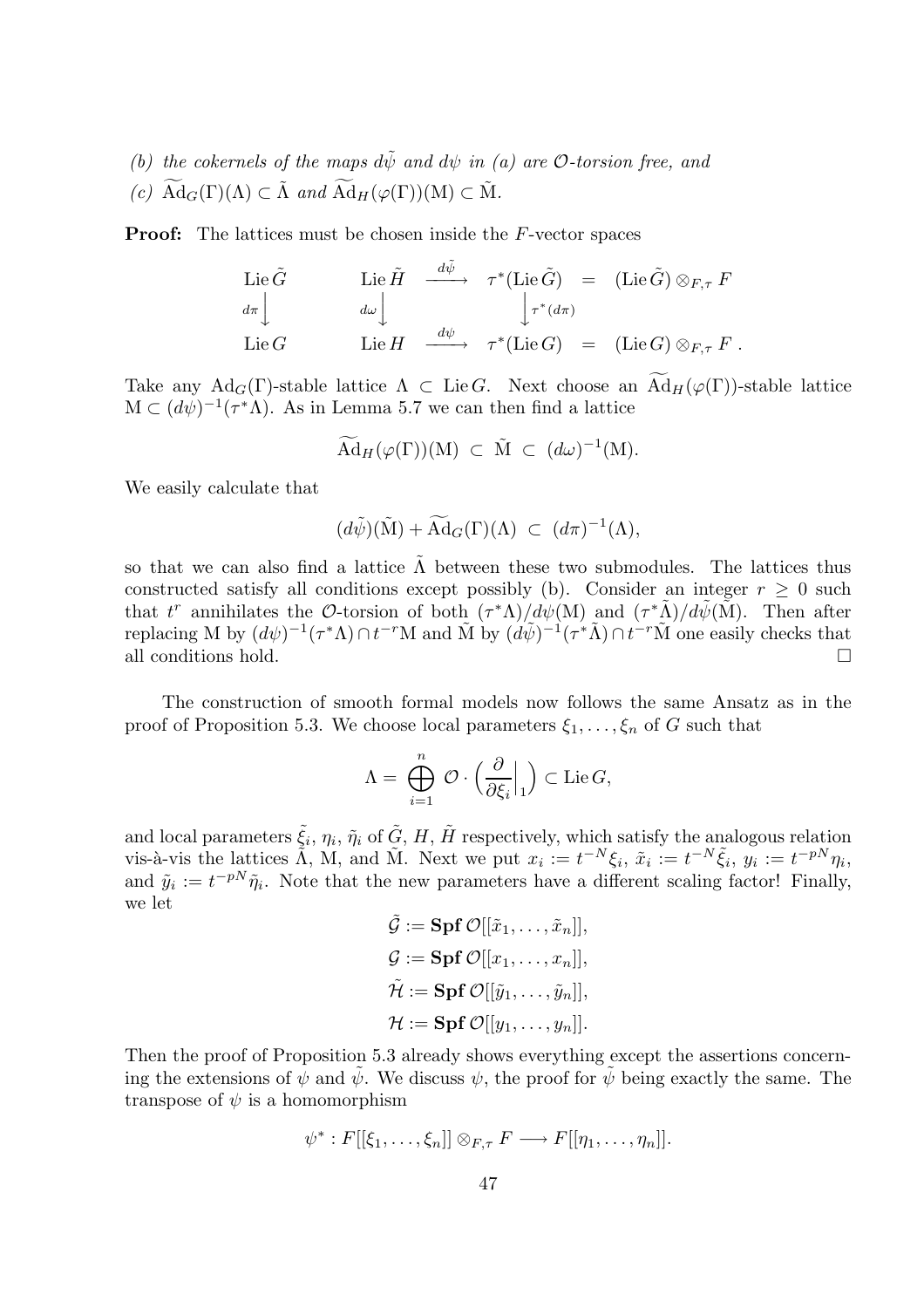*(b) the cokernels of the maps $d\tilde{\psi}$ and $d\psi$ in (a) are $\mathcal{O}$-torsion free, and*

*(c) $\widetilde{\mathrm{Ad}}_G(\Gamma)(\Lambda) \subset \tilde{\Lambda}$ and $\widetilde{\mathrm{Ad}}_H(\varphi(\Gamma))(\mathrm{M}) \subset \tilde{\mathrm{M}}$.*

**Proof:** The lattices must be chosen inside the $F$-vector spaces

$$\begin{array}{ccccccc}
\mathrm{Lie}\,\tilde{G} & & \mathrm{Lie}\,\tilde{H} & \xrightarrow{d\tilde{\psi}} & \tau^*(\mathrm{Lie}\,\tilde{G}) & = & (\mathrm{Lie}\,\tilde{G}) \otimes_{F,\tau} F \\
{\scriptstyle d\pi}\big\downarrow & & {\scriptstyle d\omega}\big\downarrow & & \big\downarrow{\scriptstyle \tau^*(d\pi)} & & \\
\mathrm{Lie}\,G & & \mathrm{Lie}\,H & \xrightarrow{d\psi} & \tau^*(\mathrm{Lie}\,G) & = & (\mathrm{Lie}\,G) \otimes_{F,\tau} F\ .
\end{array}$$

Take any $\mathrm{Ad}_G(\Gamma)$-stable lattice $\Lambda \subset \mathrm{Lie}\,G$. Next choose an $\widetilde{\mathrm{Ad}}_H(\varphi(\Gamma))$-stable lattice $\mathrm{M} \subset (d\psi)^{-1}(\tau^*\Lambda)$. As in Lemma 5.7 we can then find a lattice

$$\widetilde{\mathrm{Ad}}_H(\varphi(\Gamma))(\mathrm{M}) \ \subset\ \tilde{\mathrm{M}} \ \subset\ (d\omega)^{-1}(\mathrm{M}).$$

We easily calculate that

$$(d\tilde{\psi})(\tilde{\mathrm{M}}) + \widetilde{\mathrm{Ad}}_G(\Gamma)(\Lambda) \ \subset\ (d\pi)^{-1}(\Lambda),$$

so that we can also find a lattice $\tilde{\Lambda}$ between these two submodules. The lattices thus constructed satisfy all conditions except possibly (b). Consider an integer $r \geq 0$ such that $t^r$ annihilates the $\mathcal{O}$-torsion of both $(\tau^*\Lambda)/d\psi(\mathrm{M})$ and $(\tau^*\tilde{\Lambda})/d\tilde{\psi}(\tilde{\mathrm{M}})$. Then after replacing $\mathrm{M}$ by $(d\psi)^{-1}(\tau^*\Lambda) \cap t^{-r}\mathrm{M}$ and $\tilde{\mathrm{M}}$ by $(d\tilde{\psi})^{-1}(\tau^*\tilde{\Lambda}) \cap t^{-r}\tilde{\mathrm{M}}$ one easily checks that all conditions hold. $\square$

The construction of smooth formal models now follows the same Ansatz as in the proof of Proposition 5.3. We choose local parameters $\xi_1, \ldots, \xi_n$ of $G$ such that

$$\Lambda = \bigoplus_{i=1}^{n} \mathcal{O} \cdot \Big( \frac{\partial}{\partial \xi_i}\Big|_1 \Big) \subset \mathrm{Lie}\,G,$$

and local parameters $\tilde{\xi}_i$, $\eta_i$, $\tilde{\eta}_i$ of $\tilde{G}$, $H$, $\tilde{H}$ respectively, which satisfy the analogous relation vis-à-vis the lattices $\tilde{\Lambda}$, $\mathrm{M}$, and $\tilde{\mathrm{M}}$. Next we put $x_i := t^{-N}\xi_i$, $\tilde{x}_i := t^{-N}\tilde{\xi}_i$, $y_i := t^{-pN}\eta_i$, and $\tilde{y}_i := t^{-pN}\tilde{\eta}_i$. Note that the new parameters have a different scaling factor! Finally, we let

$$\begin{aligned}
\tilde{\mathcal{G}} &:= \mathbf{Spf}\,\mathcal{O}[[\tilde{x}_1, \ldots, \tilde{x}_n]], \\
\mathcal{G} &:= \mathbf{Spf}\,\mathcal{O}[[x_1, \ldots, x_n]], \\
\tilde{\mathcal{H}} &:= \mathbf{Spf}\,\mathcal{O}[[\tilde{y}_1, \ldots, \tilde{y}_n]], \\
\mathcal{H} &:= \mathbf{Spf}\,\mathcal{O}[[y_1, \ldots, y_n]].
\end{aligned}$$

Then the proof of Proposition 5.3 already shows everything except the assertions concerning the extensions of $\psi$ and $\tilde{\psi}$. We discuss $\psi$, the proof for $\tilde{\psi}$ being exactly the same. The transpose of $\psi$ is a homomorphism

$$\psi^* : F[[\xi_1, \ldots, \xi_n]] \otimes_{F,\tau} F \longrightarrow F[[\eta_1, \ldots, \eta_n]].$$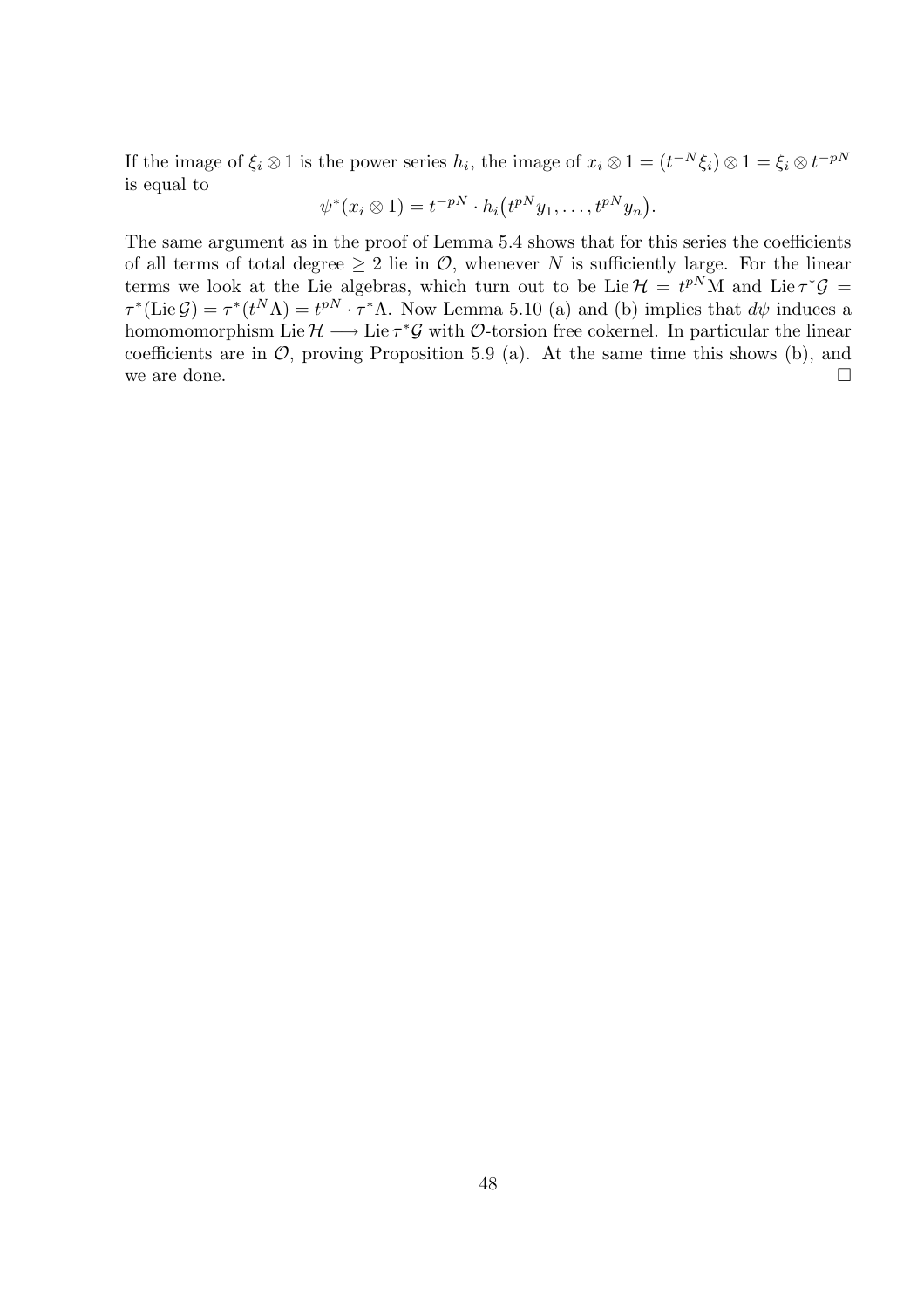If the image of $\xi_i \otimes 1$ is the power series $h_i$, the image of $x_i \otimes 1 = (t^{-N}\xi_i) \otimes 1 = \xi_i \otimes t^{-pN}$ is equal to

$$\psi^*(x_i \otimes 1) = t^{-pN} \cdot h_i\big(t^{pN}y_1, \ldots, t^{pN}y_n\big).$$

The same argument as in the proof of Lemma 5.4 shows that for this series the coefficients of all terms of total degree $\geq 2$ lie in $\mathcal{O}$, whenever $N$ is sufficiently large. For the linear terms we look at the Lie algebras, which turn out to be $\operatorname{Lie}\mathcal{H} = t^{pN}\mathrm{M}$ and $\operatorname{Lie}\tau^*\mathcal{G} = \tau^*(\operatorname{Lie}\mathcal{G}) = \tau^*(t^N\Lambda) = t^{pN} \cdot \tau^*\Lambda$. Now Lemma 5.10 (a) and (b) implies that $d\psi$ induces a homomomorphism $\operatorname{Lie}\mathcal{H} \longrightarrow \operatorname{Lie}\tau^*\mathcal{G}$ with $\mathcal{O}$-torsion free cokernel. In particular the linear coefficients are in $\mathcal{O}$, proving Proposition 5.9 (a). At the same time this shows (b), and we are done. $\square$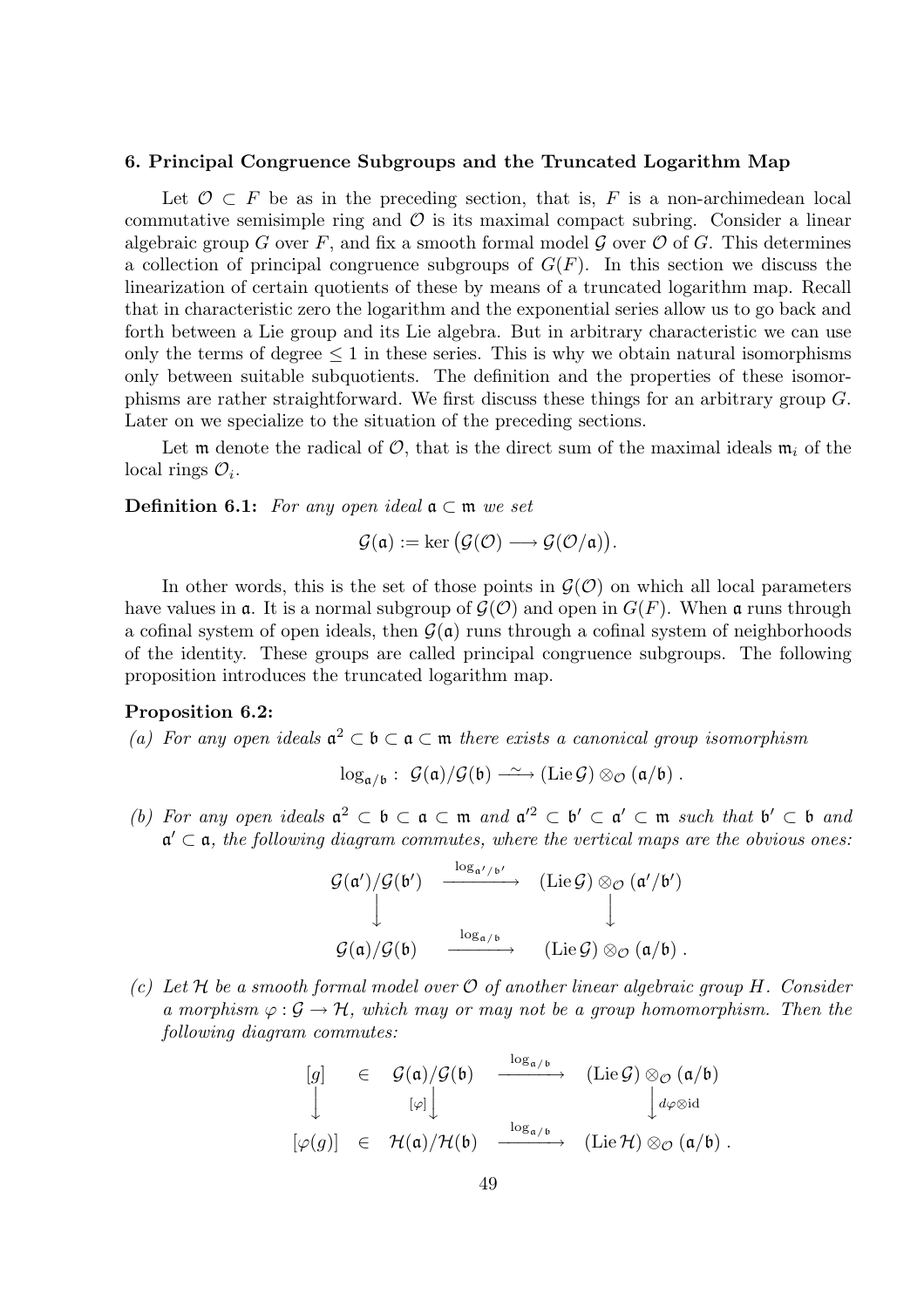**6. Principal Congruence Subgroups and the Truncated Logarithm Map**

Let $\mathcal{O} \subset F$ be as in the preceding section, that is, $F$ is a non-archimedean local commutative semisimple ring and $\mathcal{O}$ is its maximal compact subring. Consider a linear algebraic group $G$ over $F$, and fix a smooth formal model $\mathcal{G}$ over $\mathcal{O}$ of $G$. This determines a collection of principal congruence subgroups of $G(F)$. In this section we discuss the linearization of certain quotients of these by means of a truncated logarithm map. Recall that in characteristic zero the logarithm and the exponential series allow us to go back and forth between a Lie group and its Lie algebra. But in arbitrary characteristic we can use only the terms of degree $\leq 1$ in these series. This is why we obtain natural isomorphisms only between suitable subquotients. The definition and the properties of these isomorphisms are rather straightforward. We first discuss these things for an arbitrary group $G$. Later on we specialize to the situation of the preceding sections.

Let $\mathfrak{m}$ denote the radical of $\mathcal{O}$, that is the direct sum of the maximal ideals $\mathfrak{m}_i$ of the local rings $\mathcal{O}_i$.

**Definition 6.1:** *For any open ideal $\mathfrak{a} \subset \mathfrak{m}$ we set*

$$\mathcal{G}(\mathfrak{a}) := \ker\big(\mathcal{G}(\mathcal{O}) \longrightarrow \mathcal{G}(\mathcal{O}/\mathfrak{a})\big).$$

In other words, this is the set of those points in $\mathcal{G}(\mathcal{O})$ on which all local parameters have values in $\mathfrak{a}$. It is a normal subgroup of $\mathcal{G}(\mathcal{O})$ and open in $G(F)$. When $\mathfrak{a}$ runs through a cofinal system of open ideals, then $\mathcal{G}(\mathfrak{a})$ runs through a cofinal system of neighborhoods of the identity. These groups are called principal congruence subgroups. The following proposition introduces the truncated logarithm map.

**Proposition 6.2:**

*(a) For any open ideals $\mathfrak{a}^2 \subset \mathfrak{b} \subset \mathfrak{a} \subset \mathfrak{m}$ there exists a canonical group isomorphism*

$$\log_{\mathfrak{a}/\mathfrak{b}} :\ \mathcal{G}(\mathfrak{a})/\mathcal{G}(\mathfrak{b}) \xrightarrow{\ \sim\ } (\operatorname{Lie}\mathcal{G}) \otimes_{\mathcal{O}} (\mathfrak{a}/\mathfrak{b})\ .$$

*(b) For any open ideals $\mathfrak{a}^2 \subset \mathfrak{b} \subset \mathfrak{a} \subset \mathfrak{m}$ and $\mathfrak{a}'^2 \subset \mathfrak{b}' \subset \mathfrak{a}' \subset \mathfrak{m}$ such that $\mathfrak{b}' \subset \mathfrak{b}$ and $\mathfrak{a}' \subset \mathfrak{a}$, the following diagram commutes, where the vertical maps are the obvious ones:*

$$\begin{array}{ccc}
\mathcal{G}(\mathfrak{a}')/\mathcal{G}(\mathfrak{b}') & \xrightarrow{\log_{\mathfrak{a}'/\mathfrak{b}'}} & (\operatorname{Lie}\mathcal{G}) \otimes_{\mathcal{O}} (\mathfrak{a}'/\mathfrak{b}') \\
\big\downarrow & & \big\downarrow \\
\mathcal{G}(\mathfrak{a})/\mathcal{G}(\mathfrak{b}) & \xrightarrow{\log_{\mathfrak{a}/\mathfrak{b}}} & (\operatorname{Lie}\mathcal{G}) \otimes_{\mathcal{O}} (\mathfrak{a}/\mathfrak{b})\ .
\end{array}$$

*(c) Let $\mathcal{H}$ be a smooth formal model over $\mathcal{O}$ of another linear algebraic group $H$. Consider a morphism $\varphi : \mathcal{G} \to \mathcal{H}$, which may or may not be a group homomorphism. Then the following diagram commutes:*

$$\begin{array}{ccccc}
[g] & \in & \mathcal{G}(\mathfrak{a})/\mathcal{G}(\mathfrak{b}) & \xrightarrow{\log_{\mathfrak{a}/\mathfrak{b}}} & (\operatorname{Lie}\mathcal{G}) \otimes_{\mathcal{O}} (\mathfrak{a}/\mathfrak{b}) \\
\big\downarrow & & {\scriptstyle [\varphi]}\big\downarrow & & \big\downarrow {\scriptstyle d\varphi\otimes\mathrm{id}} \\
[\varphi(g)] & \in & \mathcal{H}(\mathfrak{a})/\mathcal{H}(\mathfrak{b}) & \xrightarrow{\log_{\mathfrak{a}/\mathfrak{b}}} & (\operatorname{Lie}\mathcal{H}) \otimes_{\mathcal{O}} (\mathfrak{a}/\mathfrak{b})\ .
\end{array}$$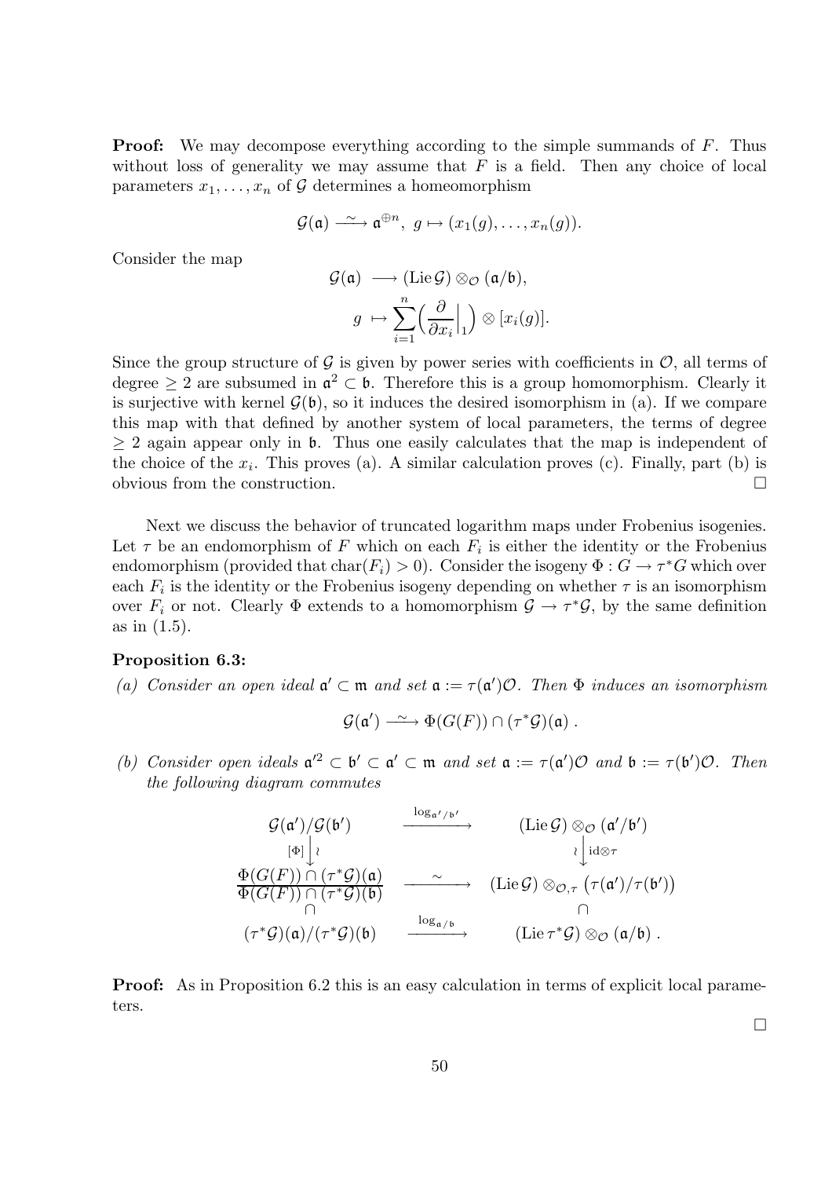**Proof:** We may decompose everything according to the simple summands of $F$. Thus without loss of generality we may assume that $F$ is a field. Then any choice of local parameters $x_1, \ldots, x_n$ of $\mathcal{G}$ determines a homeomorphism

$$\mathcal{G}(\mathfrak{a}) \xrightarrow{\sim} \mathfrak{a}^{\oplus n}, \; g \mapsto (x_1(g), \ldots, x_n(g)).$$

Consider the map

$$\begin{aligned} \mathcal{G}(\mathfrak{a}) &\longrightarrow (\mathrm{Lie}\, \mathcal{G}) \otimes_{\mathcal{O}} (\mathfrak{a}/\mathfrak{b}), \\ g &\mapsto \sum_{i=1}^{n} \Big( \frac{\partial}{\partial x_i}\Big|_1 \Big) \otimes [x_i(g)]. \end{aligned}$$

Since the group structure of $\mathcal{G}$ is given by power series with coefficients in $\mathcal{O}$, all terms of degree $\geq 2$ are subsumed in $\mathfrak{a}^2 \subset \mathfrak{b}$. Therefore this is a group homomorphism. Clearly it is surjective with kernel $\mathcal{G}(\mathfrak{b})$, so it induces the desired isomorphism in (a). If we compare this map with that defined by another system of local parameters, the terms of degree $\geq 2$ again appear only in $\mathfrak{b}$. Thus one easily calculates that the map is independent of the choice of the $x_i$. This proves (a). A similar calculation proves (c). Finally, part (b) is obvious from the construction. $\square$

Next we discuss the behavior of truncated logarithm maps under Frobenius isogenies. Let $\tau$ be an endomorphism of $F$ which on each $F_i$ is either the identity or the Frobenius endomorphism (provided that $\mathrm{char}(F_i) > 0$). Consider the isogeny $\Phi : G \to \tau^* G$ which over each $F_i$ is the identity or the Frobenius isogeny depending on whether $\tau$ is an isomorphism over $F_i$ or not. Clearly $\Phi$ extends to a homomorphism $\mathcal{G} \to \tau^* \mathcal{G}$, by the same definition as in (1.5).

### Proposition 6.3:

*(a) Consider an open ideal $\mathfrak{a}' \subset \mathfrak{m}$ and set $\mathfrak{a} := \tau(\mathfrak{a}')\mathcal{O}$. Then $\Phi$ induces an isomorphism*

$$\mathcal{G}(\mathfrak{a}') \xrightarrow{\sim} \Phi(G(F)) \cap (\tau^*\mathcal{G})(\mathfrak{a}) \, .$$

*(b) Consider open ideals $\mathfrak{a}'^2 \subset \mathfrak{b}' \subset \mathfrak{a}' \subset \mathfrak{m}$ and set $\mathfrak{a} := \tau(\mathfrak{a}')\mathcal{O}$ and $\mathfrak{b} := \tau(\mathfrak{b}')\mathcal{O}$. Then the following diagram commutes*

$$\begin{array}{ccc} \mathcal{G}(\mathfrak{a}')/\mathcal{G}(\mathfrak{b}') & \xrightarrow{\log_{\mathfrak{a}'/\mathfrak{b}'}} & (\mathrm{Lie}\, \mathcal{G}) \otimes_{\mathcal{O}} (\mathfrak{a}'/\mathfrak{b}') \\ {\scriptstyle [\Phi]} \Big\downarrow \wr & & \wr \Big\downarrow {\scriptstyle \mathrm{id} \otimes \tau} \\ \dfrac{\Phi(G(F)) \cap (\tau^*\mathcal{G})(\mathfrak{a})}{\Phi(G(F)) \cap (\tau^*\mathcal{G})(\mathfrak{b})} & \xrightarrow{\sim} & (\mathrm{Lie}\, \mathcal{G}) \otimes_{\mathcal{O},\tau} \big(\tau(\mathfrak{a}')/\tau(\mathfrak{b}')\big) \\ \cap & & \cap \\ (\tau^*\mathcal{G})(\mathfrak{a})/(\tau^*\mathcal{G})(\mathfrak{b}) & \xrightarrow{\log_{\mathfrak{a}/\mathfrak{b}}} & (\mathrm{Lie}\, \tau^*\mathcal{G}) \otimes_{\mathcal{O}} (\mathfrak{a}/\mathfrak{b}) \, . \end{array}$$

**Proof:** As in Proposition 6.2 this is an easy calculation in terms of explicit local parameters.

$\square$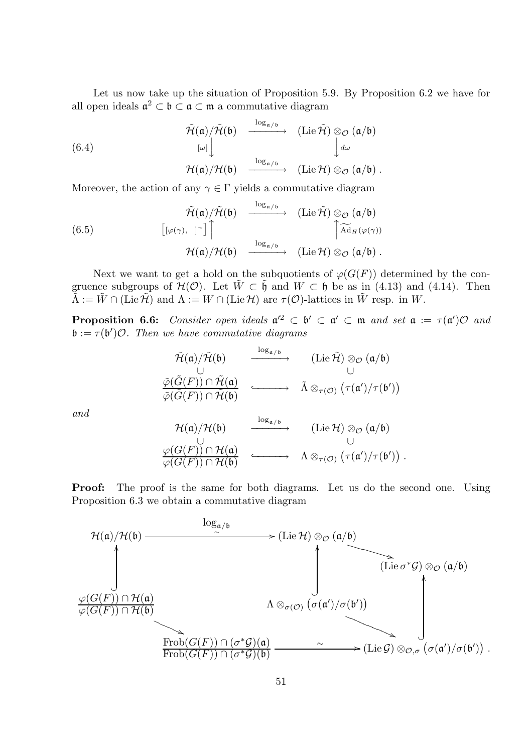Let us now take up the situation of Proposition 5.9. By Proposition 6.2 we have for all open ideals $\mathfrak{a}^2 \subset \mathfrak{b} \subset \mathfrak{a} \subset \mathfrak{m}$ a commutative diagram

$$
\begin{array}{ccc}
\tilde{\mathcal{H}}(\mathfrak{a})/\tilde{\mathcal{H}}(\mathfrak{b}) & \xrightarrow{\log_{\mathfrak{a}/\mathfrak{b}}} & (\operatorname{Lie}\tilde{\mathcal{H}}) \otimes_{\mathcal{O}} (\mathfrak{a}/\mathfrak{b}) \\
{\scriptstyle [\omega]}\Big\downarrow & & \Big\downarrow{\scriptstyle d\omega} \\
\mathcal{H}(\mathfrak{a})/\mathcal{H}(\mathfrak{b}) & \xrightarrow{\log_{\mathfrak{a}/\mathfrak{b}}} & (\operatorname{Lie}\mathcal{H}) \otimes_{\mathcal{O}} (\mathfrak{a}/\mathfrak{b}) .
\end{array}
\tag{6.4}
$$

Moreover, the action of any $\gamma \in \Gamma$ yields a commutative diagram

$$
\begin{array}{ccc}
\tilde{\mathcal{H}}(\mathfrak{a})/\tilde{\mathcal{H}}(\mathfrak{b}) & \xrightarrow{\log_{\mathfrak{a}/\mathfrak{b}}} & (\operatorname{Lie}\tilde{\mathcal{H}}) \otimes_{\mathcal{O}} (\mathfrak{a}/\mathfrak{b}) \\
{\scriptstyle \left[[\varphi(\gamma),\ ]^{\sim}\right]}\Big\uparrow & & \Big\uparrow{\scriptstyle \widetilde{\operatorname{Ad}}_H(\varphi(\gamma))} \\
\mathcal{H}(\mathfrak{a})/\mathcal{H}(\mathfrak{b}) & \xrightarrow{\log_{\mathfrak{a}/\mathfrak{b}}} & (\operatorname{Lie}\mathcal{H}) \otimes_{\mathcal{O}} (\mathfrak{a}/\mathfrak{b}) .
\end{array}
\tag{6.5}
$$

Next we want to get a hold on the subquotients of $\varphi(G(F))$ determined by the congruence subgroups of $\mathcal{H}(\mathcal{O})$. Let $\tilde{W} \subset \tilde{\mathfrak{h}}$ and $W \subset \mathfrak{h}$ be as in (4.13) and (4.14). Then $\tilde{\Lambda} := \tilde{W} \cap (\operatorname{Lie}\tilde{\mathcal{H}})$ and $\Lambda := W \cap (\operatorname{Lie}\mathcal{H})$ are $\tau(\mathcal{O})$-lattices in $\tilde{W}$ resp. in $W$.

**Proposition 6.6:** *Consider open ideals $\mathfrak{a}'^2 \subset \mathfrak{b}' \subset \mathfrak{a}' \subset \mathfrak{m}$ and set $\mathfrak{a} := \tau(\mathfrak{a}')\mathcal{O}$ and $\mathfrak{b} := \tau(\mathfrak{b}')\mathcal{O}$. Then we have commutative diagrams*

$$
\begin{array}{ccc}
\tilde{\mathcal{H}}(\mathfrak{a})/\tilde{\mathcal{H}}(\mathfrak{b}) & \xrightarrow{\log_{\mathfrak{a}/\mathfrak{b}}} & (\operatorname{Lie}\tilde{\mathcal{H}}) \otimes_{\mathcal{O}} (\mathfrak{a}/\mathfrak{b}) \\
\cup & & \cup \\
\dfrac{\tilde{\varphi}(\tilde{G}(F)) \cap \tilde{\mathcal{H}}(\mathfrak{a})}{\tilde{\varphi}(\tilde{G}(F)) \cap \tilde{\mathcal{H}}(\mathfrak{b})} & \hookrightarrow & \tilde{\Lambda} \otimes_{\tau(\mathcal{O})} \big(\tau(\mathfrak{a}')/\tau(\mathfrak{b}')\big)
\end{array}
$$

*and*

$$
\begin{array}{ccc}
\mathcal{H}(\mathfrak{a})/\mathcal{H}(\mathfrak{b}) & \xrightarrow{\log_{\mathfrak{a}/\mathfrak{b}}} & (\operatorname{Lie}\mathcal{H}) \otimes_{\mathcal{O}} (\mathfrak{a}/\mathfrak{b}) \\
\cup & & \cup \\
\dfrac{\varphi(G(F)) \cap \mathcal{H}(\mathfrak{a})}{\varphi(G(F)) \cap \mathcal{H}(\mathfrak{b})} & \hookrightarrow & \Lambda \otimes_{\tau(\mathcal{O})} \big(\tau(\mathfrak{a}')/\tau(\mathfrak{b}')\big) .
\end{array}
$$

**Proof:** The proof is the same for both diagrams. Let us do the second one. Using Proposition 6.3 we obtain a commutative diagram

$$
\begin{array}{ccccc}
\mathcal{H}(\mathfrak{a})/\mathcal{H}(\mathfrak{b}) & \xrightarrow[\sim]{\log_{\mathfrak{a}/\mathfrak{b}}} & (\operatorname{Lie}\mathcal{H}) \otimes_{\mathcal{O}} (\mathfrak{a}/\mathfrak{b}) & \longrightarrow & (\operatorname{Lie}\sigma^*\mathcal{G}) \otimes_{\mathcal{O}} (\mathfrak{a}/\mathfrak{b}) \\
\Big\uparrow & & \Big\uparrow & & \Big\uparrow \\
\dfrac{\varphi(G(F)) \cap \mathcal{H}(\mathfrak{a})}{\varphi(G(F)) \cap \mathcal{H}(\mathfrak{b})} & & \Lambda \otimes_{\sigma(\mathcal{O})} \big(\sigma(\mathfrak{a}')/\sigma(\mathfrak{b}')\big) & & \\
\Big\downarrow & & & \searrow & \\
\dfrac{\operatorname{Frob}(G(F)) \cap (\sigma^*\mathcal{G})(\mathfrak{a})}{\operatorname{Frob}(G(F)) \cap (\sigma^*\mathcal{G})(\mathfrak{b})} & & \xrightarrow{\sim} & & (\operatorname{Lie}\mathcal{G}) \otimes_{\mathcal{O},\sigma} \big(\sigma(\mathfrak{a}')/\sigma(\mathfrak{b}')\big) .
\end{array}
$$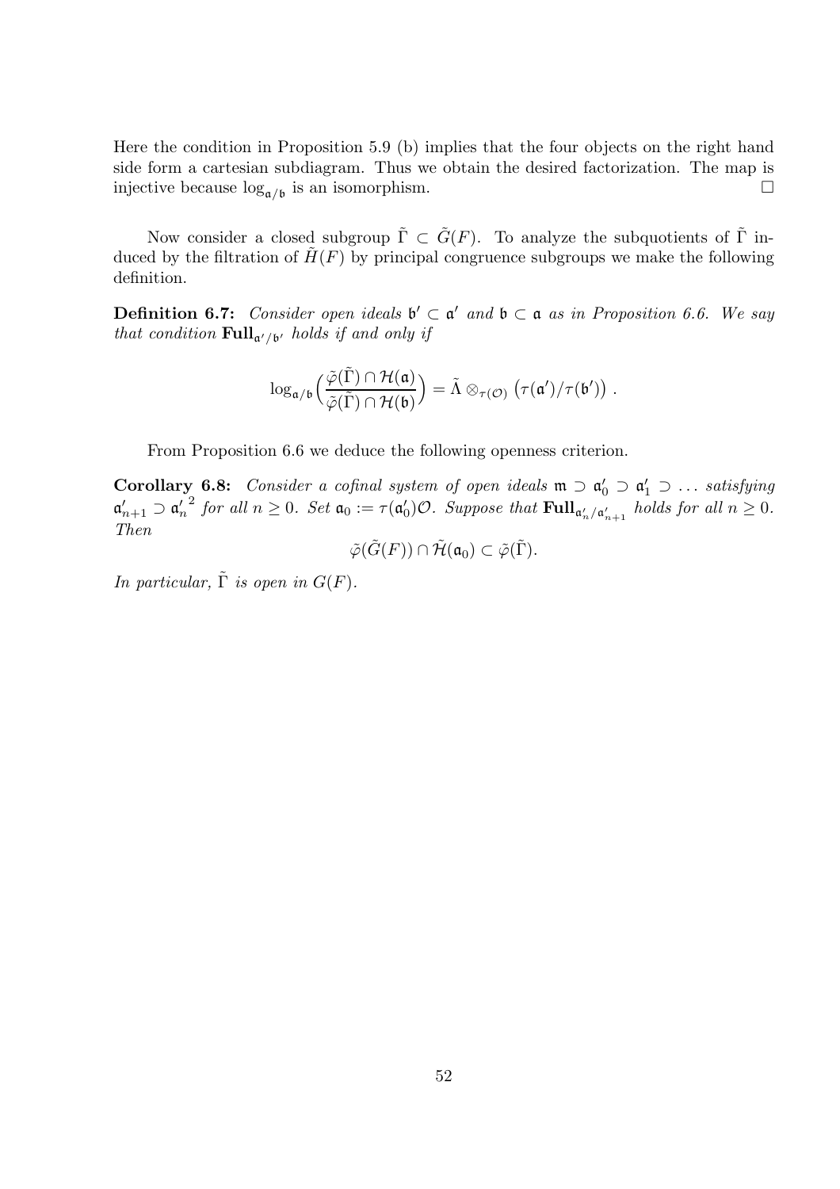Here the condition in Proposition 5.9 (b) implies that the four objects on the right hand side form a cartesian subdiagram. Thus we obtain the desired factorization. The map is injective because $\log_{\mathfrak{a}/\mathfrak{b}}$ is an isomorphism. $\square$

Now consider a closed subgroup $\tilde{\Gamma} \subset \tilde{G}(F)$. To analyze the subquotients of $\tilde{\Gamma}$ induced by the filtration of $\tilde{H}(F)$ by principal congruence subgroups we make the following definition.

**Definition 6.7:** *Consider open ideals $\mathfrak{b}' \subset \mathfrak{a}'$ and $\mathfrak{b} \subset \mathfrak{a}$ as in Proposition 6.6. We say that condition $\mathbf{Full}_{\mathfrak{a}'/\mathfrak{b}'}$ holds if and only if*

$$\log_{\mathfrak{a}/\mathfrak{b}}\Big(\frac{\tilde{\varphi}(\tilde{\Gamma}) \cap \mathcal{H}(\mathfrak{a})}{\tilde{\varphi}(\tilde{\Gamma}) \cap \mathcal{H}(\mathfrak{b})}\Big) = \tilde{\Lambda} \otimes_{\tau(\mathcal{O})} \big(\tau(\mathfrak{a}')/\tau(\mathfrak{b}')\big)\,.$$

From Proposition 6.6 we deduce the following openness criterion.

**Corollary 6.8:** *Consider a cofinal system of open ideals $\mathfrak{m} \supset \mathfrak{a}_0' \supset \mathfrak{a}_1' \supset \ldots$ satisfying ${\mathfrak{a}_{n+1}'} \supset {\mathfrak{a}_n'}^2$ for all $n \geq 0$. Set $\mathfrak{a}_0 := \tau(\mathfrak{a}_0')\mathcal{O}$. Suppose that $\mathbf{Full}_{\mathfrak{a}_n'/\mathfrak{a}_{n+1}'}$ holds for all $n \geq 0$. Then*

$$\tilde{\varphi}(\tilde{G}(F)) \cap \tilde{\mathcal{H}}(\mathfrak{a}_0) \subset \tilde{\varphi}(\tilde{\Gamma}).$$

*In particular, $\tilde{\Gamma}$ is open in $G(F)$.*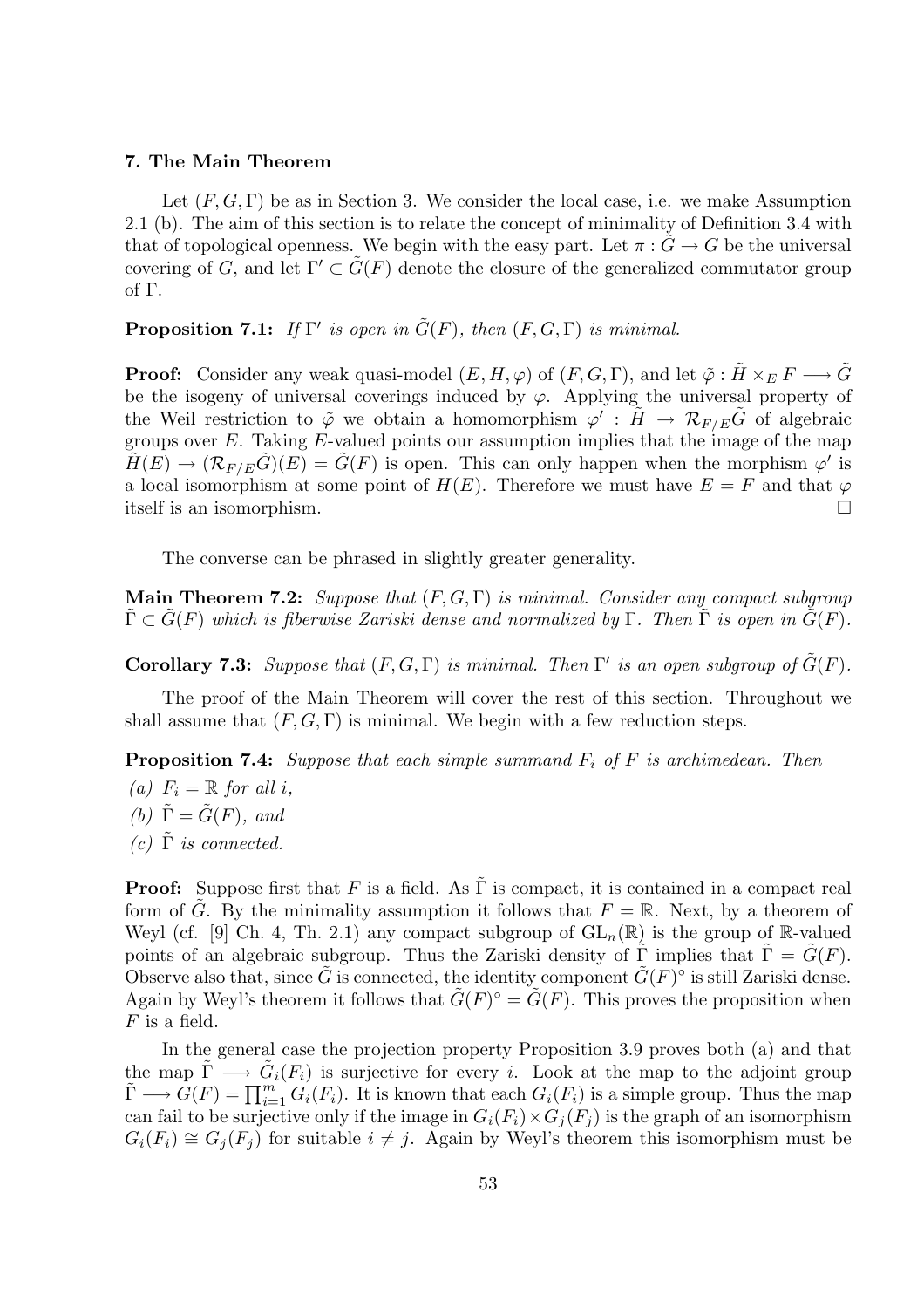### 7. The Main Theorem

Let $(F, G, \Gamma)$ be as in Section 3. We consider the local case, i.e. we make Assumption 2.1 (b). The aim of this section is to relate the concept of minimality of Definition 3.4 with that of topological openness. We begin with the easy part. Let $\pi : \tilde{G} \to G$ be the universal covering of $G$, and let $\Gamma' \subset \tilde{G}(F)$ denote the closure of the generalized commutator group of $\Gamma$.

**Proposition 7.1:** *If $\Gamma'$ is open in $\tilde{G}(F)$, then $(F, G, \Gamma)$ is minimal.*

**Proof:** Consider any weak quasi-model $(E, H, \varphi)$ of $(F, G, \Gamma)$, and let $\tilde{\varphi} : \tilde{H} \times_E F \longrightarrow \tilde{G}$ be the isogeny of universal coverings induced by $\varphi$. Applying the universal property of the Weil restriction to $\tilde{\varphi}$ we obtain a homomorphism $\varphi' : \tilde{H} \to \mathcal{R}_{F/E}\tilde{G}$ of algebraic groups over $E$. Taking $E$-valued points our assumption implies that the image of the map $\tilde{H}(E) \to (\mathcal{R}_{F/E}\tilde{G})(E) = \tilde{G}(F)$ is open. This can only happen when the morphism $\varphi'$ is a local isomorphism at some point of $H(E)$. Therefore we must have $E = F$ and that $\varphi$ itself is an isomorphism. $\square$

The converse can be phrased in slightly greater generality.

**Main Theorem 7.2:** *Suppose that $(F, G, \Gamma)$ is minimal. Consider any compact subgroup $\tilde{\Gamma} \subset \tilde{G}(F)$ which is fiberwise Zariski dense and normalized by $\Gamma$. Then $\tilde{\Gamma}$ is open in $\tilde{G}(F)$.*

**Corollary 7.3:** *Suppose that $(F, G, \Gamma)$ is minimal. Then $\Gamma'$ is an open subgroup of $\tilde{G}(F)$.*

The proof of the Main Theorem will cover the rest of this section. Throughout we shall assume that $(F, G, \Gamma)$ is minimal. We begin with a few reduction steps.

**Proposition 7.4:** *Suppose that each simple summand $F_i$ of $F$ is archimedean. Then*

*(a) $F_i = \mathbb{R}$ for all $i$,*

*(b) $\tilde{\Gamma} = \tilde{G}(F)$, and*

*(c) $\tilde{\Gamma}$ is connected.*

**Proof:** Suppose first that $F$ is a field. As $\tilde{\Gamma}$ is compact, it is contained in a compact real form of $\tilde{G}$. By the minimality assumption it follows that $F = \mathbb{R}$. Next, by a theorem of Weyl (cf. [9] Ch. 4, Th. 2.1) any compact subgroup of $\mathrm{GL}_n(\mathbb{R})$ is the group of $\mathbb{R}$-valued points of an algebraic subgroup. Thus the Zariski density of $\tilde{\Gamma}$ implies that $\tilde{\Gamma} = \tilde{G}(F)$. Observe also that, since $\tilde{G}$ is connected, the identity component $\tilde{G}(F)^\circ$ is still Zariski dense. Again by Weyl's theorem it follows that $\tilde{G}(F)^\circ = \tilde{G}(F)$. This proves the proposition when $F$ is a field.

In the general case the projection property Proposition 3.9 proves both (a) and that the map $\tilde{\Gamma} \longrightarrow \tilde{G}_i(F_i)$ is surjective for every $i$. Look at the map to the adjoint group $\tilde{\Gamma} \longrightarrow G(F) = \prod_{i=1}^m G_i(F_i)$. It is known that each $G_i(F_i)$ is a simple group. Thus the map can fail to be surjective only if the image in $G_i(F_i) \times G_j(F_j)$ is the graph of an isomorphism $G_i(F_i) \cong G_j(F_j)$ for suitable $i \neq j$. Again by Weyl's theorem this isomorphism must be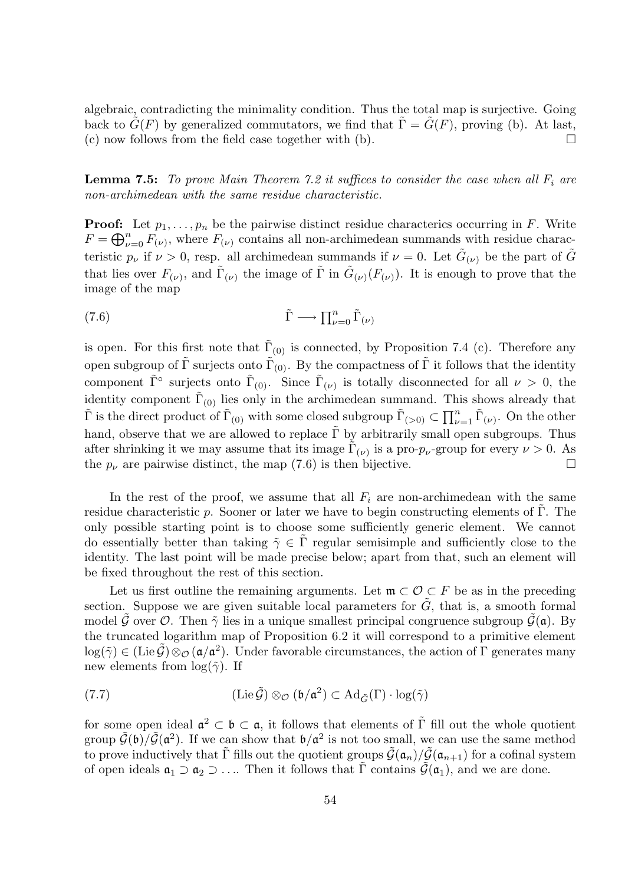algebraic, contradicting the minimality condition. Thus the total map is surjective. Going back to $\tilde{G}(F)$ by generalized commutators, we find that $\tilde{\Gamma} = \tilde{G}(F)$, proving (b). At last, (c) now follows from the field case together with (b). $\square$

**Lemma 7.5:** *To prove Main Theorem 7.2 it suffices to consider the case when all $F_i$ are non-archimedean with the same residue characteristic.*

**Proof:** Let $p_1, \ldots, p_n$ be the pairwise distinct residue characterics occurring in $F$. Write $F = \bigoplus_{\nu=0}^{n} F_{(\nu)}$, where $F_{(\nu)}$ contains all non-archimedean summands with residue characteristic $p_\nu$ if $\nu > 0$, resp. all archimedean summands if $\nu = 0$. Let $\tilde{G}_{(\nu)}$ be the part of $\tilde{G}$ that lies over $F_{(\nu)}$, and $\tilde{\Gamma}_{(\nu)}$ the image of $\tilde{\Gamma}$ in $\tilde{G}_{(\nu)}(F_{(\nu)})$. It is enough to prove that the image of the map

$$\tilde{\Gamma} \longrightarrow \textstyle\prod_{\nu=0}^{n} \tilde{\Gamma}_{(\nu)} \tag{7.6}$$

is open. For this first note that $\tilde{\Gamma}_{(0)}$ is connected, by Proposition 7.4 (c). Therefore any open subgroup of $\tilde{\Gamma}$ surjects onto $\tilde{\Gamma}_{(0)}$. By the compactness of $\tilde{\Gamma}$ it follows that the identity component $\tilde{\Gamma}^\circ$ surjects onto $\tilde{\Gamma}_{(0)}$. Since $\tilde{\Gamma}_{(\nu)}$ is totally disconnected for all $\nu > 0$, the identity component $\tilde{\Gamma}_{(0)}$ lies only in the archimedean summand. This shows already that $\tilde{\Gamma}$ is the direct product of $\tilde{\Gamma}_{(0)}$ with some closed subgroup $\tilde{\Gamma}_{(>0)} \subset \prod_{\nu=1}^{n} \tilde{\Gamma}_{(\nu)}$. On the other hand, observe that we are allowed to replace $\tilde{\Gamma}$ by arbitrarily small open subgroups. Thus after shrinking it we may assume that its image $\tilde{\Gamma}_{(\nu)}$ is a pro-$p_\nu$-group for every $\nu > 0$. As the $p_\nu$ are pairwise distinct, the map (7.6) is then bijective. $\square$

In the rest of the proof, we assume that all $F_i$ are non-archimedean with the same residue characteristic $p$. Sooner or later we have to begin constructing elements of $\tilde{\Gamma}$. The only possible starting point is to choose some sufficiently generic element. We cannot do essentially better than taking $\tilde{\gamma} \in \tilde{\Gamma}$ regular semisimple and sufficiently close to the identity. The last point will be made precise below; apart from that, such an element will be fixed throughout the rest of this section.

Let us first outline the remaining arguments. Let $\mathfrak{m} \subset \mathcal{O} \subset F$ be as in the preceding section. Suppose we are given suitable local parameters for $\tilde{G}$, that is, a smooth formal model $\tilde{\mathcal{G}}$ over $\mathcal{O}$. Then $\tilde{\gamma}$ lies in a unique smallest principal congruence subgroup $\tilde{\mathcal{G}}(\mathfrak{a})$. By the truncated logarithm map of Proposition 6.2 it will correspond to a primitive element $\log(\tilde{\gamma}) \in (\operatorname{Lie}\tilde{\mathcal{G}}) \otimes_{\mathcal{O}} (\mathfrak{a}/\mathfrak{a}^2)$. Under favorable circumstances, the action of $\Gamma$ generates many new elements from $\log(\tilde{\gamma})$. If

$$(\operatorname{Lie}\tilde{\mathcal{G}}) \otimes_{\mathcal{O}} (\mathfrak{b}/\mathfrak{a}^2) \subset \operatorname{Ad}_{\tilde{G}}(\Gamma) \cdot \log(\tilde{\gamma}) \tag{7.7}$$

for some open ideal $\mathfrak{a}^2 \subset \mathfrak{b} \subset \mathfrak{a}$, it follows that elements of $\tilde{\Gamma}$ fill out the whole quotient group $\tilde{\mathcal{G}}(\mathfrak{b})/\tilde{\mathcal{G}}(\mathfrak{a}^2)$. If we can show that $\mathfrak{b}/\mathfrak{a}^2$ is not too small, we can use the same method to prove inductively that $\tilde{\Gamma}$ fills out the quotient groups $\tilde{\mathcal{G}}(\mathfrak{a}_n)/\tilde{\mathcal{G}}(\mathfrak{a}_{n+1})$ for a cofinal system of open ideals $\mathfrak{a}_1 \supset \mathfrak{a}_2 \supset \ldots$. Then it follows that $\tilde{\Gamma}$ contains $\tilde{\mathcal{G}}(\mathfrak{a}_1)$, and we are done.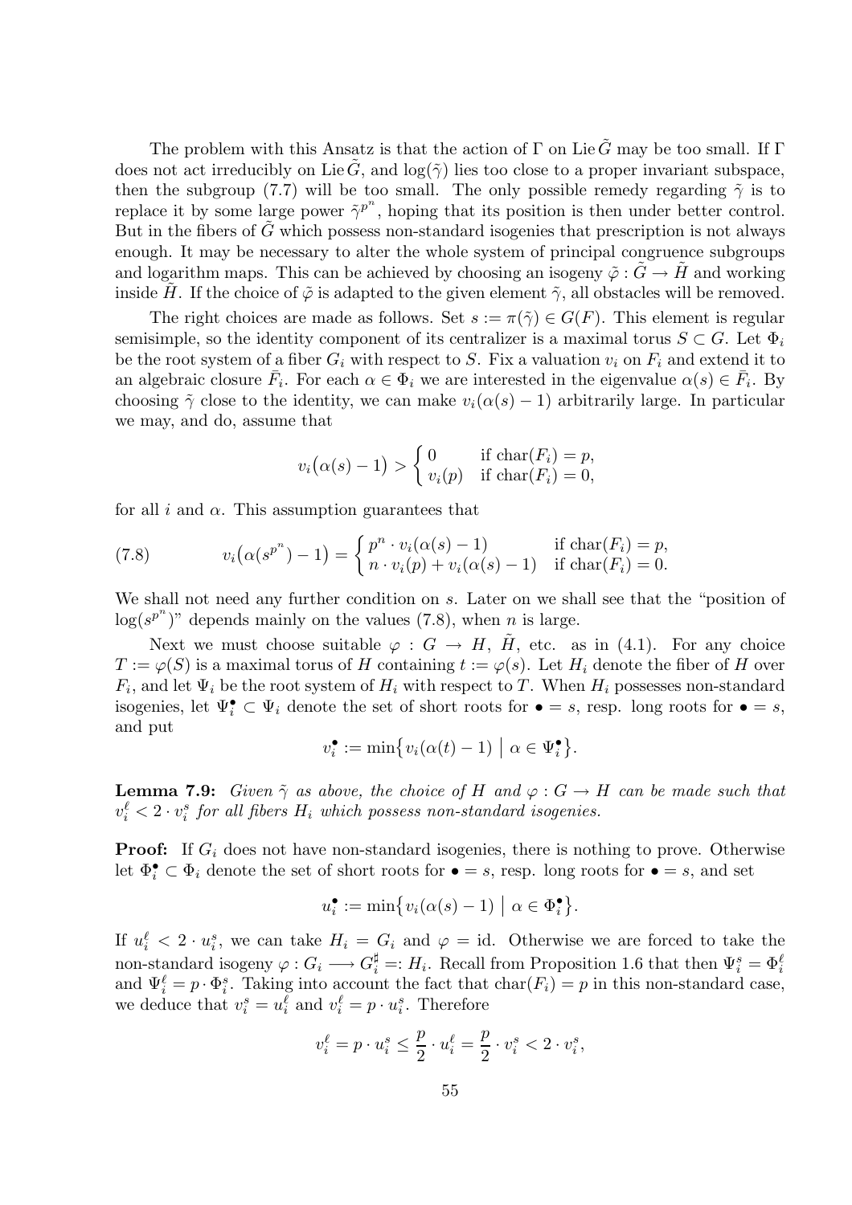The problem with this Ansatz is that the action of $\Gamma$ on $\operatorname{Lie}\tilde{G}$ may be too small. If $\Gamma$ does not act irreducibly on $\operatorname{Lie}\tilde{G}$, and $\log(\tilde{\gamma})$ lies too close to a proper invariant subspace, then the subgroup (7.7) will be too small. The only possible remedy regarding $\tilde{\gamma}$ is to replace it by some large power $\tilde{\gamma}^{p^n}$, hoping that its position is then under better control. But in the fibers of $\tilde{G}$ which possess non-standard isogenies that prescription is not always enough. It may be necessary to alter the whole system of principal congruence subgroups and logarithm maps. This can be achieved by choosing an isogeny $\tilde{\varphi} : \tilde{G} \to \tilde{H}$ and working inside $\tilde{H}$. If the choice of $\tilde{\varphi}$ is adapted to the given element $\tilde{\gamma}$, all obstacles will be removed.

The right choices are made as follows. Set $s := \pi(\tilde{\gamma}) \in G(F)$. This element is regular semisimple, so the identity component of its centralizer is a maximal torus $S \subset G$. Let $\Phi_i$ be the root system of a fiber $G_i$ with respect to $S$. Fix a valuation $v_i$ on $F_i$ and extend it to an algebraic closure $\bar{F}_i$. For each $\alpha \in \Phi_i$ we are interested in the eigenvalue $\alpha(s) \in \bar{F}_i$. By choosing $\tilde{\gamma}$ close to the identity, we can make $v_i(\alpha(s) - 1)$ arbitrarily large. In particular we may, and do, assume that

$$v_i\big(\alpha(s) - 1\big) > \begin{cases} 0 & \text{if } \operatorname{char}(F_i) = p, \\ v_i(p) & \text{if } \operatorname{char}(F_i) = 0, \end{cases}$$

for all $i$ and $\alpha$. This assumption guarantees that

$$v_i\big(\alpha(s^{p^n}) - 1\big) = \begin{cases} p^n \cdot v_i(\alpha(s) - 1) & \text{if } \operatorname{char}(F_i) = p, \\ n \cdot v_i(p) + v_i(\alpha(s) - 1) & \text{if } \operatorname{char}(F_i) = 0. \end{cases} \tag{7.8}$$

We shall not need any further condition on $s$. Later on we shall see that the "position of $\log(s^{p^n})$" depends mainly on the values (7.8), when $n$ is large.

Next we must choose suitable $\varphi : G \to H$, $\tilde{H}$, etc. as in (4.1). For any choice $T := \varphi(S)$ is a maximal torus of $H$ containing $t := \varphi(s)$. Let $H_i$ denote the fiber of $H$ over $F_i$, and let $\Psi_i$ be the root system of $H_i$ with respect to $T$. When $H_i$ possesses non-standard isogenies, let $\Psi_i^\bullet \subset \Psi_i$ denote the set of short roots for $\bullet = s$, resp. long roots for $\bullet = s$, and put

$$v_i^\bullet := \min\big\{ v_i(\alpha(t) - 1) \bigm| \alpha \in \Psi_i^\bullet \big\}.$$

**Lemma 7.9:** *Given $\tilde{\gamma}$ as above, the choice of $H$ and $\varphi : G \to H$ can be made such that $v_i^\ell < 2 \cdot v_i^s$ for all fibers $H_i$ which possess non-standard isogenies.*

**Proof:** If $G_i$ does not have non-standard isogenies, there is nothing to prove. Otherwise let $\Phi_i^\bullet \subset \Phi_i$ denote the set of short roots for $\bullet = s$, resp. long roots for $\bullet = s$, and set

$$u_i^\bullet := \min\big\{ v_i(\alpha(s) - 1) \bigm| \alpha \in \Phi_i^\bullet \big\}.$$

If $u_i^\ell < 2 \cdot u_i^s$, we can take $H_i = G_i$ and $\varphi = \mathrm{id}$. Otherwise we are forced to take the non-standard isogeny $\varphi : G_i \longrightarrow G_i^\sharp =: H_i$. Recall from Proposition 1.6 that then $\Psi_i^s = \Phi_i^\ell$ and $\Psi_i^\ell = p \cdot \Phi_i^s$. Taking into account the fact that $\operatorname{char}(F_i) = p$ in this non-standard case, we deduce that $v_i^s = u_i^\ell$ and $v_i^\ell = p \cdot u_i^s$. Therefore

$$v_i^\ell = p \cdot u_i^s \leq \frac{p}{2} \cdot u_i^\ell = \frac{p}{2} \cdot v_i^s < 2 \cdot v_i^s,$$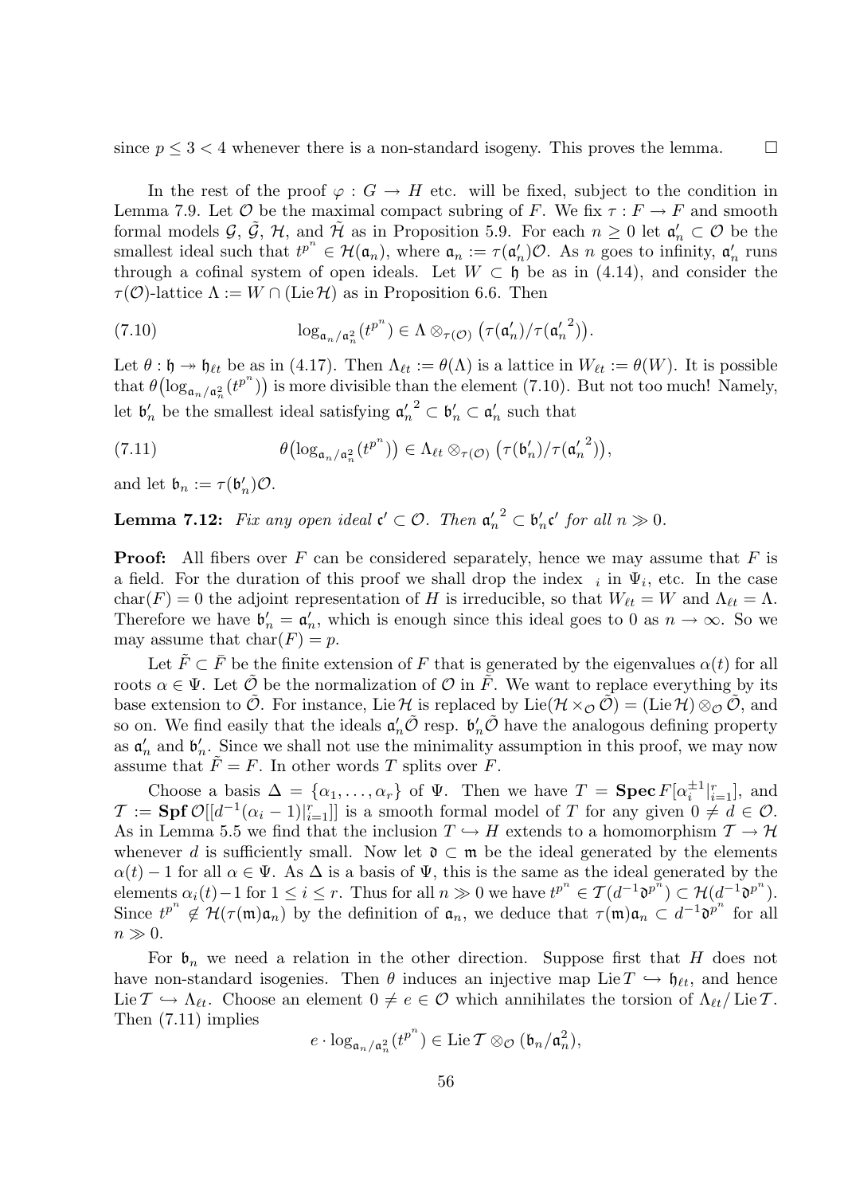since $p \leq 3 < 4$ whenever there is a non-standard isogeny. This proves the lemma. $\square$

In the rest of the proof $\varphi : G \to H$ etc. will be fixed, subject to the condition in Lemma 7.9. Let $\mathcal{O}$ be the maximal compact subring of $F$. We fix $\tau : F \to F$ and smooth formal models $\mathcal{G}$, $\tilde{\mathcal{G}}$, $\mathcal{H}$, and $\tilde{\mathcal{H}}$ as in Proposition 5.9. For each $n \geq 0$ let $\mathfrak{a}'_n \subset \mathcal{O}$ be the smallest ideal such that $t^{p^n} \in \mathcal{H}(\mathfrak{a}_n)$, where $\mathfrak{a}_n := \tau(\mathfrak{a}'_n)\mathcal{O}$. As $n$ goes to infinity, $\mathfrak{a}'_n$ runs through a cofinal system of open ideals. Let $W \subset \mathfrak{h}$ be as in (4.14), and consider the $\tau(\mathcal{O})$-lattice $\Lambda := W \cap (\operatorname{Lie}\mathcal{H})$ as in Proposition 6.6. Then

$$\log_{\mathfrak{a}_n/\mathfrak{a}_n^2}(t^{p^n}) \in \Lambda \otimes_{\tau(\mathcal{O})} \big(\tau(\mathfrak{a}'_n)/\tau({\mathfrak{a}'_n}^2)\big). \tag{7.10}$$

Let $\theta : \mathfrak{h} \twoheadrightarrow \mathfrak{h}_{\ell t}$ be as in (4.17). Then $\Lambda_{\ell t} := \theta(\Lambda)$ is a lattice in $W_{\ell t} := \theta(W)$. It is possible that $\theta\big(\log_{\mathfrak{a}_n/\mathfrak{a}_n^2}(t^{p^n})\big)$ is more divisible than the element (7.10). But not too much! Namely, let $\mathfrak{b}'_n$ be the smallest ideal satisfying ${\mathfrak{a}'_n}^2 \subset \mathfrak{b}'_n \subset \mathfrak{a}'_n$ such that

$$\theta\big(\log_{\mathfrak{a}_n/\mathfrak{a}_n^2}(t^{p^n})\big) \in \Lambda_{\ell t} \otimes_{\tau(\mathcal{O})} \big(\tau(\mathfrak{b}'_n)/\tau({\mathfrak{a}'_n}^2)\big), \tag{7.11}$$

and let $\mathfrak{b}_n := \tau(\mathfrak{b}'_n)\mathcal{O}$.

**Lemma 7.12:** *Fix any open ideal $\mathfrak{c}' \subset \mathcal{O}$. Then ${\mathfrak{a}'_n}^2 \subset \mathfrak{b}'_n\mathfrak{c}'$ for all $n \gg 0$.*

**Proof:** All fibers over $F$ can be considered separately, hence we may assume that $F$ is a field. For the duration of this proof we shall drop the index $_i$ in $\Psi_i$, etc. In the case $\operatorname{char}(F) = 0$ the adjoint representation of $H$ is irreducible, so that $W_{\ell t} = W$ and $\Lambda_{\ell t} = \Lambda$. Therefore we have $\mathfrak{b}'_n = \mathfrak{a}'_n$, which is enough since this ideal goes to 0 as $n \to \infty$. So we may assume that $\operatorname{char}(F) = p$.

Let $\tilde{F} \subset \bar{F}$ be the finite extension of $F$ that is generated by the eigenvalues $\alpha(t)$ for all roots $\alpha \in \Psi$. Let $\tilde{\mathcal{O}}$ be the normalization of $\mathcal{O}$ in $\tilde{F}$. We want to replace everything by its base extension to $\tilde{\mathcal{O}}$. For instance, $\operatorname{Lie}\mathcal{H}$ is replaced by $\operatorname{Lie}(\mathcal{H} \times_{\mathcal{O}} \tilde{\mathcal{O}}) = (\operatorname{Lie}\mathcal{H}) \otimes_{\mathcal{O}} \tilde{\mathcal{O}}$, and so on. We find easily that the ideals $\mathfrak{a}'_n\tilde{\mathcal{O}}$ resp. $\mathfrak{b}'_n\tilde{\mathcal{O}}$ have the analogous defining property as $\mathfrak{a}'_n$ and $\mathfrak{b}'_n$. Since we shall not use the minimality assumption in this proof, we may now assume that $\tilde{F} = F$. In other words $T$ splits over $F$.

Choose a basis $\Delta = \{\alpha_1, \ldots, \alpha_r\}$ of $\Psi$. Then we have $T = \mathbf{Spec}\, F[\alpha_i^{\pm 1}|_{i=1}^r]$, and $\mathcal{T} := \mathbf{Spf}\,\mathcal{O}[[d^{-1}(\alpha_i - 1)|_{i=1}^r]]$ is a smooth formal model of $T$ for any given $0 \neq d \in \mathcal{O}$. As in Lemma 5.5 we find that the inclusion $T \hookrightarrow H$ extends to a homomorphism $\mathcal{T} \to \mathcal{H}$ whenever $d$ is sufficiently small. Now let $\mathfrak{d} \subset \mathfrak{m}$ be the ideal generated by the elements $\alpha(t) - 1$ for all $\alpha \in \Psi$. As $\Delta$ is a basis of $\Psi$, this is the same as the ideal generated by the elements $\alpha_i(t) - 1$ for $1 \leq i \leq r$. Thus for all $n \gg 0$ we have $t^{p^n} \in \mathcal{T}(d^{-1}\mathfrak{d}^{p^n}) \subset \mathcal{H}(d^{-1}\mathfrak{d}^{p^n})$. Since $t^{p^n} \notin \mathcal{H}(\tau(\mathfrak{m})\mathfrak{a}_n)$ by the definition of $\mathfrak{a}_n$, we deduce that $\tau(\mathfrak{m})\mathfrak{a}_n \subset d^{-1}\mathfrak{d}^{p^n}$ for all $n \gg 0$.

For $\mathfrak{b}_n$ we need a relation in the other direction. Suppose first that $H$ does not have non-standard isogenies. Then $\theta$ induces an injective map $\operatorname{Lie} T \hookrightarrow \mathfrak{h}_{\ell t}$, and hence $\operatorname{Lie}\mathcal{T} \hookrightarrow \Lambda_{\ell t}$. Choose an element $0 \neq e \in \mathcal{O}$ which annihilates the torsion of $\Lambda_{\ell t}/\operatorname{Lie}\mathcal{T}$. Then (7.11) implies

$$e \cdot \log_{\mathfrak{a}_n/\mathfrak{a}_n^2}(t^{p^n}) \in \operatorname{Lie}\mathcal{T} \otimes_{\mathcal{O}} (\mathfrak{b}_n/\mathfrak{a}_n^2),$$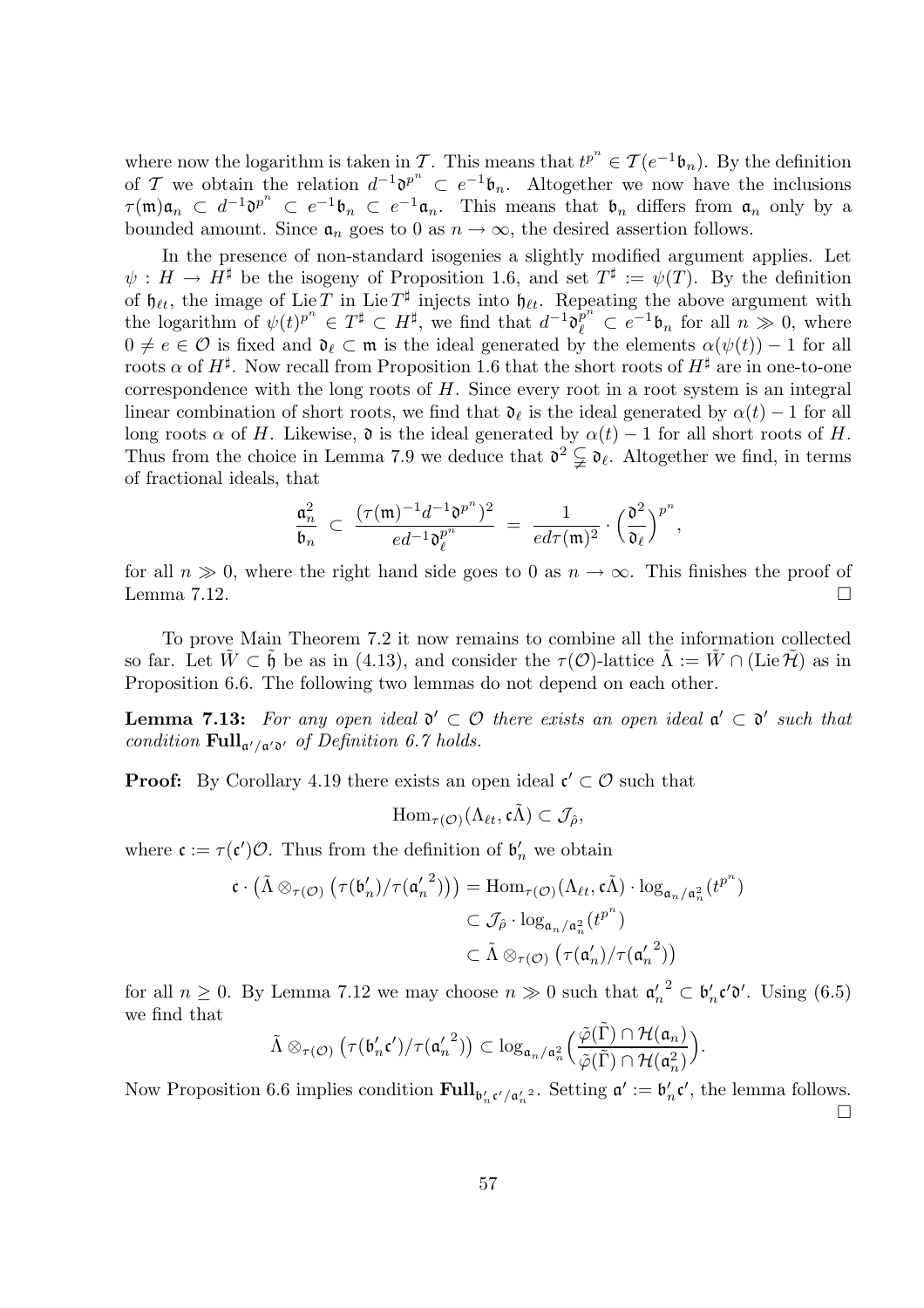where now the logarithm is taken in $\mathcal{T}$. This means that $t^{p^n} \in \mathcal{T}(e^{-1}\mathfrak{b}_n)$. By the definition of $\mathcal{T}$ we obtain the relation $d^{-1}\mathfrak{d}^{p^n} \subset e^{-1}\mathfrak{b}_n$. Altogether we now have the inclusions $\tau(\mathfrak{m})\mathfrak{a}_n \subset d^{-1}\mathfrak{d}^{p^n} \subset e^{-1}\mathfrak{b}_n \subset e^{-1}\mathfrak{a}_n$. This means that $\mathfrak{b}_n$ differs from $\mathfrak{a}_n$ only by a bounded amount. Since $\mathfrak{a}_n$ goes to 0 as $n \to \infty$, the desired assertion follows.

In the presence of non-standard isogenies a slightly modified argument applies. Let $\psi : H \to H^\sharp$ be the isogeny of Proposition 1.6, and set $T^\sharp := \psi(T)$. By the definition of $\mathfrak{h}_{\ell t}$, the image of $\operatorname{Lie} T$ in $\operatorname{Lie} T^\sharp$ injects into $\mathfrak{h}_{\ell t}$. Repeating the above argument with the logarithm of $\psi(t)^{p^n} \in T^\sharp \subset H^\sharp$, we find that $d^{-1}\mathfrak{d}_\ell^{p^n} \subset e^{-1}\mathfrak{b}_n$ for all $n \gg 0$, where $0 \neq e \in \mathcal{O}$ is fixed and $\mathfrak{d}_\ell \subset \mathfrak{m}$ is the ideal generated by the elements $\alpha(\psi(t)) - 1$ for all roots $\alpha$ of $H^\sharp$. Now recall from Proposition 1.6 that the short roots of $H^\sharp$ are in one-to-one correspondence with the long roots of $H$. Since every root in a root system is an integral linear combination of short roots, we find that $\mathfrak{d}_\ell$ is the ideal generated by $\alpha(t) - 1$ for all long roots $\alpha$ of $H$. Likewise, $\mathfrak{d}$ is the ideal generated by $\alpha(t) - 1$ for all short roots of $H$. Thus from the choice in Lemma 7.9 we deduce that $\mathfrak{d}^2 \subsetneqq \mathfrak{d}_\ell$. Altogether we find, in terms of fractional ideals, that

$$\frac{\mathfrak{a}_n^2}{\mathfrak{b}_n} \subset \frac{(\tau(\mathfrak{m})^{-1}d^{-1}\mathfrak{d}^{p^n})^2}{ed^{-1}\mathfrak{d}_\ell^{p^n}} = \frac{1}{ed\tau(\mathfrak{m})^2} \cdot \Big(\frac{\mathfrak{d}^2}{\mathfrak{d}_\ell}\Big)^{p^n},$$

for all $n \gg 0$, where the right hand side goes to 0 as $n \to \infty$. This finishes the proof of Lemma 7.12. $\square$

To prove Main Theorem 7.2 it now remains to combine all the information collected so far. Let $\tilde{W} \subset \tilde{\mathfrak{h}}$ be as in (4.13), and consider the $\tau(\mathcal{O})$-lattice $\tilde{\Lambda} := \tilde{W} \cap (\operatorname{Lie} \tilde{\mathcal{H}})$ as in Proposition 6.6. The following two lemmas do not depend on each other.

**Lemma 7.13:** *For any open ideal $\mathfrak{d}' \subset \mathcal{O}$ there exists an open ideal $\mathfrak{a}' \subset \mathfrak{d}'$ such that condition $\mathbf{Full}_{\mathfrak{a}'/\mathfrak{a}'\mathfrak{d}'}$ of Definition 6.7 holds.*

**Proof:** By Corollary 4.19 there exists an open ideal $\mathfrak{c}' \subset \mathcal{O}$ such that

$$\operatorname{Hom}_{\tau(\mathcal{O})}(\Lambda_{\ell t}, \mathfrak{c}\tilde{\Lambda}) \subset \mathcal{J}_{\hat{\rho}},$$

where $\mathfrak{c} := \tau(\mathfrak{c}')\mathcal{O}$. Thus from the definition of $\mathfrak{b}_n'$ we obtain

$$\begin{aligned}
\mathfrak{c} \cdot \big(\tilde{\Lambda} \otimes_{\tau(\mathcal{O})} \big(\tau(\mathfrak{b}_n')/\tau({\mathfrak{a}_n'}^2)\big)\big) &= \operatorname{Hom}_{\tau(\mathcal{O})}(\Lambda_{\ell t}, \mathfrak{c}\tilde{\Lambda}) \cdot \log_{\mathfrak{a}_n/\mathfrak{a}_n^2}(t^{p^n}) \\
&\subset \mathcal{J}_{\hat{\rho}} \cdot \log_{\mathfrak{a}_n/\mathfrak{a}_n^2}(t^{p^n}) \\
&\subset \tilde{\Lambda} \otimes_{\tau(\mathcal{O})} \big(\tau(\mathfrak{a}_n')/\tau({\mathfrak{a}_n'}^2)\big)
\end{aligned}$$

for all $n \geq 0$. By Lemma 7.12 we may choose $n \gg 0$ such that ${\mathfrak{a}_n'}^2 \subset \mathfrak{b}_n'\mathfrak{c}'\mathfrak{d}'$. Using (6.5) we find that

$$\tilde{\Lambda} \otimes_{\tau(\mathcal{O})} \big(\tau(\mathfrak{b}_n'\mathfrak{c}')/\tau({\mathfrak{a}_n'}^2)\big) \subset \log_{\mathfrak{a}_n/\mathfrak{a}_n^2}\Big(\frac{\tilde{\varphi}(\tilde{\Gamma}) \cap \mathcal{H}(\mathfrak{a}_n)}{\tilde{\varphi}(\tilde{\Gamma}) \cap \mathcal{H}(\mathfrak{a}_n^2)}\Big).$$

Now Proposition 6.6 implies condition $\mathbf{Full}_{\mathfrak{b}_n'\mathfrak{c}'/{\mathfrak{a}_n'}^2}$. Setting $\mathfrak{a}' := \mathfrak{b}_n'\mathfrak{c}'$, the lemma follows. $\square$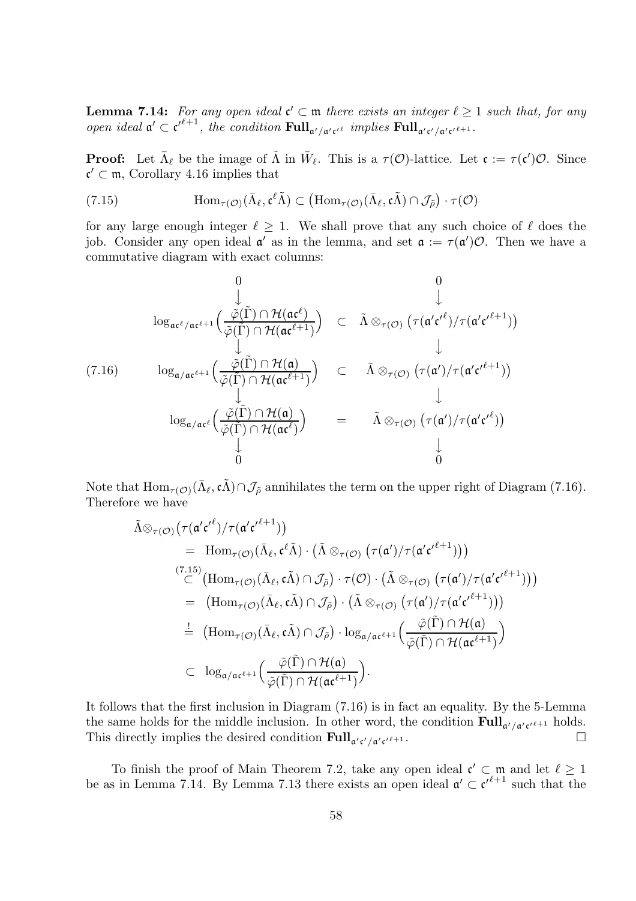**Lemma 7.14:** *For any open ideal $\mathfrak{c}' \subset \mathfrak{m}$ there exists an integer $\ell \geq 1$ such that, for any open ideal $\mathfrak{a}' \subset \mathfrak{c}'^{\ell+1}$, the condition $\mathbf{Full}_{\mathfrak{a}'/\mathfrak{a}'\mathfrak{c}'^\ell}$ implies $\mathbf{Full}_{\mathfrak{a}'\mathfrak{c}'/\mathfrak{a}'\mathfrak{c}'^{\ell+1}}$.*

**Proof:** Let $\bar\Lambda_\ell$ be the image of $\tilde\Lambda$ in $\bar W_\ell$. This is a $\tau(\mathcal{O})$-lattice. Let $\mathfrak{c} := \tau(\mathfrak{c}')\mathcal{O}$. Since $\mathfrak{c}' \subset \mathfrak{m}$, Corollary 4.16 implies that

$$\operatorname{Hom}_{\tau(\mathcal{O})}(\bar\Lambda_\ell, \mathfrak{c}^\ell\tilde\Lambda) \subset \big(\operatorname{Hom}_{\tau(\mathcal{O})}(\bar\Lambda_\ell, \mathfrak{c}\tilde\Lambda) \cap \mathcal{J}_{\tilde\rho}\big)\cdot\tau(\mathcal{O}) \tag{7.15}$$

for any large enough integer $\ell \geq 1$. We shall prove that any such choice of $\ell$ does the job. Consider any open ideal $\mathfrak{a}'$ as in the lemma, and set $\mathfrak{a} := \tau(\mathfrak{a}')\mathcal{O}$. Then we have a commutative diagram with exact columns:

$$\begin{array}{ccc}
0 & & 0 \\
\downarrow & & \downarrow \\
\log_{\mathfrak{a}\mathfrak{c}^\ell/\mathfrak{a}\mathfrak{c}^{\ell+1}}\Big(\dfrac{\tilde\varphi(\tilde\Gamma)\cap\mathcal{H}(\mathfrak{a}\mathfrak{c}^\ell)}{\tilde\varphi(\tilde\Gamma)\cap\mathcal{H}(\mathfrak{a}\mathfrak{c}^{\ell+1})}\Big) & \subset & \tilde\Lambda\otimes_{\tau(\mathcal{O})}\big(\tau(\mathfrak{a}'\mathfrak{c}'^\ell)/\tau(\mathfrak{a}'\mathfrak{c}'^{\ell+1})\big) \\
\downarrow & & \downarrow \\
\log_{\mathfrak{a}/\mathfrak{a}\mathfrak{c}^{\ell+1}}\Big(\dfrac{\tilde\varphi(\tilde\Gamma)\cap\mathcal{H}(\mathfrak{a})}{\tilde\varphi(\tilde\Gamma)\cap\mathcal{H}(\mathfrak{a}\mathfrak{c}^{\ell+1})}\Big) & \subset & \tilde\Lambda\otimes_{\tau(\mathcal{O})}\big(\tau(\mathfrak{a}')/\tau(\mathfrak{a}'\mathfrak{c}'^{\ell+1})\big) \\
\downarrow & & \downarrow \\
\log_{\mathfrak{a}/\mathfrak{a}\mathfrak{c}^\ell}\Big(\dfrac{\tilde\varphi(\tilde\Gamma)\cap\mathcal{H}(\mathfrak{a})}{\tilde\varphi(\tilde\Gamma)\cap\mathcal{H}(\mathfrak{a}\mathfrak{c}^\ell)}\Big) & = & \tilde\Lambda\otimes_{\tau(\mathcal{O})}\big(\tau(\mathfrak{a}')/\tau(\mathfrak{a}'\mathfrak{c}'^\ell)\big) \\
\downarrow & & \downarrow \\
0 & & 0
\end{array} \tag{7.16}$$

Note that $\operatorname{Hom}_{\tau(\mathcal{O})}(\bar\Lambda_\ell, \mathfrak{c}\tilde\Lambda)\cap\mathcal{J}_{\tilde\rho}$ annihilates the term on the upper right of Diagram (7.16). Therefore we have

$$\begin{aligned}
\tilde\Lambda\otimes_{\tau(\mathcal{O})}&\big(\tau(\mathfrak{a}'\mathfrak{c}'^\ell)/\tau(\mathfrak{a}'\mathfrak{c}'^{\ell+1})\big) \\
&= \operatorname{Hom}_{\tau(\mathcal{O})}(\bar\Lambda_\ell, \mathfrak{c}^\ell\tilde\Lambda)\cdot\big(\tilde\Lambda\otimes_{\tau(\mathcal{O})}\big(\tau(\mathfrak{a}')/\tau(\mathfrak{a}'\mathfrak{c}'^{\ell+1})\big)\big) \\
&\overset{(7.15)}{\subset} \big(\operatorname{Hom}_{\tau(\mathcal{O})}(\bar\Lambda_\ell, \mathfrak{c}\tilde\Lambda)\cap\mathcal{J}_{\tilde\rho}\big)\cdot\tau(\mathcal{O})\cdot\big(\tilde\Lambda\otimes_{\tau(\mathcal{O})}\big(\tau(\mathfrak{a}')/\tau(\mathfrak{a}'\mathfrak{c}'^{\ell+1})\big)\big) \\
&= \big(\operatorname{Hom}_{\tau(\mathcal{O})}(\bar\Lambda_\ell, \mathfrak{c}\tilde\Lambda)\cap\mathcal{J}_{\tilde\rho}\big)\cdot\big(\tilde\Lambda\otimes_{\tau(\mathcal{O})}\big(\tau(\mathfrak{a}')/\tau(\mathfrak{a}'\mathfrak{c}'^{\ell+1})\big)\big) \\
&\overset{!}{=} \big(\operatorname{Hom}_{\tau(\mathcal{O})}(\bar\Lambda_\ell, \mathfrak{c}\tilde\Lambda)\cap\mathcal{J}_{\tilde\rho}\big)\cdot\log_{\mathfrak{a}/\mathfrak{a}\mathfrak{c}^{\ell+1}}\Big(\frac{\tilde\varphi(\tilde\Gamma)\cap\mathcal{H}(\mathfrak{a})}{\tilde\varphi(\tilde\Gamma)\cap\mathcal{H}(\mathfrak{a}\mathfrak{c}^{\ell+1})}\Big) \\
&\subset \log_{\mathfrak{a}/\mathfrak{a}\mathfrak{c}^{\ell+1}}\Big(\frac{\tilde\varphi(\tilde\Gamma)\cap\mathcal{H}(\mathfrak{a})}{\tilde\varphi(\tilde\Gamma)\cap\mathcal{H}(\mathfrak{a}\mathfrak{c}^{\ell+1})}\Big).
\end{aligned}$$

It follows that the first inclusion in Diagram (7.16) is in fact an equality. By the 5-Lemma the same holds for the middle inclusion. In other word, the condition $\mathbf{Full}_{\mathfrak{a}'/\mathfrak{a}'\mathfrak{c}'^{\ell+1}}$ holds. This directly implies the desired condition $\mathbf{Full}_{\mathfrak{a}'\mathfrak{c}'/\mathfrak{a}'\mathfrak{c}'^{\ell+1}}$. $\square$

To finish the proof of Main Theorem 7.2, take any open ideal $\mathfrak{c}' \subset \mathfrak{m}$ and let $\ell \geq 1$ be as in Lemma 7.14. By Lemma 7.13 there exists an open ideal $\mathfrak{a}' \subset \mathfrak{c}'^{\ell+1}$ such that the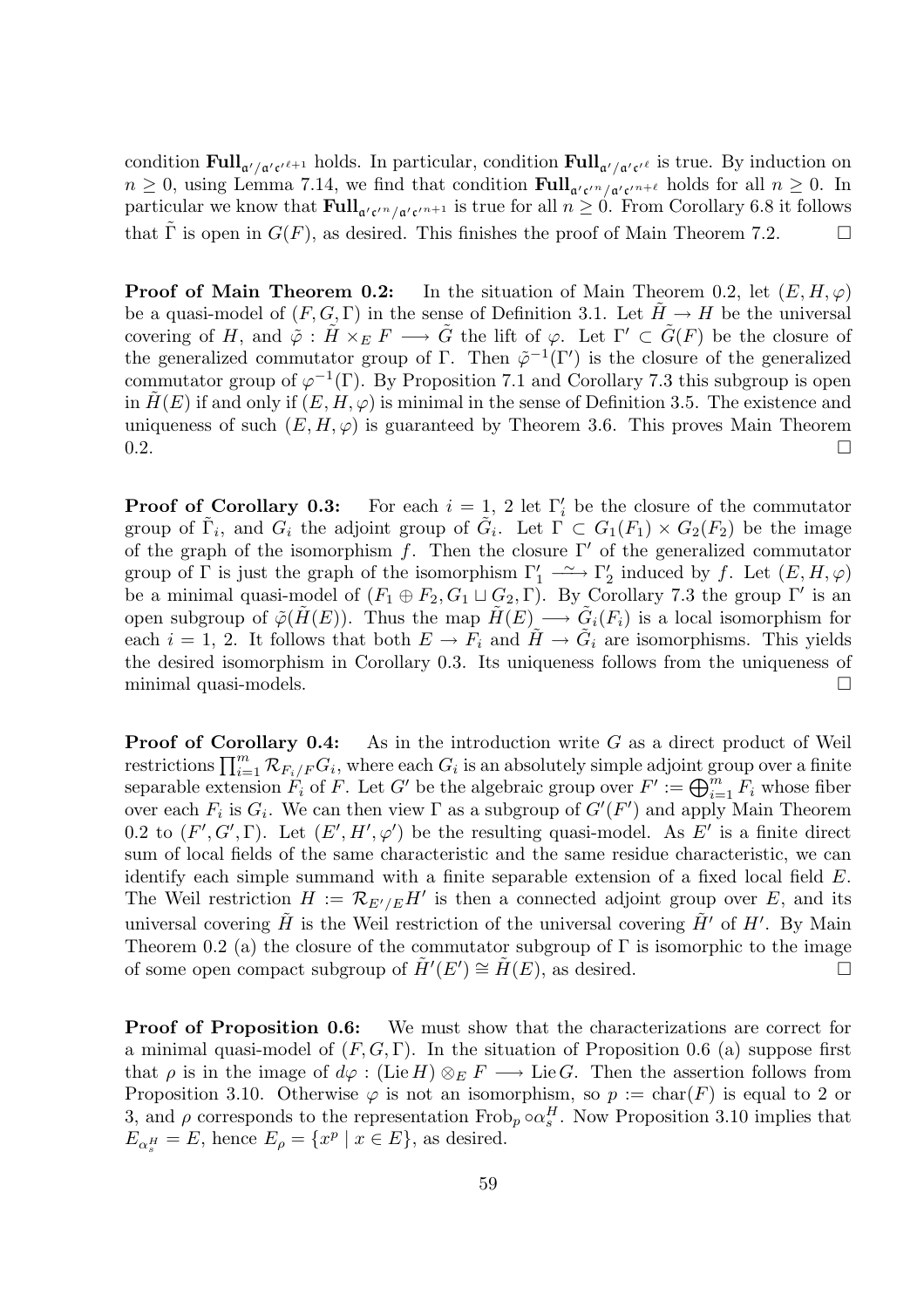condition $\mathbf{Full}_{\mathfrak{a}'/\mathfrak{a}'\mathfrak{c}'^{\ell+1}}$ holds. In particular, condition $\mathbf{Full}_{\mathfrak{a}'/\mathfrak{a}'\mathfrak{c}'^{\ell}}$ is true. By induction on $n \geq 0$, using Lemma 7.14, we find that condition $\mathbf{Full}_{\mathfrak{a}'\mathfrak{c}'^{n}/\mathfrak{a}'\mathfrak{c}'^{n+\ell}}$ holds for all $n \geq 0$. In particular we know that $\mathbf{Full}_{\mathfrak{a}'\mathfrak{c}'^{n}/\mathfrak{a}'\mathfrak{c}'^{n+1}}$ is true for all $n \geq 0$. From Corollary 6.8 it follows that $\tilde{\Gamma}$ is open in $G(F)$, as desired. This finishes the proof of Main Theorem 7.2. $\square$

**Proof of Main Theorem 0.2:** In the situation of Main Theorem 0.2, let $(E, H, \varphi)$ be a quasi-model of $(F, G, \Gamma)$ in the sense of Definition 3.1. Let $\tilde{H} \to H$ be the universal covering of $H$, and $\tilde{\varphi} : \tilde{H} \times_E F \longrightarrow \tilde{G}$ the lift of $\varphi$. Let $\Gamma' \subset \tilde{G}(F)$ be the closure of the generalized commutator group of $\Gamma$. Then $\tilde{\varphi}^{-1}(\Gamma')$ is the closure of the generalized commutator group of $\varphi^{-1}(\Gamma)$. By Proposition 7.1 and Corollary 7.3 this subgroup is open in $\tilde{H}(E)$ if and only if $(E, H, \varphi)$ is minimal in the sense of Definition 3.5. The existence and uniqueness of such $(E, H, \varphi)$ is guaranteed by Theorem 3.6. This proves Main Theorem 0.2. $\square$

**Proof of Corollary 0.3:** For each $i = 1, 2$ let $\Gamma_i'$ be the closure of the commutator group of $\tilde{\Gamma}_i$, and $G_i$ the adjoint group of $\tilde{G}_i$. Let $\Gamma \subset G_1(F_1) \times G_2(F_2)$ be the image of the graph of the isomorphism $f$. Then the closure $\Gamma'$ of the generalized commutator group of $\Gamma$ is just the graph of the isomorphism $\Gamma_1' \xrightarrow{\sim} \Gamma_2'$ induced by $f$. Let $(E, H, \varphi)$ be a minimal quasi-model of $(F_1 \oplus F_2, G_1 \sqcup G_2, \Gamma)$. By Corollary 7.3 the group $\Gamma'$ is an open subgroup of $\tilde{\varphi}(\tilde{H}(E))$. Thus the map $\tilde{H}(E) \longrightarrow \tilde{G}_i(F_i)$ is a local isomorphism for each $i = 1, 2$. It follows that both $E \to F_i$ and $\tilde{H} \to \tilde{G}_i$ are isomorphisms. This yields the desired isomorphism in Corollary 0.3. Its uniqueness follows from the uniqueness of minimal quasi-models. $\square$

**Proof of Corollary 0.4:** As in the introduction write $G$ as a direct product of Weil restrictions $\prod_{i=1}^{m} \mathcal{R}_{F_i/F} G_i$, where each $G_i$ is an absolutely simple adjoint group over a finite separable extension $F_i$ of $F$. Let $G'$ be the algebraic group over $F' := \bigoplus_{i=1}^{m} F_i$ whose fiber over each $F_i$ is $G_i$. We can then view $\Gamma$ as a subgroup of $G'(F')$ and apply Main Theorem 0.2 to $(F', G', \Gamma)$. Let $(E', H', \varphi')$ be the resulting quasi-model. As $E'$ is a finite direct sum of local fields of the same characteristic and the same residue characteristic, we can identify each simple summand with a finite separable extension of a fixed local field $E$. The Weil restriction $H := \mathcal{R}_{E'/E} H'$ is then a connected adjoint group over $E$, and its universal covering $\tilde{H}$ is the Weil restriction of the universal covering $\tilde{H}'$ of $H'$. By Main Theorem 0.2 (a) the closure of the commutator subgroup of $\Gamma$ is isomorphic to the image of some open compact subgroup of $\tilde{H}'(E') \cong \tilde{H}(E)$, as desired. $\square$

**Proof of Proposition 0.6:** We must show that the characterizations are correct for a minimal quasi-model of $(F, G, \Gamma)$. In the situation of Proposition 0.6 (a) suppose first that $\rho$ is in the image of $d\varphi : (\operatorname{Lie} H) \otimes_E F \longrightarrow \operatorname{Lie} G$. Then the assertion follows from Proposition 3.10. Otherwise $\varphi$ is not an isomorphism, so $p := \operatorname{char}(F)$ is equal to 2 or 3, and $\rho$ corresponds to the representation $\operatorname{Frob}_p \circ \alpha_s^H$. Now Proposition 3.10 implies that $E_{\alpha_s^H} = E$, hence $E_\rho = \{x^p \mid x \in E\}$, as desired.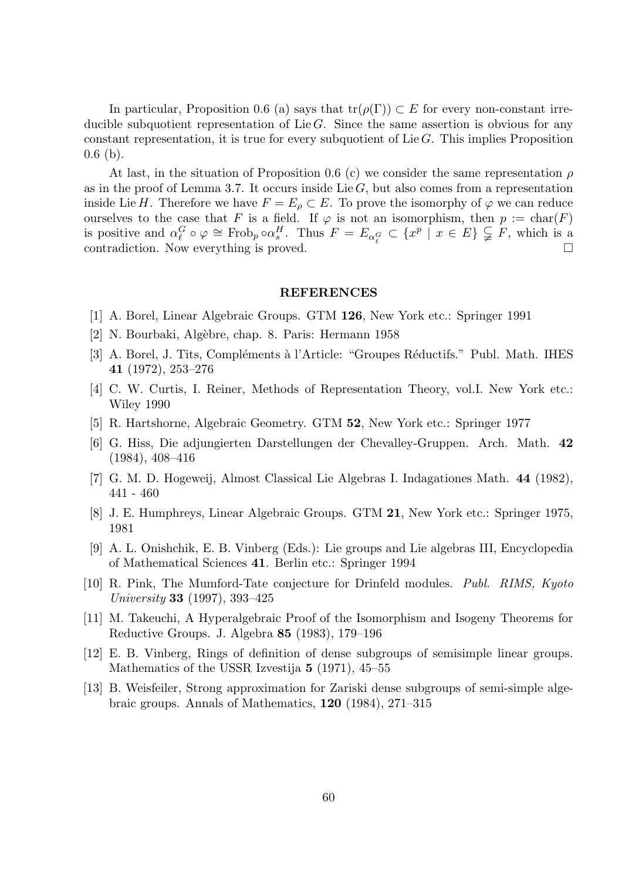In particular, Proposition 0.6 (a) says that $\mathrm{tr}(\rho(\Gamma)) \subset E$ for every non-constant irreducible subquotient representation of $\mathrm{Lie}\, G$. Since the same assertion is obvious for any constant representation, it is true for every subquotient of $\mathrm{Lie}\, G$. This implies Proposition 0.6 (b).

At last, in the situation of Proposition 0.6 (c) we consider the same representation $\rho$ as in the proof of Lemma 3.7. It occurs inside $\mathrm{Lie}\, G$, but also comes from a representation inside $\mathrm{Lie}\, H$. Therefore we have $F = E_\rho \subset E$. To prove the isomorphy of $\varphi$ we can reduce ourselves to the case that $F$ is a field. If $\varphi$ is not an isomorphism, then $p := \mathrm{char}(F)$ is positive and $\alpha_\ell^G \circ \varphi \cong \mathrm{Frob}_p \circ \alpha_s^H$. Thus $F = E_{\alpha_\ell^G} \subset \{x^p \mid x \in E\} \subsetneqq F$, which is a contradiction. Now everything is proved. $\square$

## REFERENCES

[1] A. Borel, Linear Algebraic Groups. GTM **126**, New York etc.: Springer 1991

[2] N. Bourbaki, Algèbre, chap. 8. Paris: Hermann 1958

[3] A. Borel, J. Tits, Compléments à l'Article: "Groupes Réductifs." Publ. Math. IHES **41** (1972), 253–276

[4] C. W. Curtis, I. Reiner, Methods of Representation Theory, vol.I. New York etc.: Wiley 1990

[5] R. Hartshorne, Algebraic Geometry. GTM **52**, New York etc.: Springer 1977

[6] G. Hiss, Die adjungierten Darstellungen der Chevalley-Gruppen. Arch. Math. **42** (1984), 408–416

[7] G. M. D. Hogeweij, Almost Classical Lie Algebras I. Indagationes Math. **44** (1982), 441 - 460

[8] J. E. Humphreys, Linear Algebraic Groups. GTM **21**, New York etc.: Springer 1975, 1981

[9] A. L. Onishchik, E. B. Vinberg (Eds.): Lie groups and Lie algebras III, Encyclopedia of Mathematical Sciences **41**. Berlin etc.: Springer 1994

[10] R. Pink, The Mumford-Tate conjecture for Drinfeld modules. *Publ. RIMS, Kyoto University* **33** (1997), 393–425

[11] M. Takeuchi, A Hyperalgebraic Proof of the Isomorphism and Isogeny Theorems for Reductive Groups. J. Algebra **85** (1983), 179–196

[12] E. B. Vinberg, Rings of definition of dense subgroups of semisimple linear groups. Mathematics of the USSR Izvestija **5** (1971), 45–55

[13] B. Weisfeiler, Strong approximation for Zariski dense subgroups of semi-simple algebraic groups. Annals of Mathematics, **120** (1984), 271–315